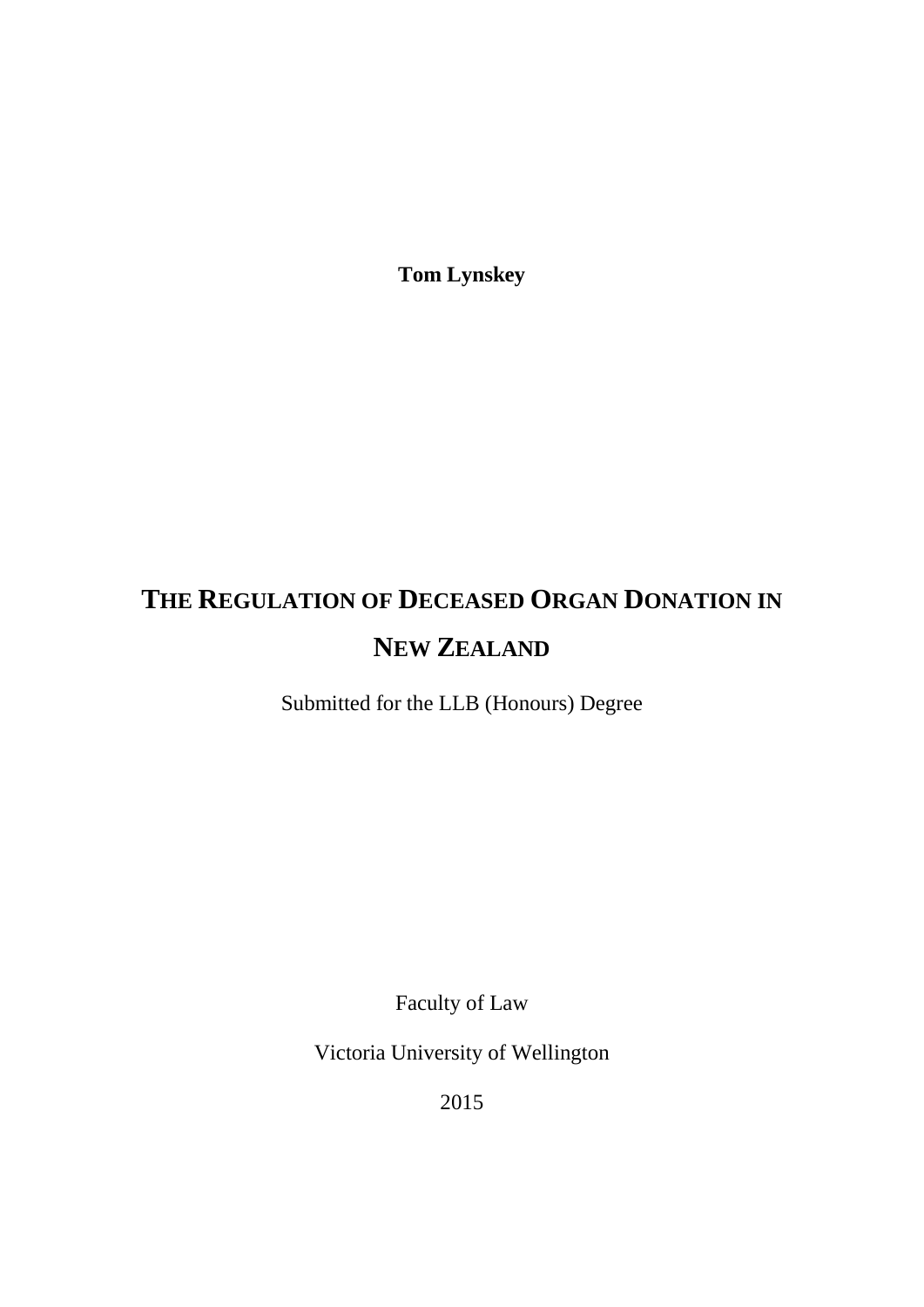**Tom Lynskey**

# THE REGULATION OF DECEASED ORGAN DONATION IN NEW ZEALAND

Submitted for the LLB (Honours) Degree

Faculty of Law

Victoria University of Wellington

2015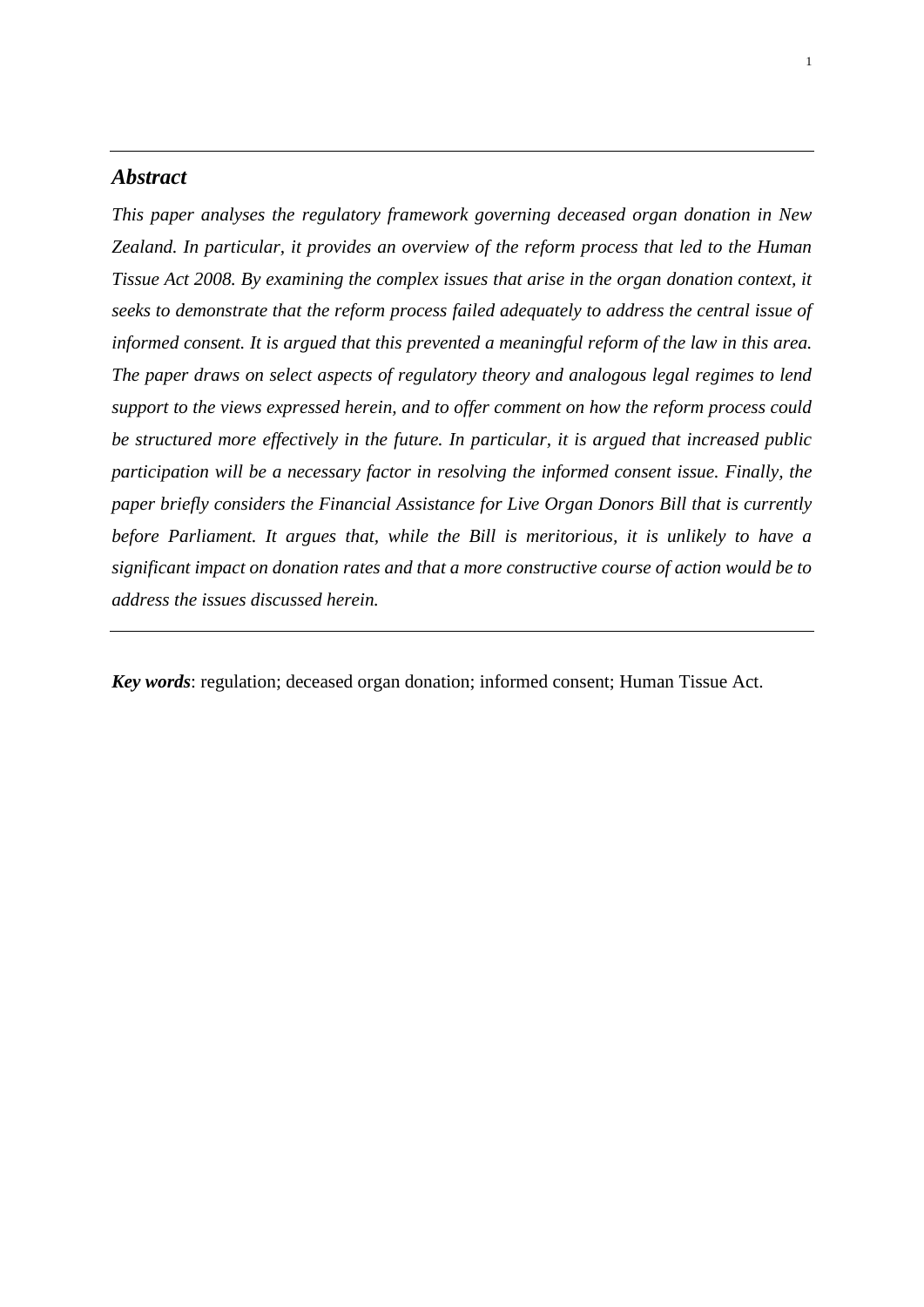## *Abstract*

*This paper analyses the regulatory framework governing deceased organ donation in New Zealand. In particular, it provides an overview of the reform process that led to the Human Tissue Act 2008. By examining the complex issues that arise in the organ donation context, it seeks to demonstrate that the reform process failed adequately to address the central issue of informed consent. It is argued that this prevented a meaningful reform of the law in this area. The paper draws on select aspects of regulatory theory and analogous legal regimes to lend support to the views expressed herein, and to offer comment on how the reform process could be structured more effectively in the future. In particular, it is argued that increased public participation will be a necessary factor in resolving the informed consent issue. Finally, the paper briefly considers the Financial Assistance for Live Organ Donors Bill that is currently before Parliament. It argues that, while the Bill is meritorious, it is unlikely to have a significant impact on donation rates and that a more constructive course of action would be to address the issues discussed herein.*

***Key words***: regulation; deceased organ donation; informed consent; Human Tissue Act.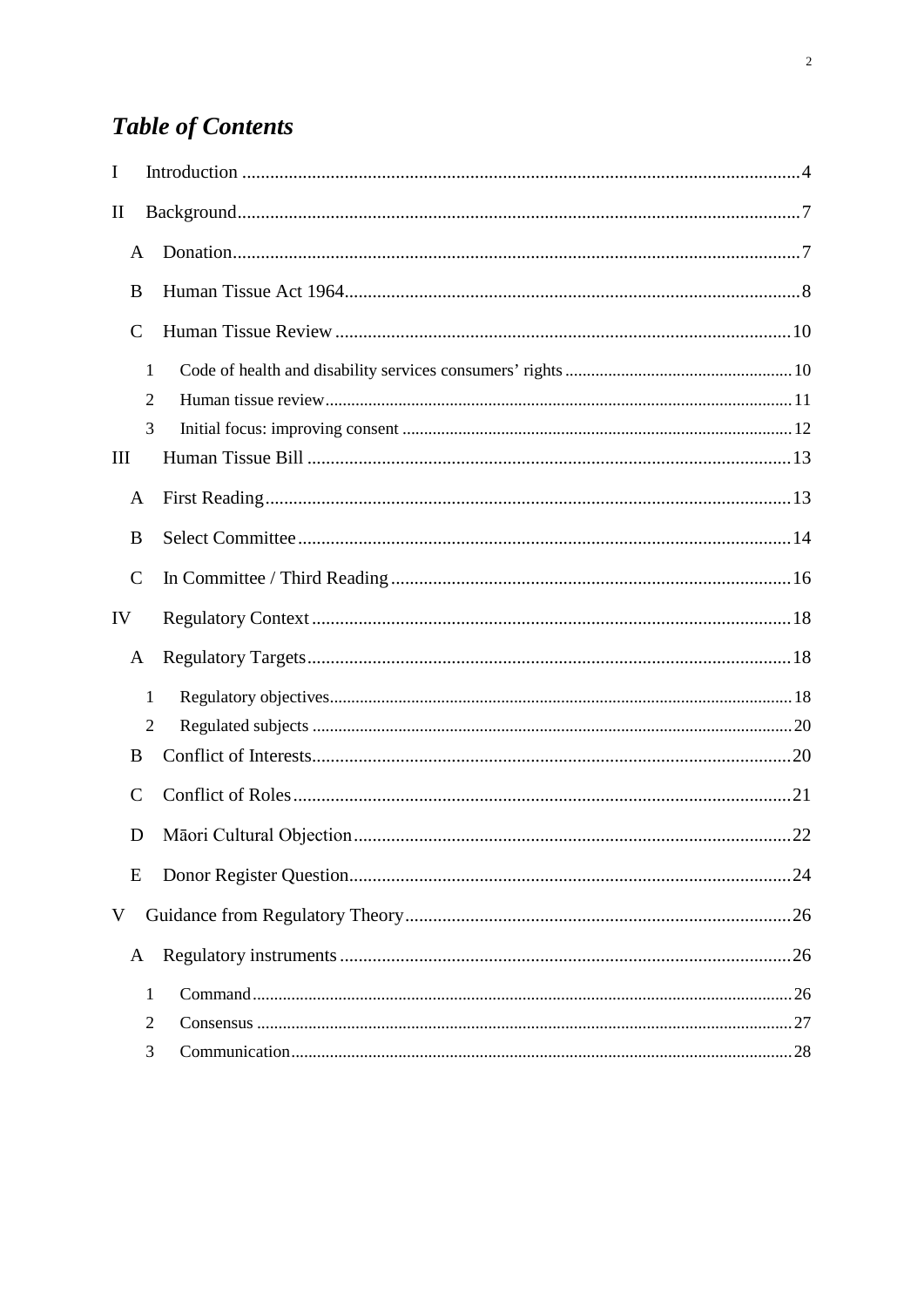## *Table of Contents*

- I Introduction ..... 4
- II Background ..... 7
  - A Donation ..... 7
  - B Human Tissue Act 1964 ..... 8
  - C Human Tissue Review ..... 10
    - 1 Code of health and disability services consumers' rights ..... 10
    - 2 Human tissue review ..... 11
    - 3 Initial focus: improving consent ..... 12
- III Human Tissue Bill ..... 13
  - A First Reading ..... 13
  - B Select Committee ..... 14
  - C In Committee / Third Reading ..... 16
- IV Regulatory Context ..... 18
  - A Regulatory Targets ..... 18
    - 1 Regulatory objectives ..... 18
    - 2 Regulated subjects ..... 20
  - B Conflict of Interests ..... 20
  - C Conflict of Roles ..... 21
  - D Māori Cultural Objection ..... 22
  - E Donor Register Question ..... 24
- V Guidance from Regulatory Theory ..... 26
  - A Regulatory instruments ..... 26
    - 1 Command ..... 26
    - 2 Consensus ..... 27
    - 3 Communication ..... 28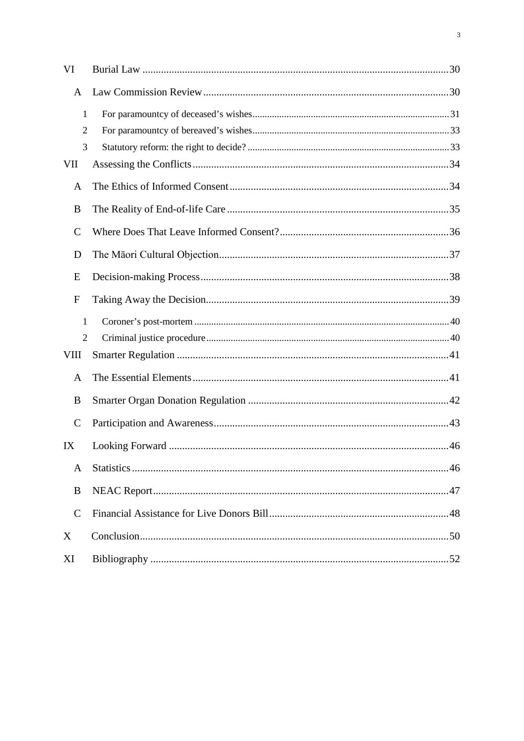VI Burial Law ....................................................................................................................30

A Law Commission Review ...........................................................................................30

1 For paramountcy of deceased's wishes .............................................................................31

2 For paramountcy of bereaved's wishes ..............................................................................33

3 Statutory reform: the right to decide? ................................................................................33

VII Assessing the Conflicts ..................................................................................................34

A The Ethics of Informed Consent ...................................................................................34

B The Reality of End-of-life Care ....................................................................................35

C Where Does That Leave Informed Consent? ................................................................36

D The Māori Cultural Objection .......................................................................................37

E Decision-making Process ..............................................................................................38

F Taking Away the Decision ............................................................................................39

1 Coroner's post-mortem .......................................................................................................40

2 Criminal justice procedure .................................................................................................40

VIII Smarter Regulation .......................................................................................................41

A The Essential Elements .................................................................................................41

B Smarter Organ Donation Regulation ............................................................................42

C Participation and Awareness .........................................................................................43

IX Looking Forward ...........................................................................................................46

A Statistics ........................................................................................................................46

B NEAC Report ................................................................................................................47

C Financial Assistance for Live Donors Bill ....................................................................48

X Conclusion .....................................................................................................................50

XI Bibliography ..................................................................................................................52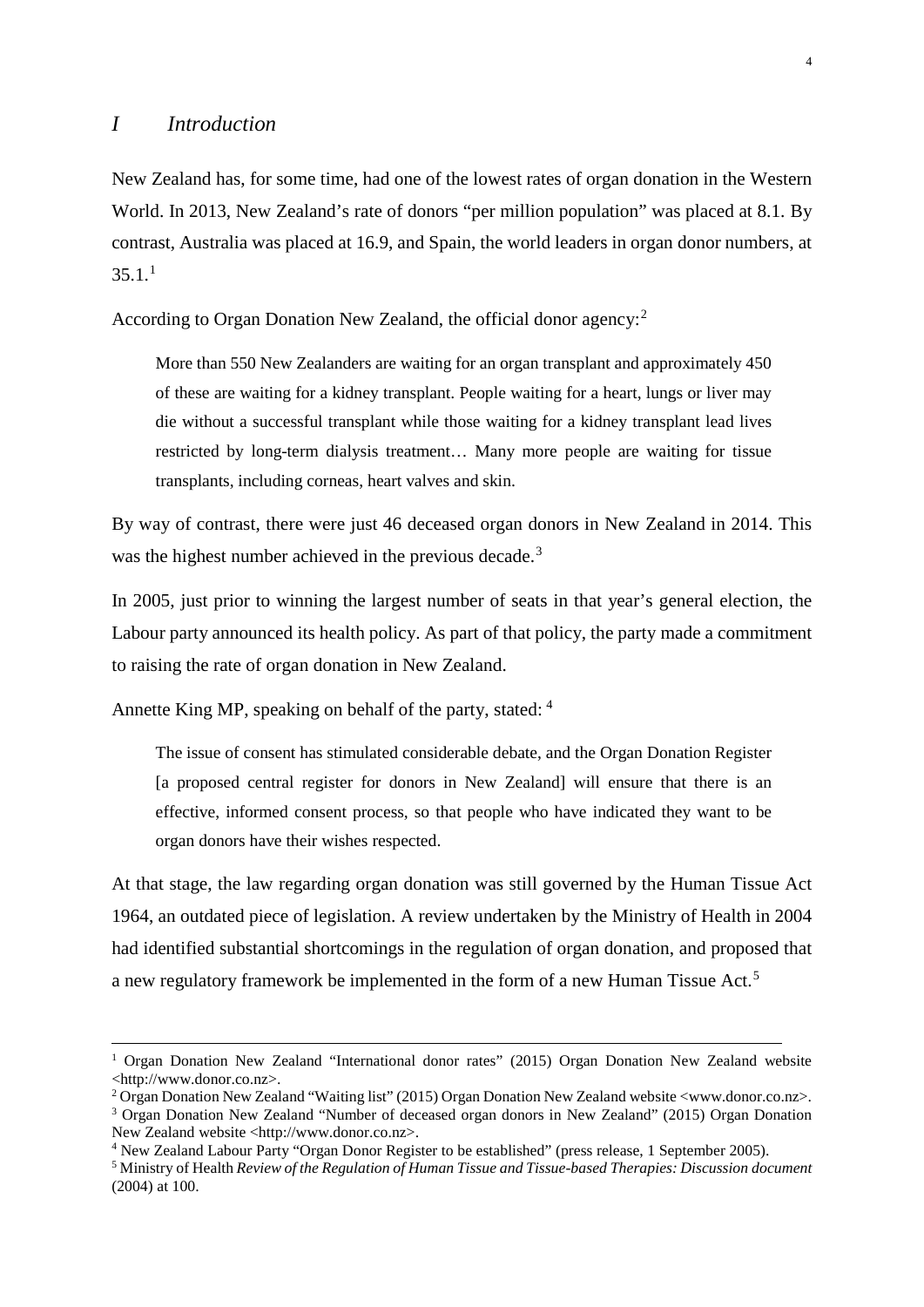# *I Introduction*

New Zealand has, for some time, had one of the lowest rates of organ donation in the Western World. In 2013, New Zealand's rate of donors "per million population" was placed at 8.1. By contrast, Australia was placed at 16.9, and Spain, the world leaders in organ donor numbers, at 35.1.[1]

According to Organ Donation New Zealand, the official donor agency:[2]

> More than 550 New Zealanders are waiting for an organ transplant and approximately 450 of these are waiting for a kidney transplant. People waiting for a heart, lungs or liver may die without a successful transplant while those waiting for a kidney transplant lead lives restricted by long-term dialysis treatment… Many more people are waiting for tissue transplants, including corneas, heart valves and skin.

By way of contrast, there were just 46 deceased organ donors in New Zealand in 2014. This was the highest number achieved in the previous decade.[3]

In 2005, just prior to winning the largest number of seats in that year's general election, the Labour party announced its health policy. As part of that policy, the party made a commitment to raising the rate of organ donation in New Zealand.

Annette King MP, speaking on behalf of the party, stated:[4]

> The issue of consent has stimulated considerable debate, and the Organ Donation Register [a proposed central register for donors in New Zealand] will ensure that there is an effective, informed consent process, so that people who have indicated they want to be organ donors have their wishes respected.

At that stage, the law regarding organ donation was still governed by the Human Tissue Act 1964, an outdated piece of legislation. A review undertaken by the Ministry of Health in 2004 had identified substantial shortcomings in the regulation of organ donation, and proposed that a new regulatory framework be implemented in the form of a new Human Tissue Act.[5]

---

[1] Organ Donation New Zealand "International donor rates" (2015) Organ Donation New Zealand website <http://www.donor.co.nz>.

[2] Organ Donation New Zealand "Waiting list" (2015) Organ Donation New Zealand website <www.donor.co.nz>.

[3] Organ Donation New Zealand "Number of deceased organ donors in New Zealand" (2015) Organ Donation New Zealand website <http://www.donor.co.nz>.

[4] New Zealand Labour Party "Organ Donor Register to be established" (press release, 1 September 2005).

[5] Ministry of Health *Review of the Regulation of Human Tissue and Tissue-based Therapies: Discussion document* (2004) at 100.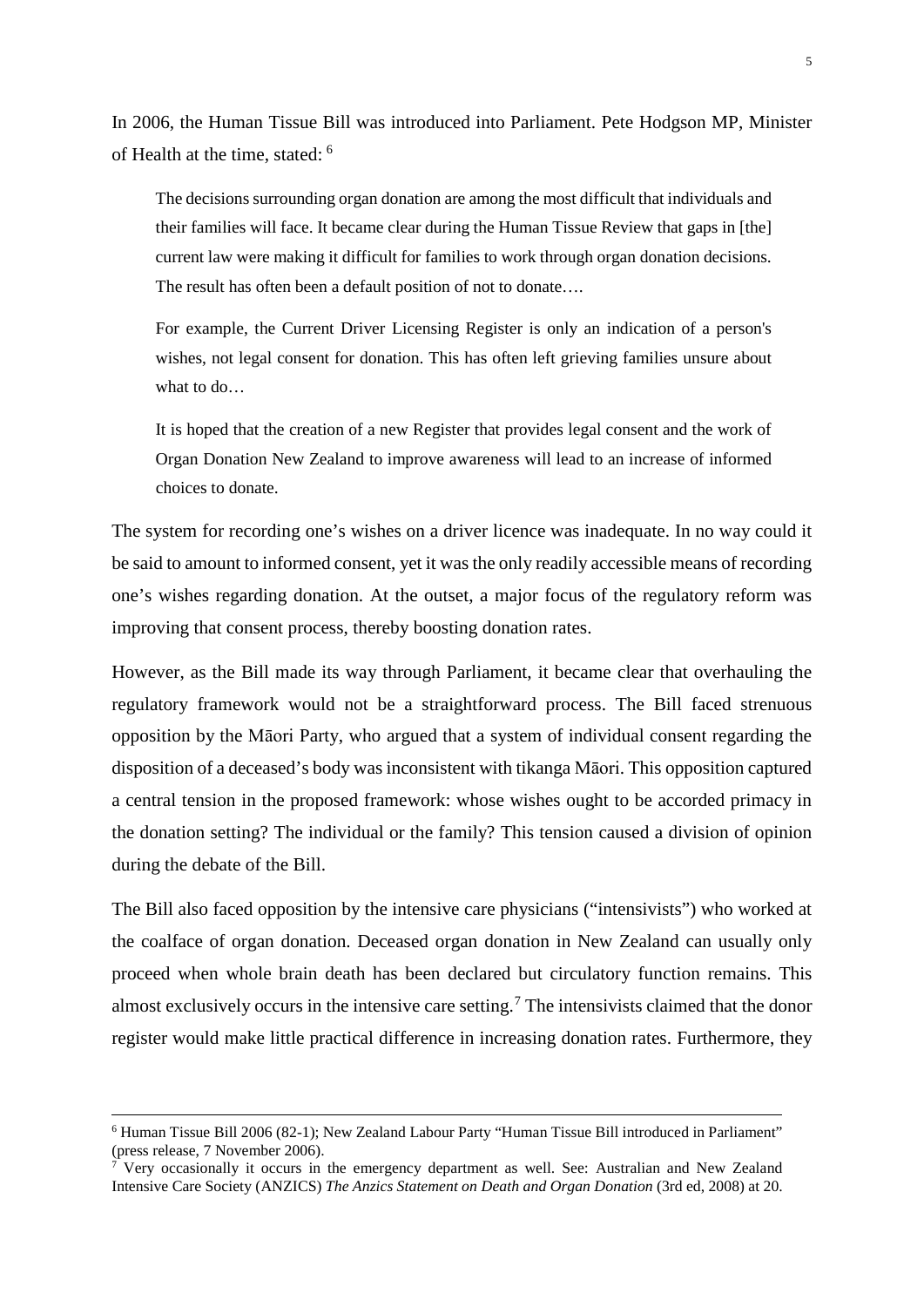In 2006, the Human Tissue Bill was introduced into Parliament. Pete Hodgson MP, Minister of Health at the time, stated: [6]

> The decisions surrounding organ donation are among the most difficult that individuals and their families will face. It became clear during the Human Tissue Review that gaps in [the] current law were making it difficult for families to work through organ donation decisions. The result has often been a default position of not to donate….
>
> For example, the Current Driver Licensing Register is only an indication of a person's wishes, not legal consent for donation. This has often left grieving families unsure about what to do…
>
> It is hoped that the creation of a new Register that provides legal consent and the work of Organ Donation New Zealand to improve awareness will lead to an increase of informed choices to donate.

The system for recording one's wishes on a driver licence was inadequate. In no way could it be said to amount to informed consent, yet it was the only readily accessible means of recording one's wishes regarding donation. At the outset, a major focus of the regulatory reform was improving that consent process, thereby boosting donation rates.

However, as the Bill made its way through Parliament, it became clear that overhauling the regulatory framework would not be a straightforward process. The Bill faced strenuous opposition by the Māori Party, who argued that a system of individual consent regarding the disposition of a deceased's body was inconsistent with tikanga Māori. This opposition captured a central tension in the proposed framework: whose wishes ought to be accorded primacy in the donation setting? The individual or the family? This tension caused a division of opinion during the debate of the Bill.

The Bill also faced opposition by the intensive care physicians ("intensivists") who worked at the coalface of organ donation. Deceased organ donation in New Zealand can usually only proceed when whole brain death has been declared but circulatory function remains. This almost exclusively occurs in the intensive care setting.[7] The intensivists claimed that the donor register would make little practical difference in increasing donation rates. Furthermore, they

---

[6] Human Tissue Bill 2006 (82-1); New Zealand Labour Party "Human Tissue Bill introduced in Parliament" (press release, 7 November 2006).

[7] Very occasionally it occurs in the emergency department as well. See: Australian and New Zealand Intensive Care Society (ANZICS) *The Anzics Statement on Death and Organ Donation* (3rd ed, 2008) at 20.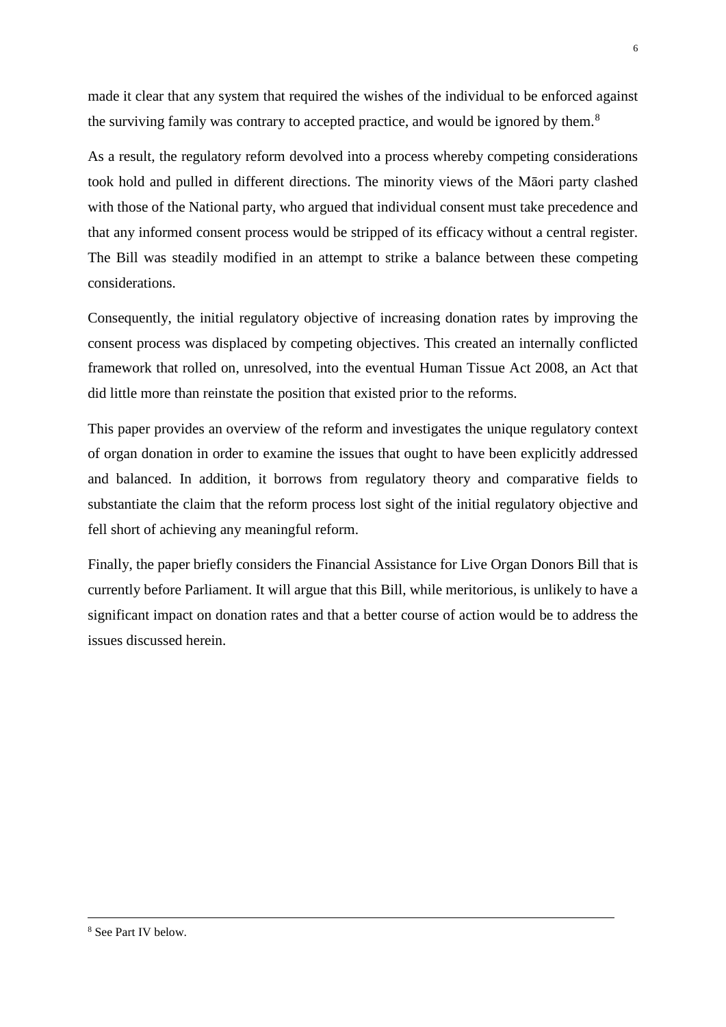made it clear that any system that required the wishes of the individual to be enforced against the surviving family was contrary to accepted practice, and would be ignored by them.[8]

As a result, the regulatory reform devolved into a process whereby competing considerations took hold and pulled in different directions. The minority views of the Māori party clashed with those of the National party, who argued that individual consent must take precedence and that any informed consent process would be stripped of its efficacy without a central register. The Bill was steadily modified in an attempt to strike a balance between these competing considerations.

Consequently, the initial regulatory objective of increasing donation rates by improving the consent process was displaced by competing objectives. This created an internally conflicted framework that rolled on, unresolved, into the eventual Human Tissue Act 2008, an Act that did little more than reinstate the position that existed prior to the reforms.

This paper provides an overview of the reform and investigates the unique regulatory context of organ donation in order to examine the issues that ought to have been explicitly addressed and balanced. In addition, it borrows from regulatory theory and comparative fields to substantiate the claim that the reform process lost sight of the initial regulatory objective and fell short of achieving any meaningful reform.

Finally, the paper briefly considers the Financial Assistance for Live Organ Donors Bill that is currently before Parliament. It will argue that this Bill, while meritorious, is unlikely to have a significant impact on donation rates and that a better course of action would be to address the issues discussed herein.

---

[8] See Part IV below.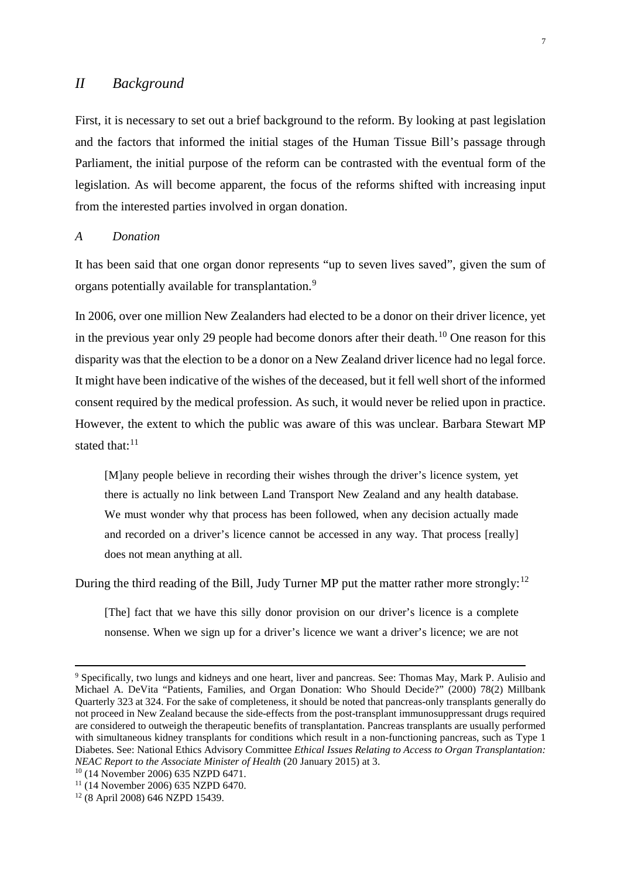## *II Background*

First, it is necessary to set out a brief background to the reform. By looking at past legislation and the factors that informed the initial stages of the Human Tissue Bill's passage through Parliament, the initial purpose of the reform can be contrasted with the eventual form of the legislation. As will become apparent, the focus of the reforms shifted with increasing input from the interested parties involved in organ donation.

### *A Donation*

It has been said that one organ donor represents "up to seven lives saved", given the sum of organs potentially available for transplantation.[9]

In 2006, over one million New Zealanders had elected to be a donor on their driver licence, yet in the previous year only 29 people had become donors after their death.[10] One reason for this disparity was that the election to be a donor on a New Zealand driver licence had no legal force. It might have been indicative of the wishes of the deceased, but it fell well short of the informed consent required by the medical profession. As such, it would never be relied upon in practice. However, the extent to which the public was aware of this was unclear. Barbara Stewart MP stated that:[11]

> [M]any people believe in recording their wishes through the driver's licence system, yet there is actually no link between Land Transport New Zealand and any health database. We must wonder why that process has been followed, when any decision actually made and recorded on a driver's licence cannot be accessed in any way. That process [really] does not mean anything at all.

During the third reading of the Bill, Judy Turner MP put the matter rather more strongly:[12]

> [The] fact that we have this silly donor provision on our driver's licence is a complete nonsense. When we sign up for a driver's licence we want a driver's licence; we are not

---

[9] Specifically, two lungs and kidneys and one heart, liver and pancreas. See: Thomas May, Mark P. Aulisio and Michael A. DeVita "Patients, Families, and Organ Donation: Who Should Decide?" (2000) 78(2) Millbank Quarterly 323 at 324. For the sake of completeness, it should be noted that pancreas-only transplants generally do not proceed in New Zealand because the side-effects from the post-transplant immunosuppressant drugs required are considered to outweigh the therapeutic benefits of transplantation. Pancreas transplants are usually performed with simultaneous kidney transplants for conditions which result in a non-functioning pancreas, such as Type 1 Diabetes. See: National Ethics Advisory Committee *Ethical Issues Relating to Access to Organ Transplantation: NEAC Report to the Associate Minister of Health* (20 January 2015) at 3.

[10] (14 November 2006) 635 NZPD 6471.

[11] (14 November 2006) 635 NZPD 6470.

[12] (8 April 2008) 646 NZPD 15439.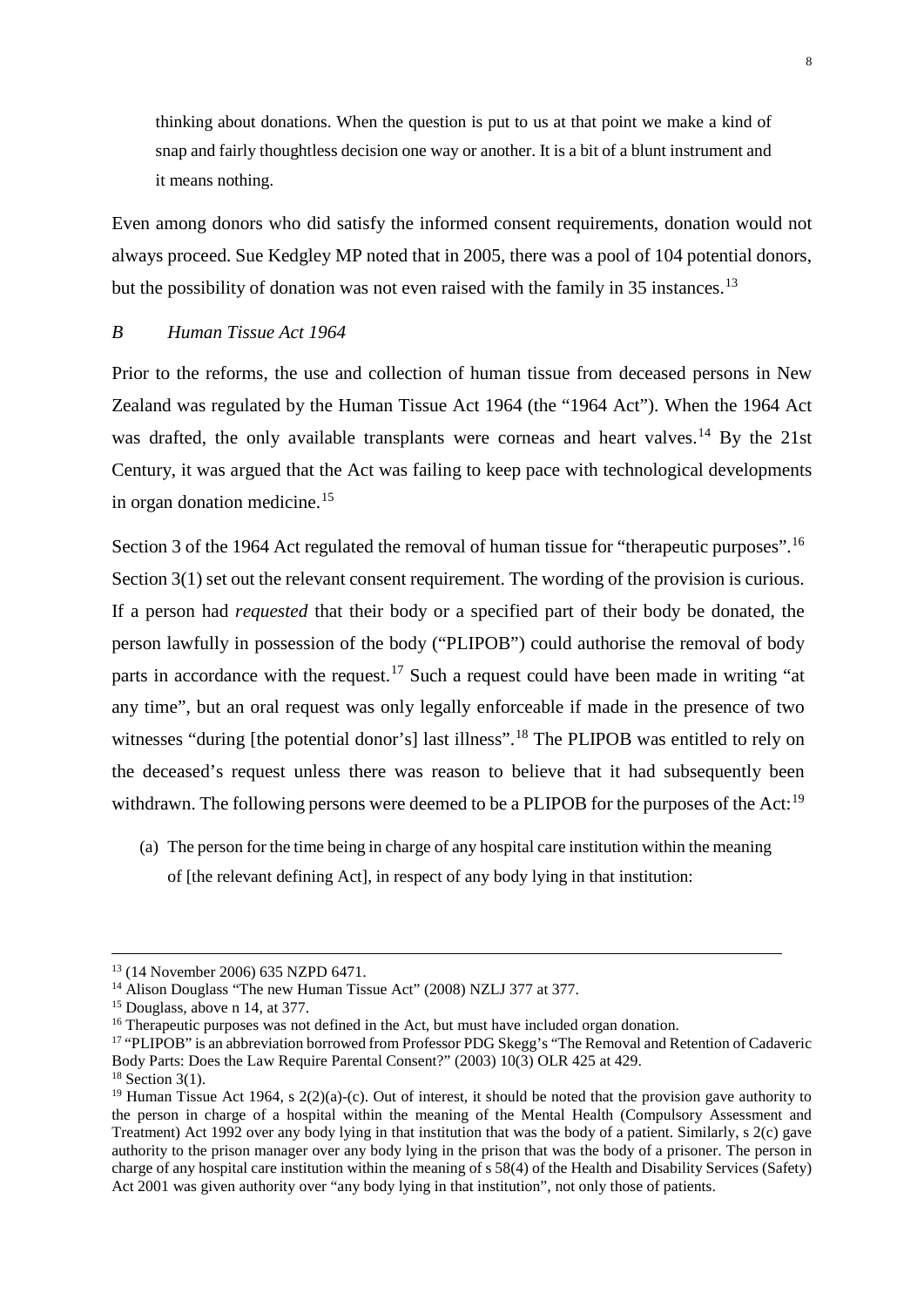> thinking about donations. When the question is put to us at that point we make a kind of snap and fairly thoughtless decision one way or another. It is a bit of a blunt instrument and it means nothing.

Even among donors who did satisfy the informed consent requirements, donation would not always proceed. Sue Kedgley MP noted that in 2005, there was a pool of 104 potential donors, but the possibility of donation was not even raised with the family in 35 instances.[13]

### *B Human Tissue Act 1964*

Prior to the reforms, the use and collection of human tissue from deceased persons in New Zealand was regulated by the Human Tissue Act 1964 (the "1964 Act"). When the 1964 Act was drafted, the only available transplants were corneas and heart valves.[14] By the 21st Century, it was argued that the Act was failing to keep pace with technological developments in organ donation medicine.[15]

Section 3 of the 1964 Act regulated the removal of human tissue for "therapeutic purposes".[16] Section 3(1) set out the relevant consent requirement. The wording of the provision is curious. If a person had *requested* that their body or a specified part of their body be donated, the person lawfully in possession of the body ("PLIPOB") could authorise the removal of body parts in accordance with the request.[17] Such a request could have been made in writing "at any time", but an oral request was only legally enforceable if made in the presence of two witnesses "during [the potential donor's] last illness".[18] The PLIPOB was entitled to rely on the deceased's request unless there was reason to believe that it had subsequently been withdrawn. The following persons were deemed to be a PLIPOB for the purposes of the Act:[19]

> (a) The person for the time being in charge of any hospital care institution within the meaning of [the relevant defining Act], in respect of any body lying in that institution:

---

[13] (14 November 2006) 635 NZPD 6471.

[14] Alison Douglass "The new Human Tissue Act" (2008) NZLJ 377 at 377.

[15] Douglass, above n 14, at 377.

[16] Therapeutic purposes was not defined in the Act, but must have included organ donation.

[17] "PLIPOB" is an abbreviation borrowed from Professor PDG Skegg's "The Removal and Retention of Cadaveric Body Parts: Does the Law Require Parental Consent?" (2003) 10(3) OLR 425 at 429.

[18] Section 3(1).

[19] Human Tissue Act 1964, s 2(2)(a)-(c). Out of interest, it should be noted that the provision gave authority to the person in charge of a hospital within the meaning of the Mental Health (Compulsory Assessment and Treatment) Act 1992 over any body lying in that institution that was the body of a patient. Similarly, s 2(c) gave authority to the prison manager over any body lying in the prison that was the body of a prisoner. The person in charge of any hospital care institution within the meaning of s 58(4) of the Health and Disability Services (Safety) Act 2001 was given authority over "any body lying in that institution", not only those of patients.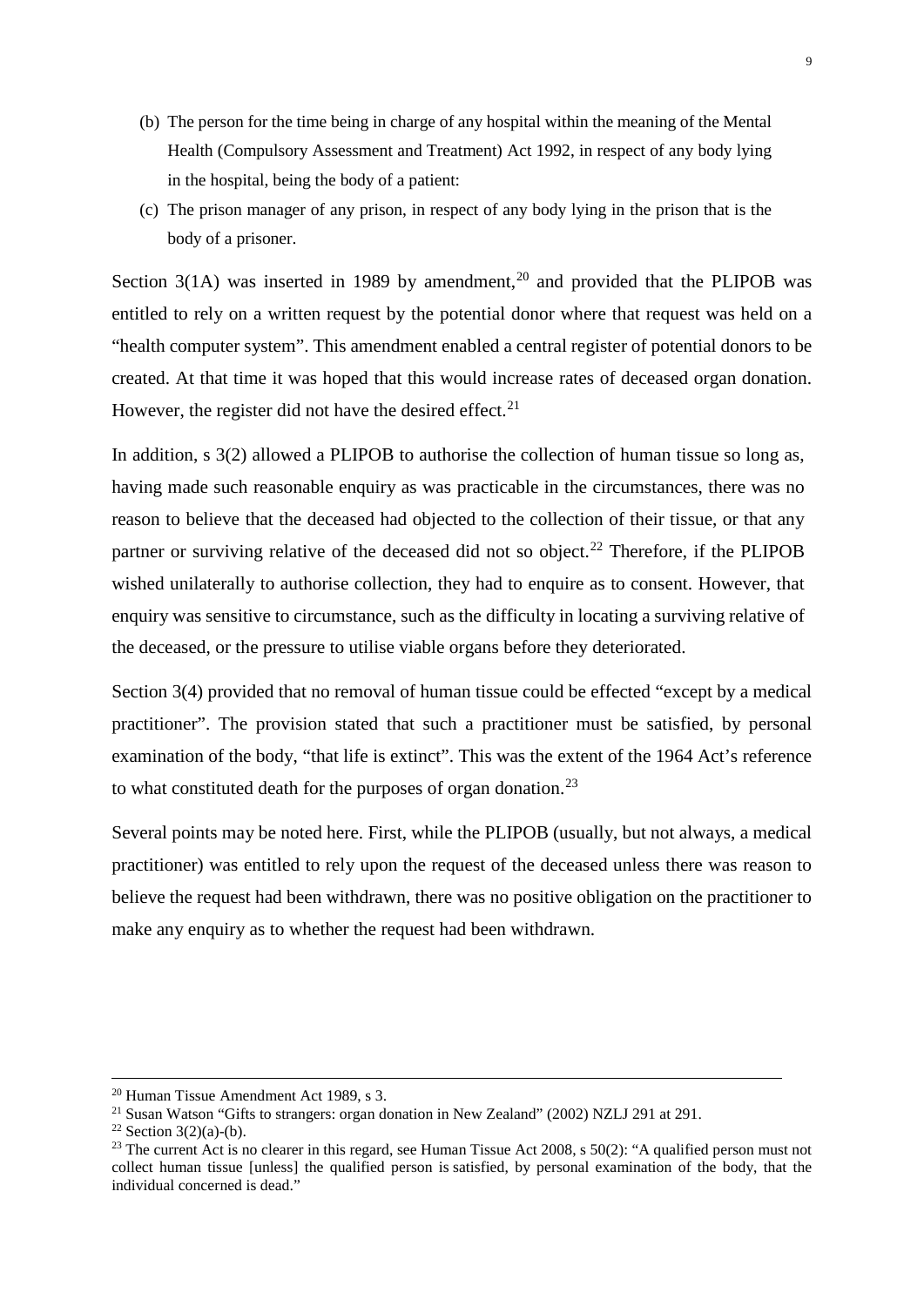(b) The person for the time being in charge of any hospital within the meaning of the Mental Health (Compulsory Assessment and Treatment) Act 1992, in respect of any body lying in the hospital, being the body of a patient:

(c) The prison manager of any prison, in respect of any body lying in the prison that is the body of a prisoner.

Section 3(1A) was inserted in 1989 by amendment,[20] and provided that the PLIPOB was entitled to rely on a written request by the potential donor where that request was held on a "health computer system". This amendment enabled a central register of potential donors to be created. At that time it was hoped that this would increase rates of deceased organ donation. However, the register did not have the desired effect.[21]

In addition, s 3(2) allowed a PLIPOB to authorise the collection of human tissue so long as, having made such reasonable enquiry as was practicable in the circumstances, there was no reason to believe that the deceased had objected to the collection of their tissue, or that any partner or surviving relative of the deceased did not so object.[22] Therefore, if the PLIPOB wished unilaterally to authorise collection, they had to enquire as to consent. However, that enquiry was sensitive to circumstance, such as the difficulty in locating a surviving relative of the deceased, or the pressure to utilise viable organs before they deteriorated.

Section 3(4) provided that no removal of human tissue could be effected "except by a medical practitioner". The provision stated that such a practitioner must be satisfied, by personal examination of the body, "that life is extinct". This was the extent of the 1964 Act's reference to what constituted death for the purposes of organ donation.[23]

Several points may be noted here. First, while the PLIPOB (usually, but not always, a medical practitioner) was entitled to rely upon the request of the deceased unless there was reason to believe the request had been withdrawn, there was no positive obligation on the practitioner to make any enquiry as to whether the request had been withdrawn.

---

[20] Human Tissue Amendment Act 1989, s 3.

[21] Susan Watson "Gifts to strangers: organ donation in New Zealand" (2002) NZLJ 291 at 291.

[22] Section 3(2)(a)-(b).

[23] The current Act is no clearer in this regard, see Human Tissue Act 2008, s 50(2): "A qualified person must not collect human tissue [unless] the qualified person is satisfied, by personal examination of the body, that the individual concerned is dead."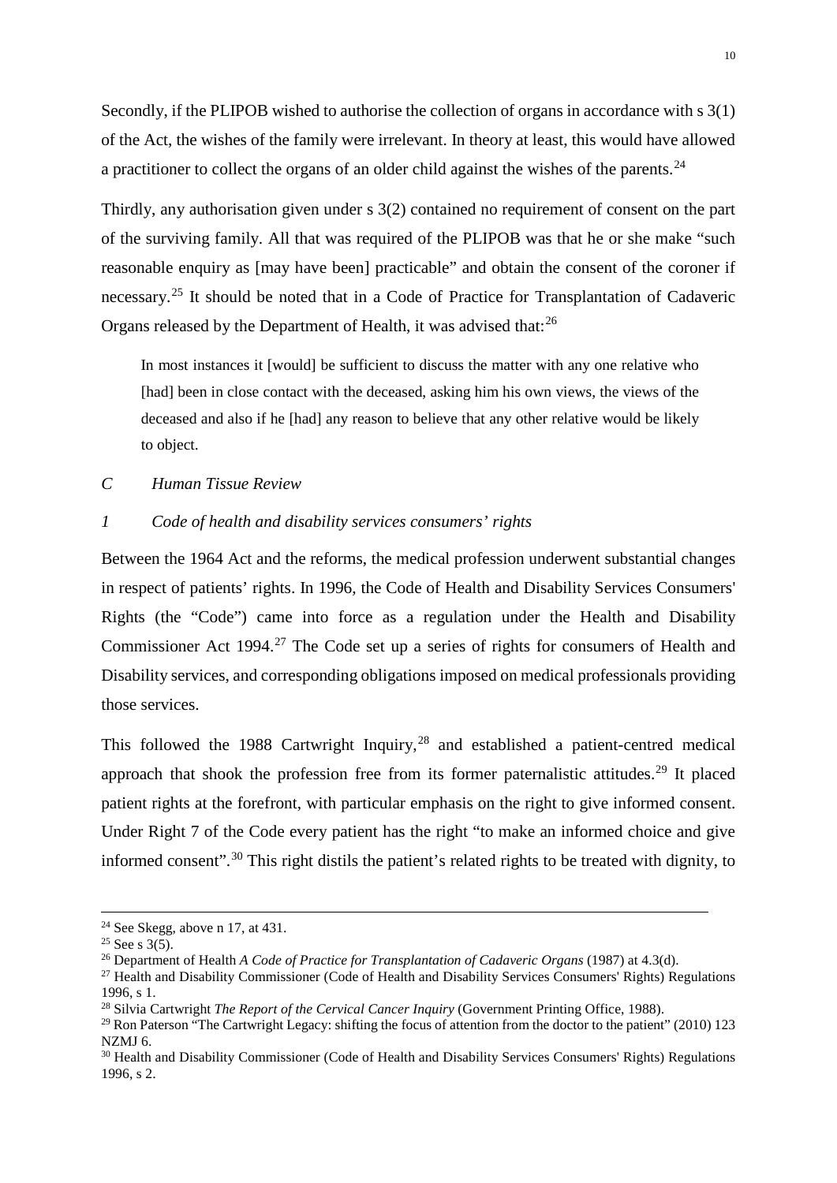Secondly, if the PLIPOB wished to authorise the collection of organs in accordance with s 3(1) of the Act, the wishes of the family were irrelevant. In theory at least, this would have allowed a practitioner to collect the organs of an older child against the wishes of the parents.[24]

Thirdly, any authorisation given under s 3(2) contained no requirement of consent on the part of the surviving family. All that was required of the PLIPOB was that he or she make "such reasonable enquiry as [may have been] practicable" and obtain the consent of the coroner if necessary.[25] It should be noted that in a Code of Practice for Transplantation of Cadaveric Organs released by the Department of Health, it was advised that:[26]

> In most instances it [would] be sufficient to discuss the matter with any one relative who [had] been in close contact with the deceased, asking him his own views, the views of the deceased and also if he [had] any reason to believe that any other relative would be likely to object.

### *C Human Tissue Review*

#### *1 Code of health and disability services consumers' rights*

Between the 1964 Act and the reforms, the medical profession underwent substantial changes in respect of patients' rights. In 1996, the Code of Health and Disability Services Consumers' Rights (the "Code") came into force as a regulation under the Health and Disability Commissioner Act 1994.[27] The Code set up a series of rights for consumers of Health and Disability services, and corresponding obligations imposed on medical professionals providing those services.

This followed the 1988 Cartwright Inquiry,[28] and established a patient-centred medical approach that shook the profession free from its former paternalistic attitudes.[29] It placed patient rights at the forefront, with particular emphasis on the right to give informed consent. Under Right 7 of the Code every patient has the right "to make an informed choice and give informed consent".[30] This right distils the patient's related rights to be treated with dignity, to

---

[24] See Skegg, above n 17, at 431.

[25] See s 3(5).

[26] Department of Health *A Code of Practice for Transplantation of Cadaveric Organs* (1987) at 4.3(d).

[27] Health and Disability Commissioner (Code of Health and Disability Services Consumers' Rights) Regulations 1996, s 1.

[28] Silvia Cartwright *The Report of the Cervical Cancer Inquiry* (Government Printing Office, 1988).

[29] Ron Paterson "The Cartwright Legacy: shifting the focus of attention from the doctor to the patient" (2010) 123 NZMJ 6.

[30] Health and Disability Commissioner (Code of Health and Disability Services Consumers' Rights) Regulations 1996, s 2.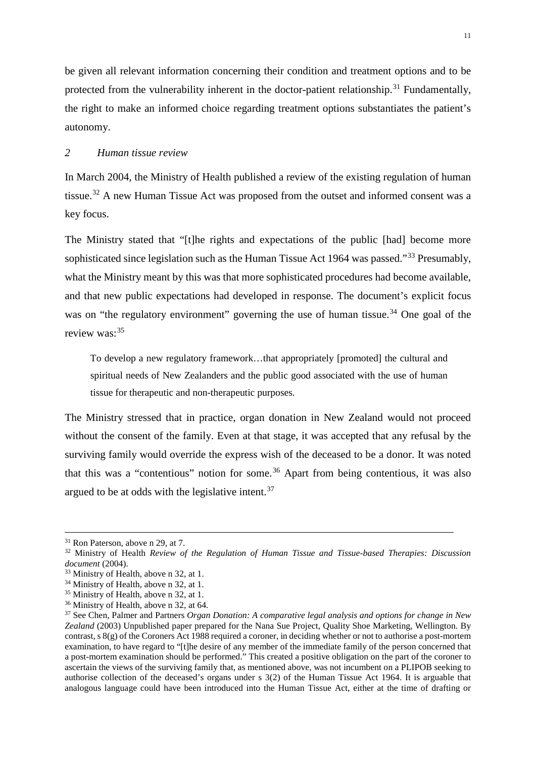be given all relevant information concerning their condition and treatment options and to be protected from the vulnerability inherent in the doctor-patient relationship.[31] Fundamentally, the right to make an informed choice regarding treatment options substantiates the patient's autonomy.

### *2 Human tissue review*

In March 2004, the Ministry of Health published a review of the existing regulation of human tissue.[32] A new Human Tissue Act was proposed from the outset and informed consent was a key focus.

The Ministry stated that "[t]he rights and expectations of the public [had] become more sophisticated since legislation such as the Human Tissue Act 1964 was passed."[33] Presumably, what the Ministry meant by this was that more sophisticated procedures had become available, and that new public expectations had developed in response. The document's explicit focus was on "the regulatory environment" governing the use of human tissue.[34] One goal of the review was:[35]

> To develop a new regulatory framework…that appropriately [promoted] the cultural and spiritual needs of New Zealanders and the public good associated with the use of human tissue for therapeutic and non-therapeutic purposes.

The Ministry stressed that in practice, organ donation in New Zealand would not proceed without the consent of the family. Even at that stage, it was accepted that any refusal by the surviving family would override the express wish of the deceased to be a donor. It was noted that this was a "contentious" notion for some.[36] Apart from being contentious, it was also argued to be at odds with the legislative intent.[37]

---

[31] Ron Paterson, above n 29, at 7.

[32] Ministry of Health *Review of the Regulation of Human Tissue and Tissue-based Therapies: Discussion document* (2004).

[33] Ministry of Health, above n 32, at 1.

[34] Ministry of Health, above n 32, at 1.

[35] Ministry of Health, above n 32, at 1.

[36] Ministry of Health, above n 32, at 64.

[37] See Chen, Palmer and Partners *Organ Donation: A comparative legal analysis and options for change in New Zealand* (2003) Unpublished paper prepared for the Nana Sue Project, Quality Shoe Marketing, Wellington. By contrast, s 8(g) of the Coroners Act 1988 required a coroner, in deciding whether or not to authorise a post-mortem examination, to have regard to "[t]he desire of any member of the immediate family of the person concerned that a post-mortem examination should be performed." This created a positive obligation on the part of the coroner to ascertain the views of the surviving family that, as mentioned above, was not incumbent on a PLIPOB seeking to authorise collection of the deceased's organs under s 3(2) of the Human Tissue Act 1964. It is arguable that analogous language could have been introduced into the Human Tissue Act, either at the time of drafting or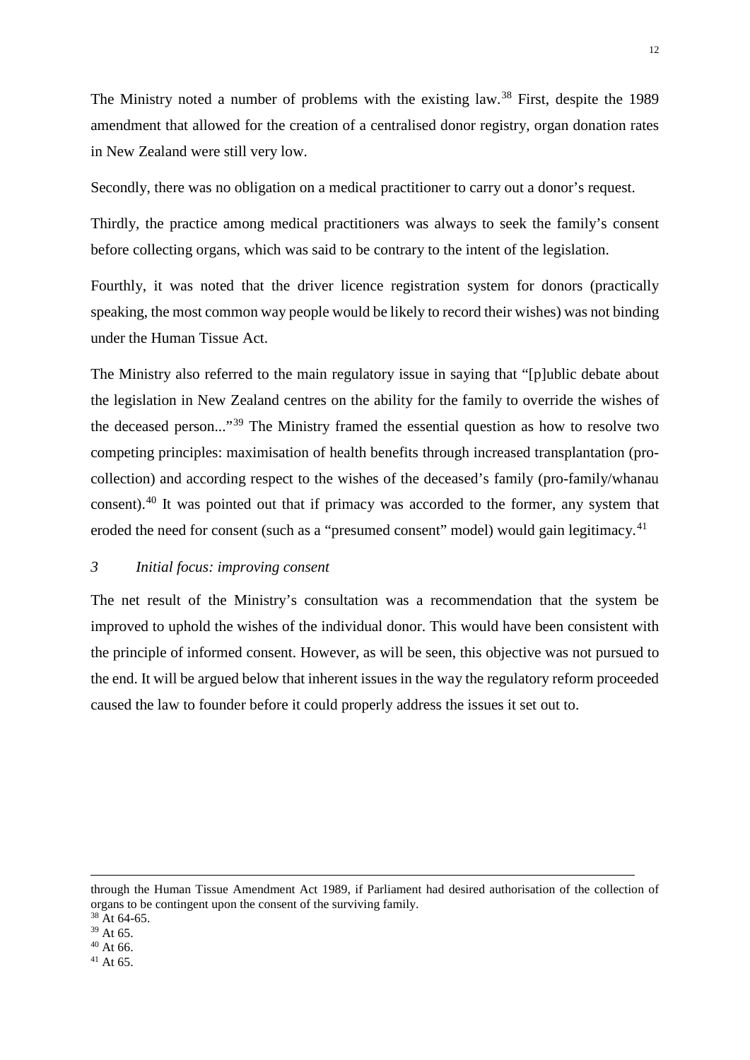The Ministry noted a number of problems with the existing law.[38] First, despite the 1989 amendment that allowed for the creation of a centralised donor registry, organ donation rates in New Zealand were still very low.

Secondly, there was no obligation on a medical practitioner to carry out a donor's request.

Thirdly, the practice among medical practitioners was always to seek the family's consent before collecting organs, which was said to be contrary to the intent of the legislation.

Fourthly, it was noted that the driver licence registration system for donors (practically speaking, the most common way people would be likely to record their wishes) was not binding under the Human Tissue Act.

The Ministry also referred to the main regulatory issue in saying that "[p]ublic debate about the legislation in New Zealand centres on the ability for the family to override the wishes of the deceased person..."[39] The Ministry framed the essential question as how to resolve two competing principles: maximisation of health benefits through increased transplantation (pro-collection) and according respect to the wishes of the deceased's family (pro-family/whanau consent).[40] It was pointed out that if primacy was accorded to the former, any system that eroded the need for consent (such as a "presumed consent" model) would gain legitimacy.[41]

### *3 Initial focus: improving consent*

The net result of the Ministry's consultation was a recommendation that the system be improved to uphold the wishes of the individual donor. This would have been consistent with the principle of informed consent. However, as will be seen, this objective was not pursued to the end. It will be argued below that inherent issues in the way the regulatory reform proceeded caused the law to founder before it could properly address the issues it set out to.

---

through the Human Tissue Amendment Act 1989, if Parliament had desired authorisation of the collection of organs to be contingent upon the consent of the surviving family.

[38] At 64-65.

[39] At 65.

[40] At 66.

[41] At 65.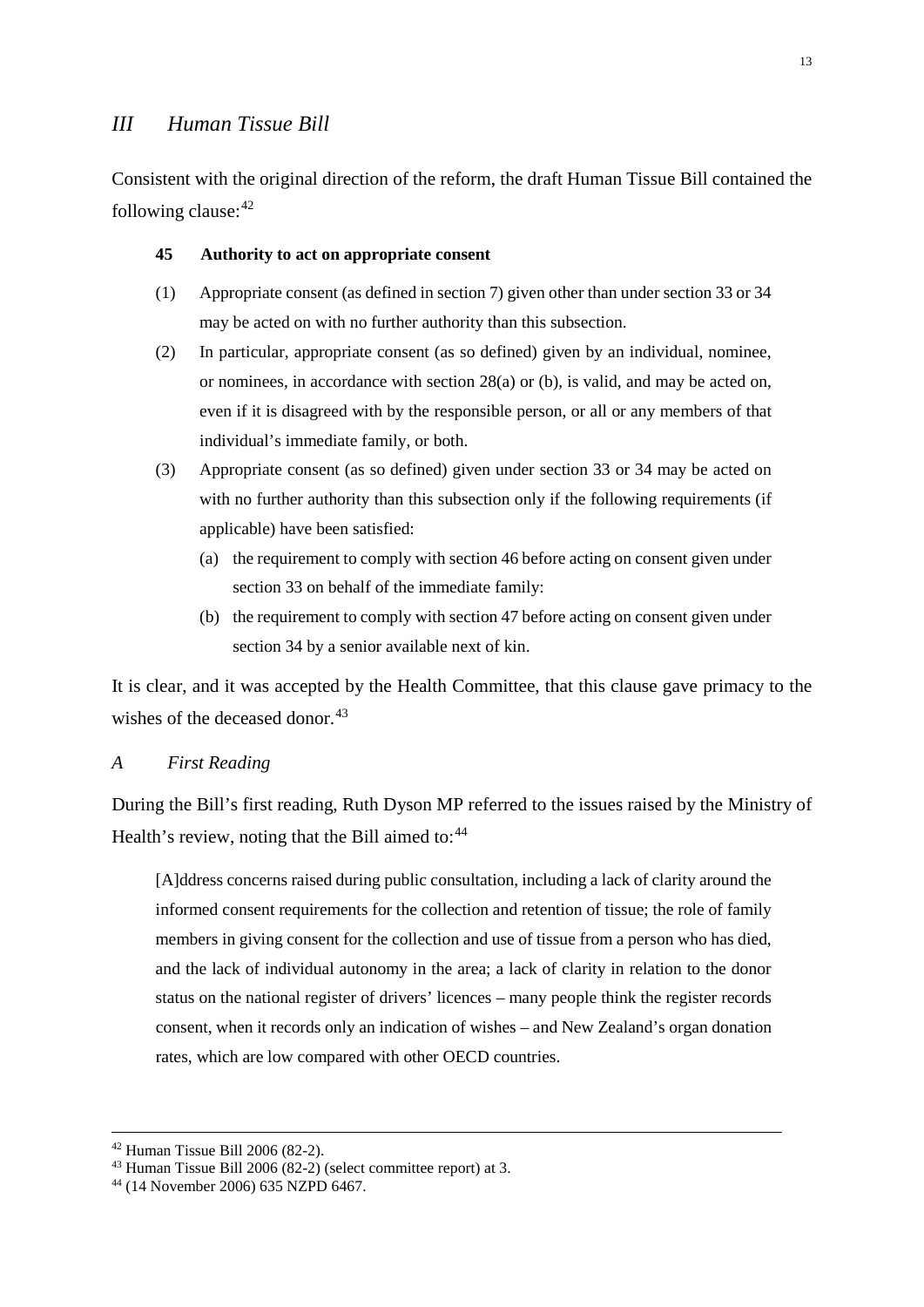## *III Human Tissue Bill*

Consistent with the original direction of the reform, the draft Human Tissue Bill contained the following clause:[42]

> **45 Authority to act on appropriate consent**
>
> (1) Appropriate consent (as defined in section 7) given other than under section 33 or 34 may be acted on with no further authority than this subsection.
>
> (2) In particular, appropriate consent (as so defined) given by an individual, nominee, or nominees, in accordance with section 28(a) or (b), is valid, and may be acted on, even if it is disagreed with by the responsible person, or all or any members of that individual's immediate family, or both.
>
> (3) Appropriate consent (as so defined) given under section 33 or 34 may be acted on with no further authority than this subsection only if the following requirements (if applicable) have been satisfied:
>
> (a) the requirement to comply with section 46 before acting on consent given under section 33 on behalf of the immediate family:
>
> (b) the requirement to comply with section 47 before acting on consent given under section 34 by a senior available next of kin.

It is clear, and it was accepted by the Health Committee, that this clause gave primacy to the wishes of the deceased donor.[43]

### *A First Reading*

During the Bill's first reading, Ruth Dyson MP referred to the issues raised by the Ministry of Health's review, noting that the Bill aimed to:[44]

> [A]ddress concerns raised during public consultation, including a lack of clarity around the informed consent requirements for the collection and retention of tissue; the role of family members in giving consent for the collection and use of tissue from a person who has died, and the lack of individual autonomy in the area; a lack of clarity in relation to the donor status on the national register of drivers' licences – many people think the register records consent, when it records only an indication of wishes – and New Zealand's organ donation rates, which are low compared with other OECD countries.

---

[42] Human Tissue Bill 2006 (82-2).

[43] Human Tissue Bill 2006 (82-2) (select committee report) at 3.

[44] (14 November 2006) 635 NZPD 6467.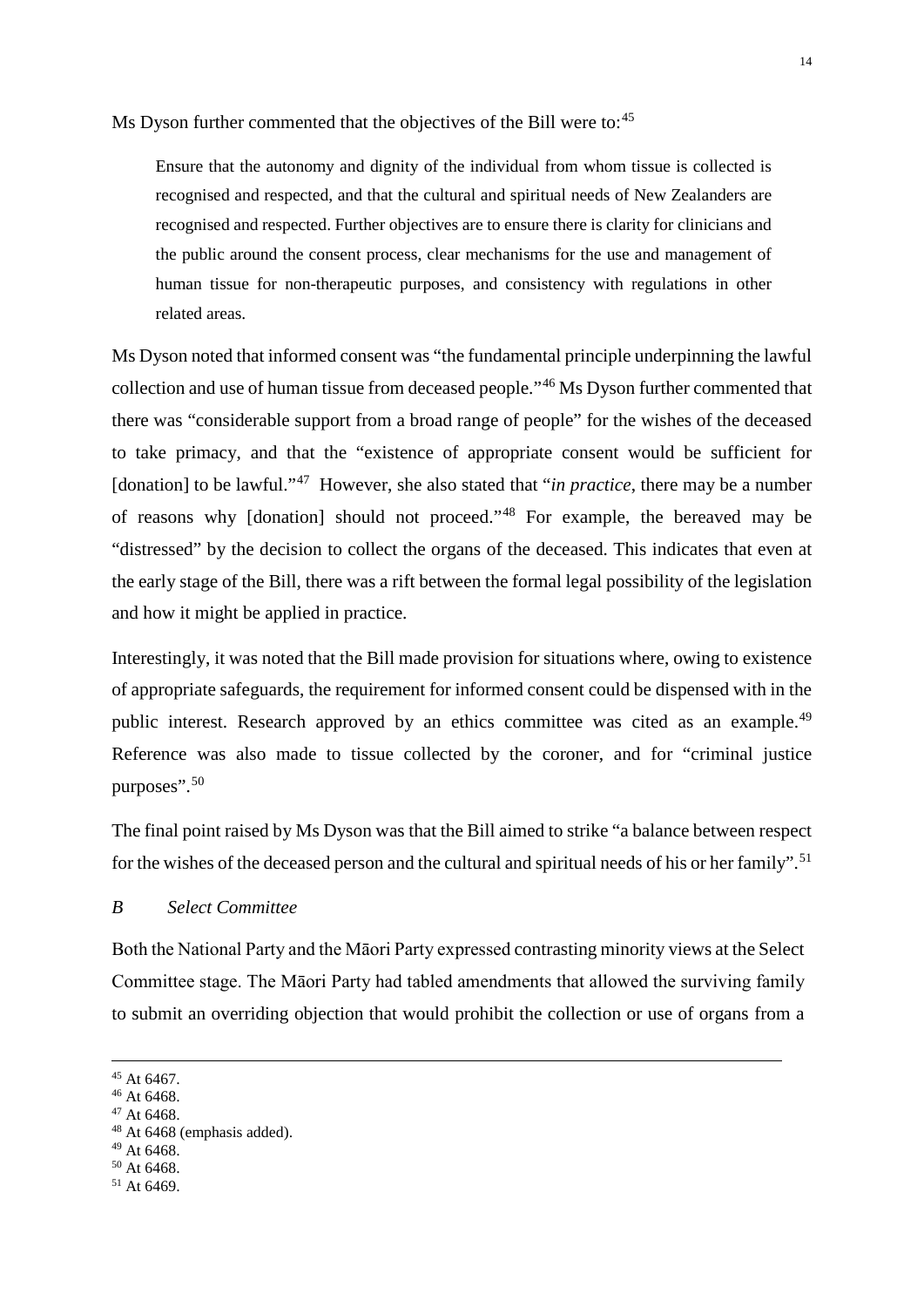Ms Dyson further commented that the objectives of the Bill were to:[45]

> Ensure that the autonomy and dignity of the individual from whom tissue is collected is recognised and respected, and that the cultural and spiritual needs of New Zealanders are recognised and respected. Further objectives are to ensure there is clarity for clinicians and the public around the consent process, clear mechanisms for the use and management of human tissue for non-therapeutic purposes, and consistency with regulations in other related areas.

Ms Dyson noted that informed consent was "the fundamental principle underpinning the lawful collection and use of human tissue from deceased people."[46] Ms Dyson further commented that there was "considerable support from a broad range of people" for the wishes of the deceased to take primacy, and that the "existence of appropriate consent would be sufficient for [donation] to be lawful."[47] However, she also stated that "*in practice*, there may be a number of reasons why [donation] should not proceed."[48] For example, the bereaved may be "distressed" by the decision to collect the organs of the deceased. This indicates that even at the early stage of the Bill, there was a rift between the formal legal possibility of the legislation and how it might be applied in practice.

Interestingly, it was noted that the Bill made provision for situations where, owing to existence of appropriate safeguards, the requirement for informed consent could be dispensed with in the public interest. Research approved by an ethics committee was cited as an example.[49] Reference was also made to tissue collected by the coroner, and for "criminal justice purposes".[50]

The final point raised by Ms Dyson was that the Bill aimed to strike "a balance between respect for the wishes of the deceased person and the cultural and spiritual needs of his or her family".[51]

### *B Select Committee*

Both the National Party and the Māori Party expressed contrasting minority views at the Select Committee stage. The Māori Party had tabled amendments that allowed the surviving family to submit an overriding objection that would prohibit the collection or use of organs from a

---

[45] At 6467.
[46] At 6468.
[47] At 6468.
[48] At 6468 (emphasis added).
[49] At 6468.
[50] At 6468.
[51] At 6469.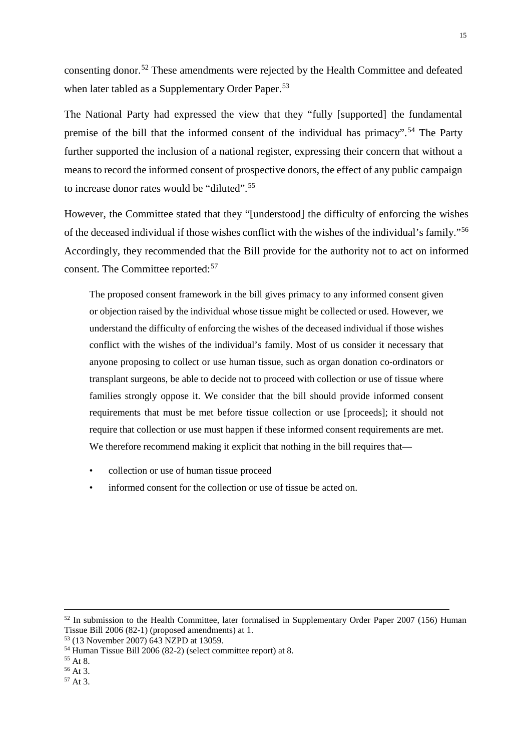consenting donor.[52] These amendments were rejected by the Health Committee and defeated when later tabled as a Supplementary Order Paper.[53]

The National Party had expressed the view that they "fully [supported] the fundamental premise of the bill that the informed consent of the individual has primacy".[54] The Party further supported the inclusion of a national register, expressing their concern that without a means to record the informed consent of prospective donors, the effect of any public campaign to increase donor rates would be "diluted".[55]

However, the Committee stated that they "[understood] the difficulty of enforcing the wishes of the deceased individual if those wishes conflict with the wishes of the individual's family."[56] Accordingly, they recommended that the Bill provide for the authority not to act on informed consent. The Committee reported:[57]

> The proposed consent framework in the bill gives primacy to any informed consent given or objection raised by the individual whose tissue might be collected or used. However, we understand the difficulty of enforcing the wishes of the deceased individual if those wishes conflict with the wishes of the individual's family. Most of us consider it necessary that anyone proposing to collect or use human tissue, such as organ donation co-ordinators or transplant surgeons, be able to decide not to proceed with collection or use of tissue where families strongly oppose it. We consider that the bill should provide informed consent requirements that must be met before tissue collection or use [proceeds]; it should not require that collection or use must happen if these informed consent requirements are met. We therefore recommend making it explicit that nothing in the bill requires that—
>
> - collection or use of human tissue proceed
> - informed consent for the collection or use of tissue be acted on.

---

[52] In submission to the Health Committee, later formalised in Supplementary Order Paper 2007 (156) Human Tissue Bill 2006 (82-1) (proposed amendments) at 1.

[53] (13 November 2007) 643 NZPD at 13059.

[54] Human Tissue Bill 2006 (82-2) (select committee report) at 8.

[55] At 8.

[56] At 3.

[57] At 3.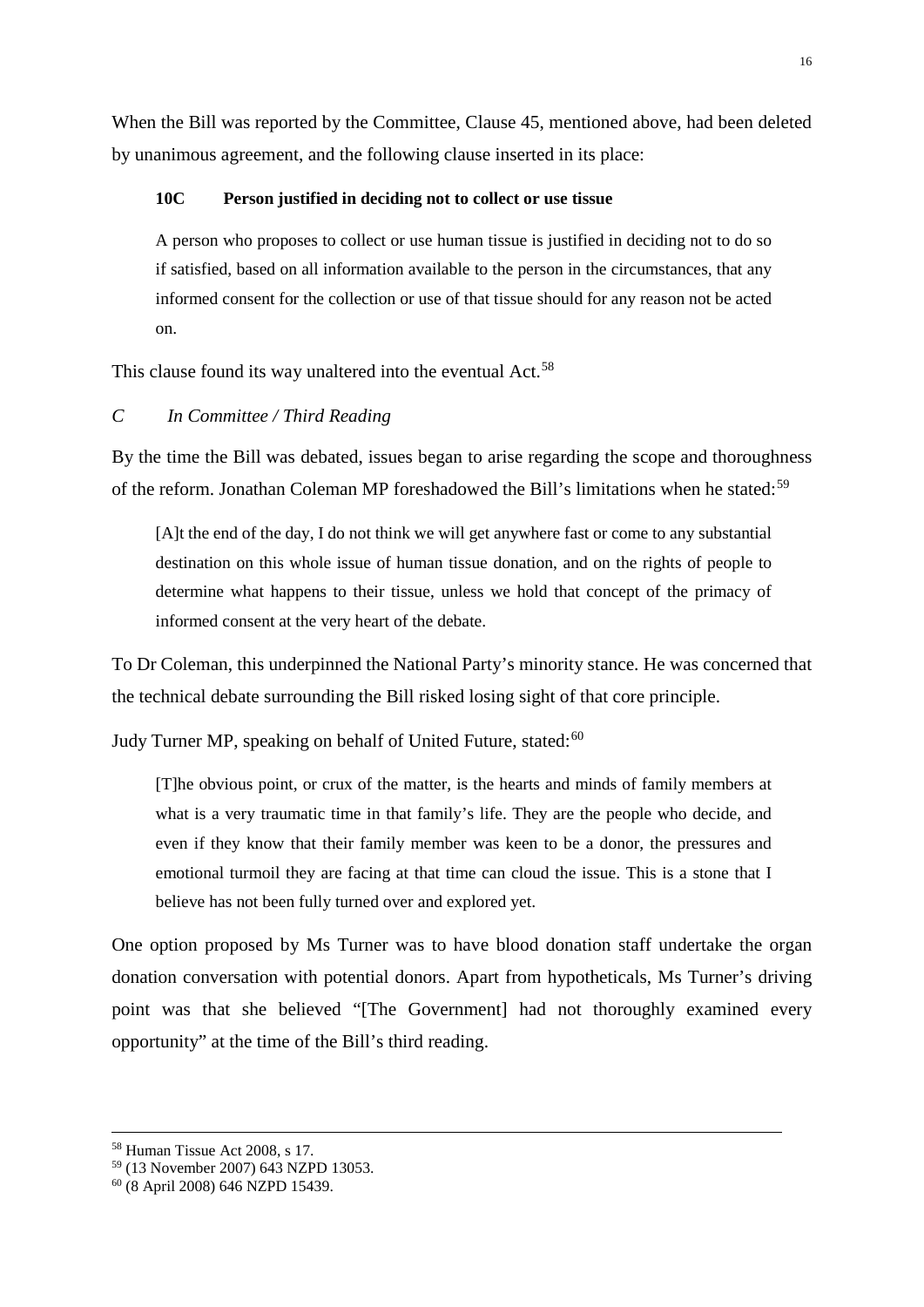When the Bill was reported by the Committee, Clause 45, mentioned above, had been deleted by unanimous agreement, and the following clause inserted in its place:

> **10C Person justified in deciding not to collect or use tissue**
>
> A person who proposes to collect or use human tissue is justified in deciding not to do so if satisfied, based on all information available to the person in the circumstances, that any informed consent for the collection or use of that tissue should for any reason not be acted on.

This clause found its way unaltered into the eventual Act.[58]

### *C In Committee / Third Reading*

By the time the Bill was debated, issues began to arise regarding the scope and thoroughness of the reform. Jonathan Coleman MP foreshadowed the Bill's limitations when he stated:[59]

> [A]t the end of the day, I do not think we will get anywhere fast or come to any substantial destination on this whole issue of human tissue donation, and on the rights of people to determine what happens to their tissue, unless we hold that concept of the primacy of informed consent at the very heart of the debate.

To Dr Coleman, this underpinned the National Party's minority stance. He was concerned that the technical debate surrounding the Bill risked losing sight of that core principle.

Judy Turner MP, speaking on behalf of United Future, stated:[60]

> [T]he obvious point, or crux of the matter, is the hearts and minds of family members at what is a very traumatic time in that family's life. They are the people who decide, and even if they know that their family member was keen to be a donor, the pressures and emotional turmoil they are facing at that time can cloud the issue. This is a stone that I believe has not been fully turned over and explored yet.

One option proposed by Ms Turner was to have blood donation staff undertake the organ donation conversation with potential donors. Apart from hypotheticals, Ms Turner's driving point was that she believed "[The Government] had not thoroughly examined every opportunity" at the time of the Bill's third reading.

---

[58] Human Tissue Act 2008, s 17.
[59] (13 November 2007) 643 NZPD 13053.
[60] (8 April 2008) 646 NZPD 15439.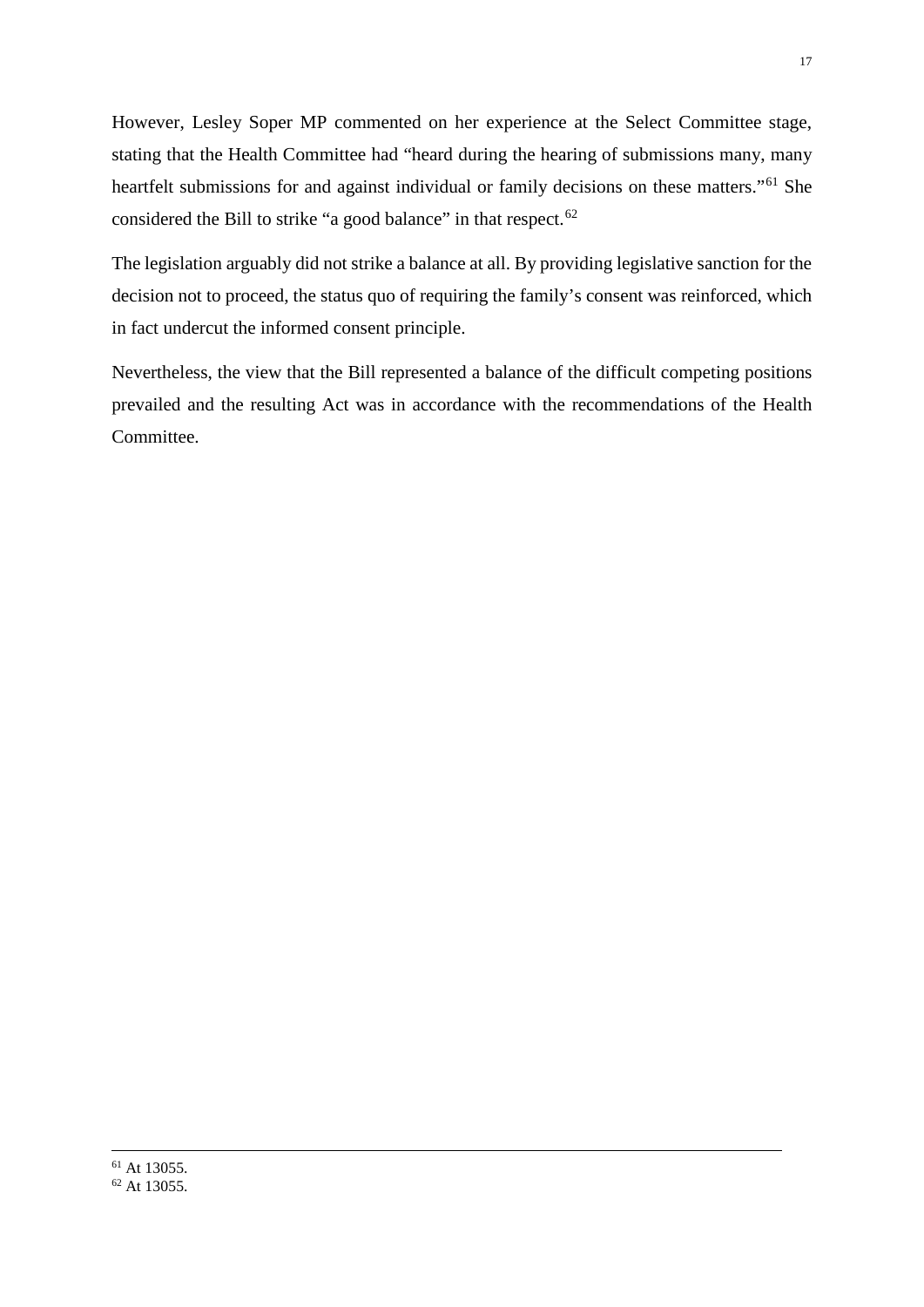However, Lesley Soper MP commented on her experience at the Select Committee stage, stating that the Health Committee had "heard during the hearing of submissions many, many heartfelt submissions for and against individual or family decisions on these matters."[61] She considered the Bill to strike "a good balance" in that respect.[62]

The legislation arguably did not strike a balance at all. By providing legislative sanction for the decision not to proceed, the status quo of requiring the family's consent was reinforced, which in fact undercut the informed consent principle.

Nevertheless, the view that the Bill represented a balance of the difficult competing positions prevailed and the resulting Act was in accordance with the recommendations of the Health Committee.

---

[61] At 13055.
[62] At 13055.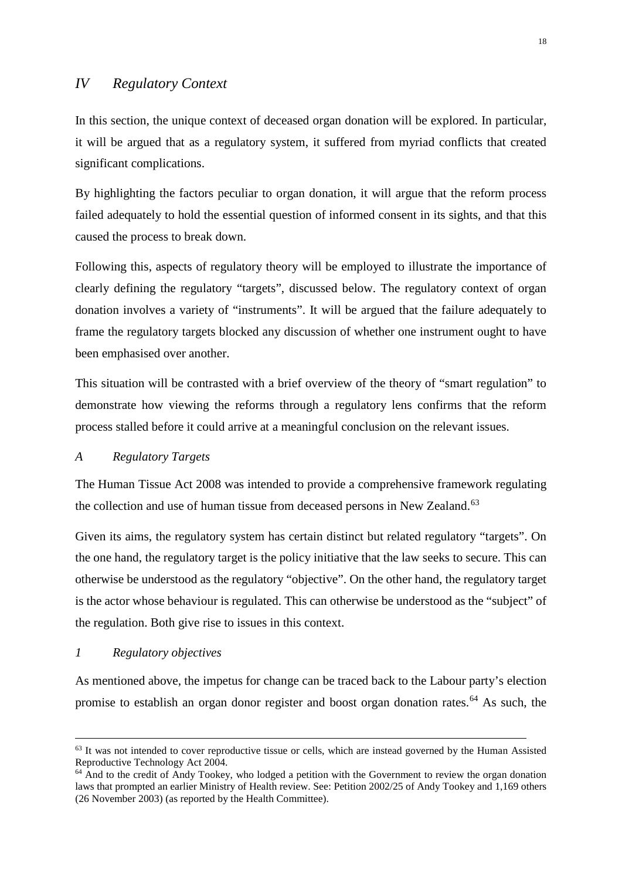## *IV Regulatory Context*

In this section, the unique context of deceased organ donation will be explored. In particular, it will be argued that as a regulatory system, it suffered from myriad conflicts that created significant complications.

By highlighting the factors peculiar to organ donation, it will argue that the reform process failed adequately to hold the essential question of informed consent in its sights, and that this caused the process to break down.

Following this, aspects of regulatory theory will be employed to illustrate the importance of clearly defining the regulatory "targets", discussed below. The regulatory context of organ donation involves a variety of "instruments". It will be argued that the failure adequately to frame the regulatory targets blocked any discussion of whether one instrument ought to have been emphasised over another.

This situation will be contrasted with a brief overview of the theory of "smart regulation" to demonstrate how viewing the reforms through a regulatory lens confirms that the reform process stalled before it could arrive at a meaningful conclusion on the relevant issues.

### *A Regulatory Targets*

The Human Tissue Act 2008 was intended to provide a comprehensive framework regulating the collection and use of human tissue from deceased persons in New Zealand.[63]

Given its aims, the regulatory system has certain distinct but related regulatory "targets". On the one hand, the regulatory target is the policy initiative that the law seeks to secure. This can otherwise be understood as the regulatory "objective". On the other hand, the regulatory target is the actor whose behaviour is regulated. This can otherwise be understood as the "subject" of the regulation. Both give rise to issues in this context.

#### *1 Regulatory objectives*

As mentioned above, the impetus for change can be traced back to the Labour party's election promise to establish an organ donor register and boost organ donation rates.[64] As such, the

---

[63] It was not intended to cover reproductive tissue or cells, which are instead governed by the Human Assisted Reproductive Technology Act 2004.

[64] And to the credit of Andy Tookey, who lodged a petition with the Government to review the organ donation laws that prompted an earlier Ministry of Health review. See: Petition 2002/25 of Andy Tookey and 1,169 others (26 November 2003) (as reported by the Health Committee).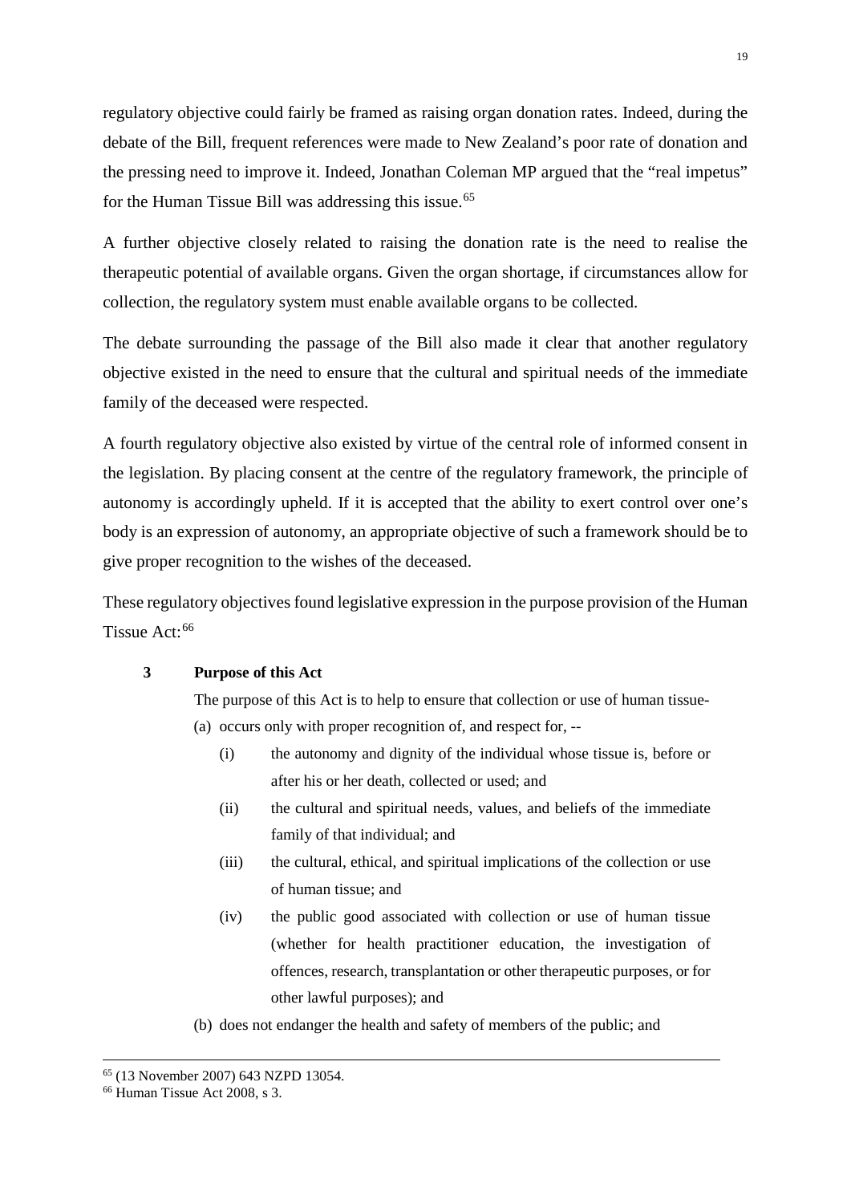regulatory objective could fairly be framed as raising organ donation rates. Indeed, during the debate of the Bill, frequent references were made to New Zealand's poor rate of donation and the pressing need to improve it. Indeed, Jonathan Coleman MP argued that the "real impetus" for the Human Tissue Bill was addressing this issue.[65]

A further objective closely related to raising the donation rate is the need to realise the therapeutic potential of available organs. Given the organ shortage, if circumstances allow for collection, the regulatory system must enable available organs to be collected.

The debate surrounding the passage of the Bill also made it clear that another regulatory objective existed in the need to ensure that the cultural and spiritual needs of the immediate family of the deceased were respected.

A fourth regulatory objective also existed by virtue of the central role of informed consent in the legislation. By placing consent at the centre of the regulatory framework, the principle of autonomy is accordingly upheld. If it is accepted that the ability to exert control over one's body is an expression of autonomy, an appropriate objective of such a framework should be to give proper recognition to the wishes of the deceased.

These regulatory objectives found legislative expression in the purpose provision of the Human Tissue Act:[66]

> **3 Purpose of this Act**
>
> The purpose of this Act is to help to ensure that collection or use of human tissue-
>
> (a) occurs only with proper recognition of, and respect for, --
>
> (i) the autonomy and dignity of the individual whose tissue is, before or after his or her death, collected or used; and
>
> (ii) the cultural and spiritual needs, values, and beliefs of the immediate family of that individual; and
>
> (iii) the cultural, ethical, and spiritual implications of the collection or use of human tissue; and
>
> (iv) the public good associated with collection or use of human tissue (whether for health practitioner education, the investigation of offences, research, transplantation or other therapeutic purposes, or for other lawful purposes); and
>
> (b) does not endanger the health and safety of members of the public; and

---

[65] (13 November 2007) 643 NZPD 13054.

[66] Human Tissue Act 2008, s 3.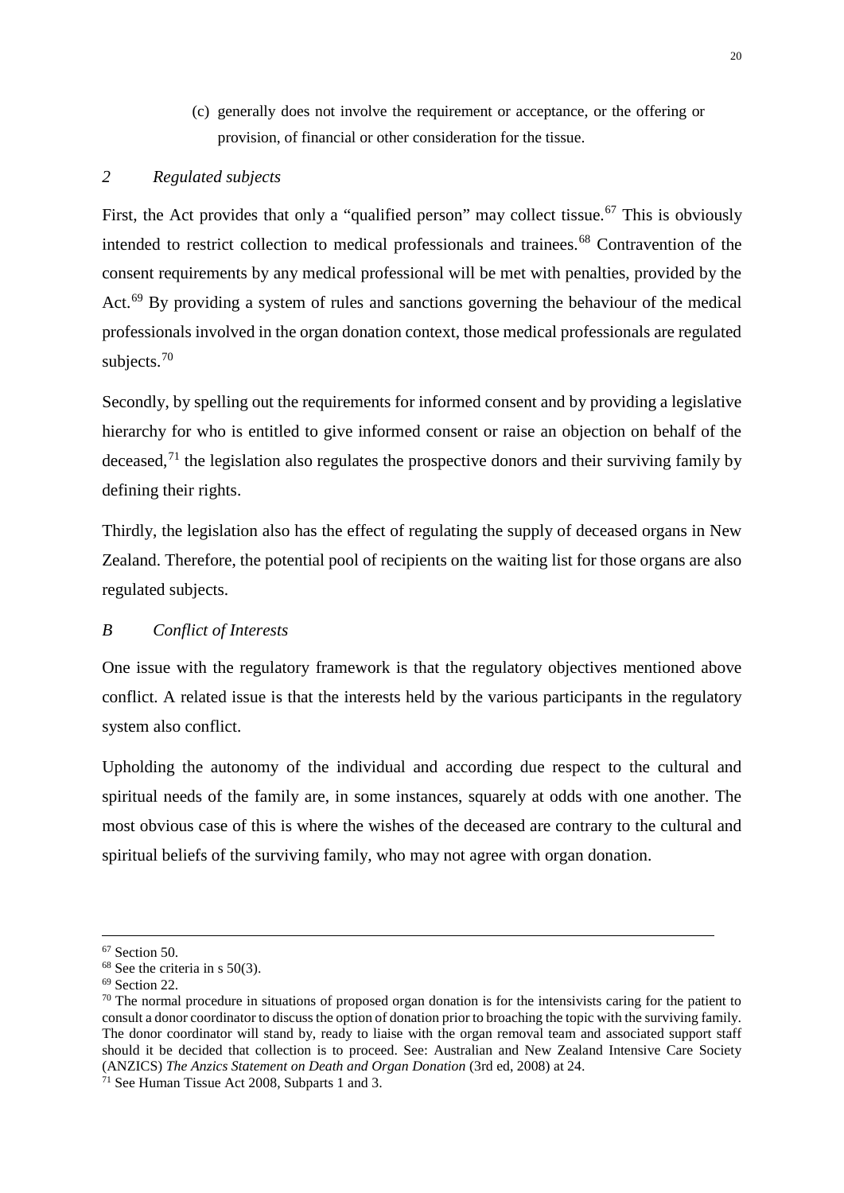(c) generally does not involve the requirement or acceptance, or the offering or provision, of financial or other consideration for the tissue.

### *2 Regulated subjects*

First, the Act provides that only a "qualified person" may collect tissue.[67] This is obviously intended to restrict collection to medical professionals and trainees.[68] Contravention of the consent requirements by any medical professional will be met with penalties, provided by the Act.[69] By providing a system of rules and sanctions governing the behaviour of the medical professionals involved in the organ donation context, those medical professionals are regulated subjects.[70]

Secondly, by spelling out the requirements for informed consent and by providing a legislative hierarchy for who is entitled to give informed consent or raise an objection on behalf of the deceased,[71] the legislation also regulates the prospective donors and their surviving family by defining their rights.

Thirdly, the legislation also has the effect of regulating the supply of deceased organs in New Zealand. Therefore, the potential pool of recipients on the waiting list for those organs are also regulated subjects.

## *B Conflict of Interests*

One issue with the regulatory framework is that the regulatory objectives mentioned above conflict. A related issue is that the interests held by the various participants in the regulatory system also conflict.

Upholding the autonomy of the individual and according due respect to the cultural and spiritual needs of the family are, in some instances, squarely at odds with one another. The most obvious case of this is where the wishes of the deceased are contrary to the cultural and spiritual beliefs of the surviving family, who may not agree with organ donation.

---

[67] Section 50.

[68] See the criteria in s 50(3).

[69] Section 22.

[70] The normal procedure in situations of proposed organ donation is for the intensivists caring for the patient to consult a donor coordinator to discuss the option of donation prior to broaching the topic with the surviving family. The donor coordinator will stand by, ready to liaise with the organ removal team and associated support staff should it be decided that collection is to proceed. See: Australian and New Zealand Intensive Care Society (ANZICS) *The Anzics Statement on Death and Organ Donation* (3rd ed, 2008) at 24.

[71] See Human Tissue Act 2008, Subparts 1 and 3.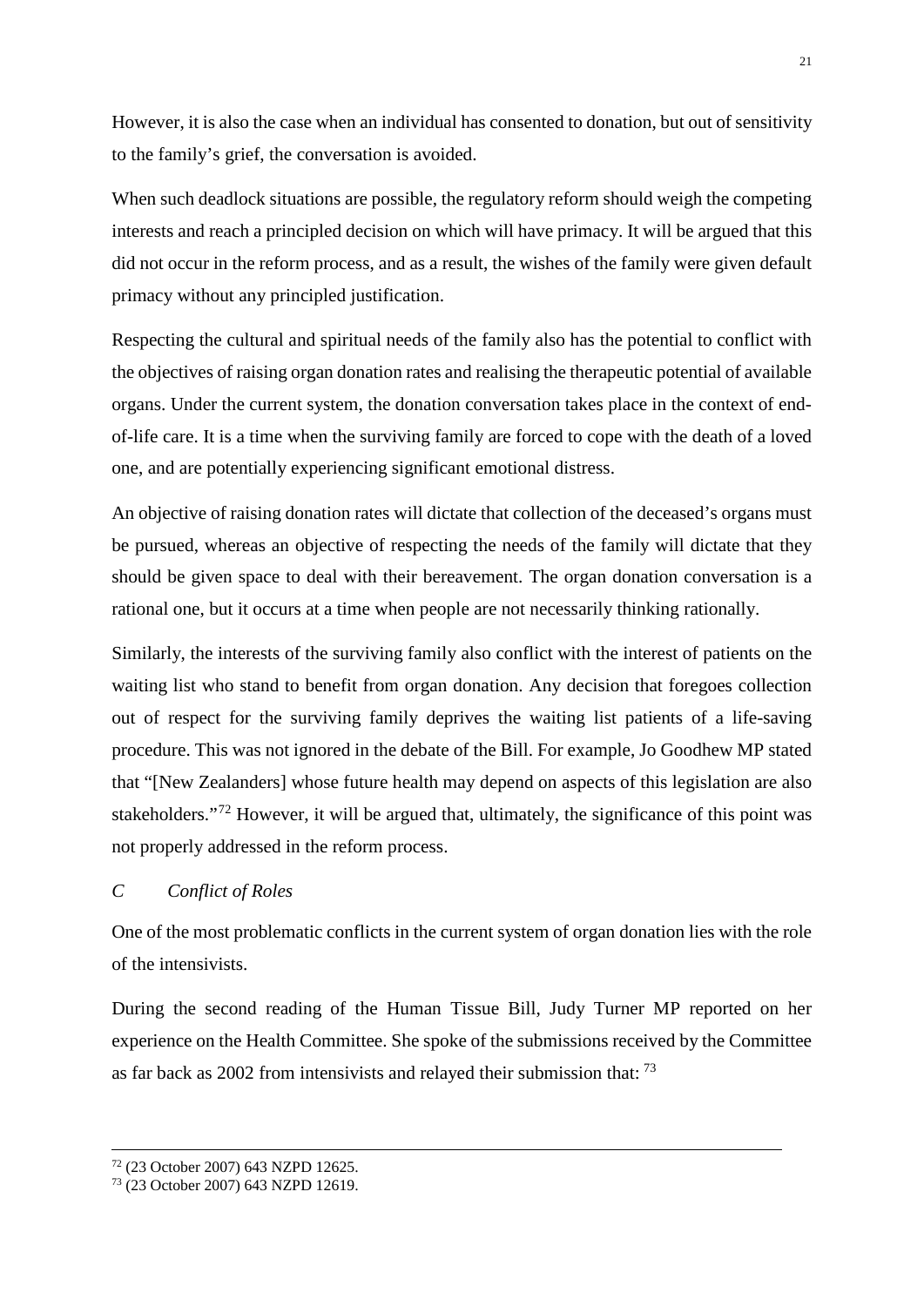However, it is also the case when an individual has consented to donation, but out of sensitivity to the family's grief, the conversation is avoided.

When such deadlock situations are possible, the regulatory reform should weigh the competing interests and reach a principled decision on which will have primacy. It will be argued that this did not occur in the reform process, and as a result, the wishes of the family were given default primacy without any principled justification.

Respecting the cultural and spiritual needs of the family also has the potential to conflict with the objectives of raising organ donation rates and realising the therapeutic potential of available organs. Under the current system, the donation conversation takes place in the context of end-of-life care. It is a time when the surviving family are forced to cope with the death of a loved one, and are potentially experiencing significant emotional distress.

An objective of raising donation rates will dictate that collection of the deceased's organs must be pursued, whereas an objective of respecting the needs of the family will dictate that they should be given space to deal with their bereavement. The organ donation conversation is a rational one, but it occurs at a time when people are not necessarily thinking rationally.

Similarly, the interests of the surviving family also conflict with the interest of patients on the waiting list who stand to benefit from organ donation. Any decision that foregoes collection out of respect for the surviving family deprives the waiting list patients of a life-saving procedure. This was not ignored in the debate of the Bill. For example, Jo Goodhew MP stated that "[New Zealanders] whose future health may depend on aspects of this legislation are also stakeholders."[72] However, it will be argued that, ultimately, the significance of this point was not properly addressed in the reform process.

### *C Conflict of Roles*

One of the most problematic conflicts in the current system of organ donation lies with the role of the intensivists.

During the second reading of the Human Tissue Bill, Judy Turner MP reported on her experience on the Health Committee. She spoke of the submissions received by the Committee as far back as 2002 from intensivists and relayed their submission that: [73]

---

[72] (23 October 2007) 643 NZPD 12625.

[73] (23 October 2007) 643 NZPD 12619.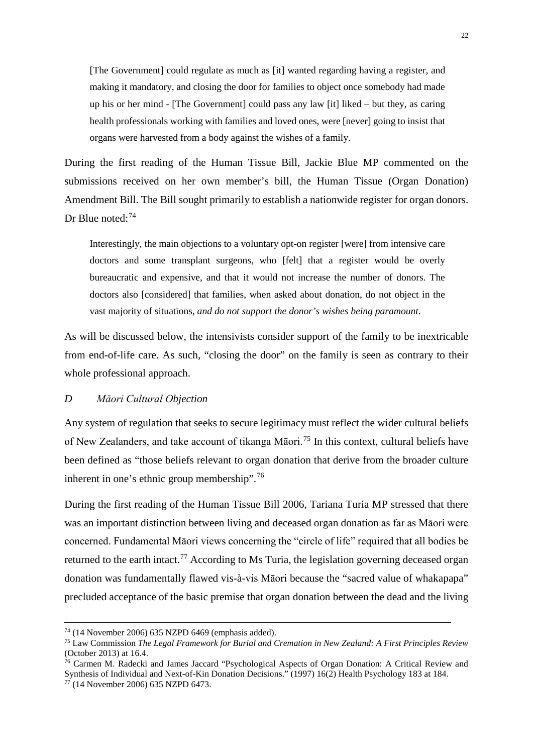> [The Government] could regulate as much as [it] wanted regarding having a register, and making it mandatory, and closing the door for families to object once somebody had made up his or her mind - [The Government] could pass any law [it] liked – but they, as caring health professionals working with families and loved ones, were [never] going to insist that organs were harvested from a body against the wishes of a family.

During the first reading of the Human Tissue Bill, Jackie Blue MP commented on the submissions received on her own member's bill, the Human Tissue (Organ Donation) Amendment Bill. The Bill sought primarily to establish a nationwide register for organ donors. Dr Blue noted:[74]

> Interestingly, the main objections to a voluntary opt-on register [were] from intensive care doctors and some transplant surgeons, who [felt] that a register would be overly bureaucratic and expensive, and that it would not increase the number of donors. The doctors also [considered] that families, when asked about donation, do not object in the vast majority of situations, *and do not support the donor's wishes being paramount*.

As will be discussed below, the intensivists consider support of the family to be inextricable from end-of-life care. As such, "closing the door" on the family is seen as contrary to their whole professional approach.

### *D Māori Cultural Objection*

Any system of regulation that seeks to secure legitimacy must reflect the wider cultural beliefs of New Zealanders, and take account of tikanga Māori.[75] In this context, cultural beliefs have been defined as "those beliefs relevant to organ donation that derive from the broader culture inherent in one's ethnic group membership".[76]

During the first reading of the Human Tissue Bill 2006, Tariana Turia MP stressed that there was an important distinction between living and deceased organ donation as far as Māori were concerned. Fundamental Māori views concerning the "circle of life" required that all bodies be returned to the earth intact.[77] According to Ms Turia, the legislation governing deceased organ donation was fundamentally flawed vis-à-vis Māori because the "sacred value of whakapapa" precluded acceptance of the basic premise that organ donation between the dead and the living

---

[74] (14 November 2006) 635 NZPD 6469 (emphasis added).

[75] Law Commission *The Legal Framework for Burial and Cremation in New Zealand: A First Principles Review* (October 2013) at 16.4.

[76] Carmen M. Radecki and James Jaccard "Psychological Aspects of Organ Donation: A Critical Review and Synthesis of Individual and Next-of-Kin Donation Decisions." (1997) 16(2) Health Psychology 183 at 184.

[77] (14 November 2006) 635 NZPD 6473.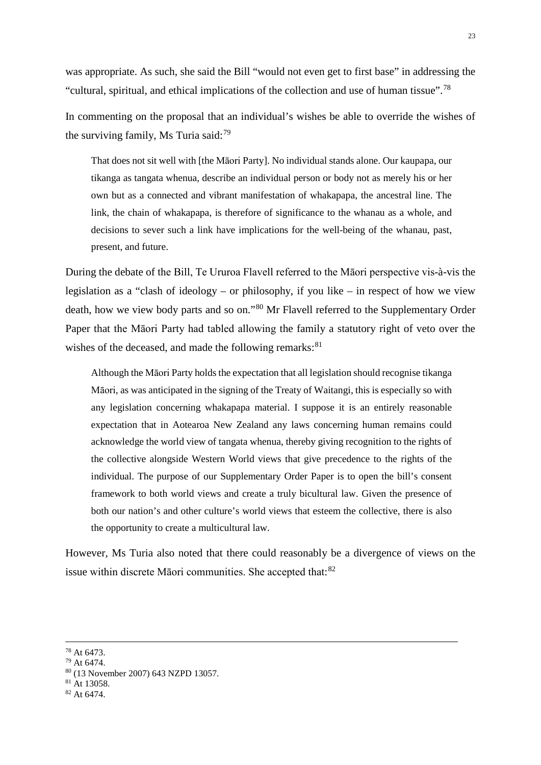was appropriate. As such, she said the Bill "would not even get to first base" in addressing the "cultural, spiritual, and ethical implications of the collection and use of human tissue".[78]

In commenting on the proposal that an individual's wishes be able to override the wishes of the surviving family, Ms Turia said:[79]

> That does not sit well with [the Māori Party]. No individual stands alone. Our kaupapa, our tikanga as tangata whenua, describe an individual person or body not as merely his or her own but as a connected and vibrant manifestation of whakapapa, the ancestral line. The link, the chain of whakapapa, is therefore of significance to the whanau as a whole, and decisions to sever such a link have implications for the well-being of the whanau, past, present, and future.

During the debate of the Bill, Te Ururoa Flavell referred to the Māori perspective vis-à-vis the legislation as a "clash of ideology – or philosophy, if you like – in respect of how we view death, how we view body parts and so on."[80] Mr Flavell referred to the Supplementary Order Paper that the Māori Party had tabled allowing the family a statutory right of veto over the wishes of the deceased, and made the following remarks:[81]

> Although the Māori Party holds the expectation that all legislation should recognise tikanga Māori, as was anticipated in the signing of the Treaty of Waitangi, this is especially so with any legislation concerning whakapapa material. I suppose it is an entirely reasonable expectation that in Aotearoa New Zealand any laws concerning human remains could acknowledge the world view of tangata whenua, thereby giving recognition to the rights of the collective alongside Western World views that give precedence to the rights of the individual. The purpose of our Supplementary Order Paper is to open the bill's consent framework to both world views and create a truly bicultural law. Given the presence of both our nation's and other culture's world views that esteem the collective, there is also the opportunity to create a multicultural law.

However, Ms Turia also noted that there could reasonably be a divergence of views on the issue within discrete Māori communities. She accepted that:[82]

---

[78] At 6473.
[79] At 6474.
[80] (13 November 2007) 643 NZPD 13057.
[81] At 13058.
[82] At 6474.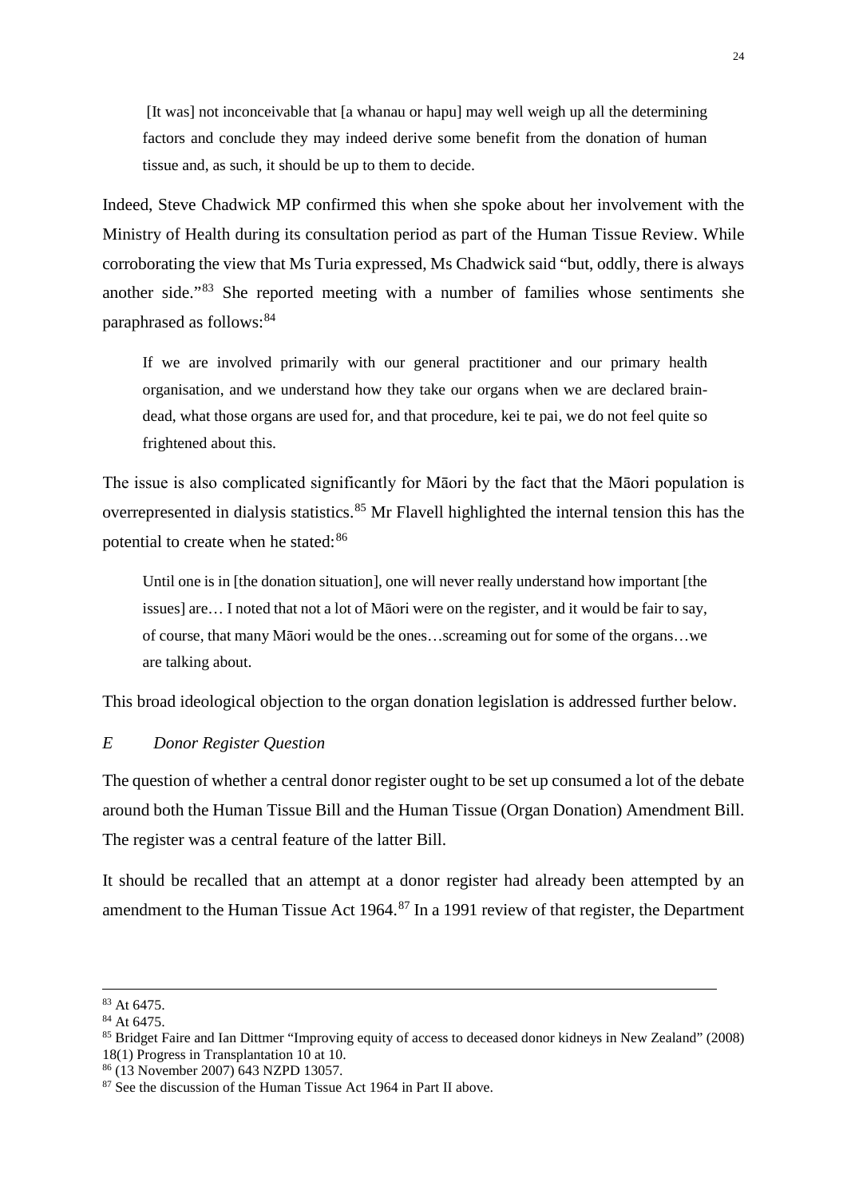> [It was] not inconceivable that [a whanau or hapu] may well weigh up all the determining factors and conclude they may indeed derive some benefit from the donation of human tissue and, as such, it should be up to them to decide.

Indeed, Steve Chadwick MP confirmed this when she spoke about her involvement with the Ministry of Health during its consultation period as part of the Human Tissue Review. While corroborating the view that Ms Turia expressed, Ms Chadwick said "but, oddly, there is always another side."[83] She reported meeting with a number of families whose sentiments she paraphrased as follows:[84]

> If we are involved primarily with our general practitioner and our primary health organisation, and we understand how they take our organs when we are declared brain-dead, what those organs are used for, and that procedure, kei te pai, we do not feel quite so frightened about this.

The issue is also complicated significantly for Māori by the fact that the Māori population is overrepresented in dialysis statistics.[85] Mr Flavell highlighted the internal tension this has the potential to create when he stated:[86]

> Until one is in [the donation situation], one will never really understand how important [the issues] are… I noted that not a lot of Māori were on the register, and it would be fair to say, of course, that many Māori would be the ones…screaming out for some of the organs…we are talking about.

This broad ideological objection to the organ donation legislation is addressed further below.

### *E Donor Register Question*

The question of whether a central donor register ought to be set up consumed a lot of the debate around both the Human Tissue Bill and the Human Tissue (Organ Donation) Amendment Bill. The register was a central feature of the latter Bill.

It should be recalled that an attempt at a donor register had already been attempted by an amendment to the Human Tissue Act 1964.[87] In a 1991 review of that register, the Department

---

[83] At 6475.

[84] At 6475.

[85] Bridget Faire and Ian Dittmer "Improving equity of access to deceased donor kidneys in New Zealand" (2008) 18(1) Progress in Transplantation 10 at 10.

[86] (13 November 2007) 643 NZPD 13057.

[87] See the discussion of the Human Tissue Act 1964 in Part II above.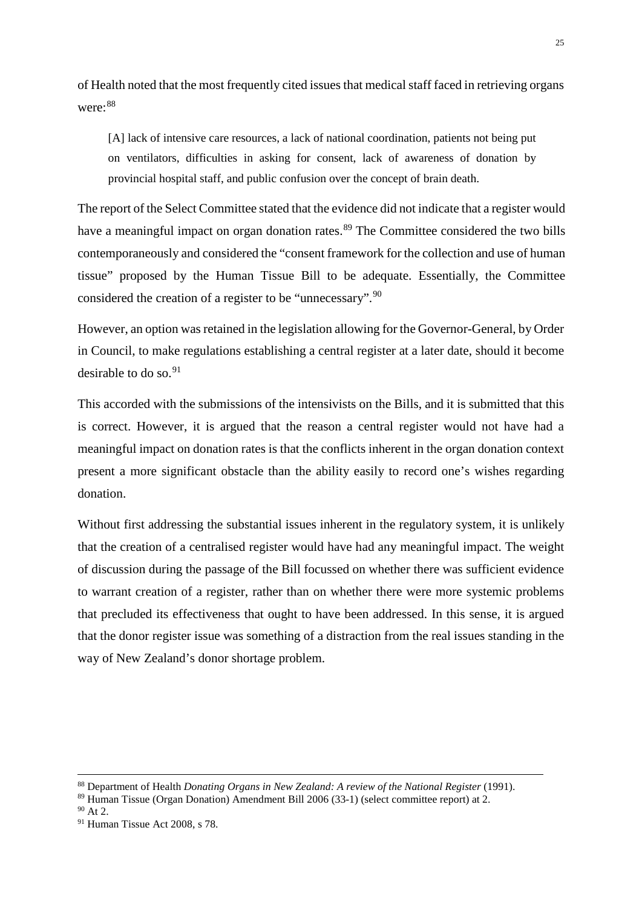of Health noted that the most frequently cited issues that medical staff faced in retrieving organs were:[88]

> [A] lack of intensive care resources, a lack of national coordination, patients not being put on ventilators, difficulties in asking for consent, lack of awareness of donation by provincial hospital staff, and public confusion over the concept of brain death.

The report of the Select Committee stated that the evidence did not indicate that a register would have a meaningful impact on organ donation rates.[89] The Committee considered the two bills contemporaneously and considered the "consent framework for the collection and use of human tissue" proposed by the Human Tissue Bill to be adequate. Essentially, the Committee considered the creation of a register to be "unnecessary".[90]

However, an option was retained in the legislation allowing for the Governor-General, by Order in Council, to make regulations establishing a central register at a later date, should it become desirable to do so.[91]

This accorded with the submissions of the intensivists on the Bills, and it is submitted that this is correct. However, it is argued that the reason a central register would not have had a meaningful impact on donation rates is that the conflicts inherent in the organ donation context present a more significant obstacle than the ability easily to record one's wishes regarding donation.

Without first addressing the substantial issues inherent in the regulatory system, it is unlikely that the creation of a centralised register would have had any meaningful impact. The weight of discussion during the passage of the Bill focussed on whether there was sufficient evidence to warrant creation of a register, rather than on whether there were more systemic problems that precluded its effectiveness that ought to have been addressed. In this sense, it is argued that the donor register issue was something of a distraction from the real issues standing in the way of New Zealand's donor shortage problem.

---

[88] Department of Health *Donating Organs in New Zealand: A review of the National Register* (1991).

[89] Human Tissue (Organ Donation) Amendment Bill 2006 (33-1) (select committee report) at 2.

[90] At 2.

[91] Human Tissue Act 2008, s 78.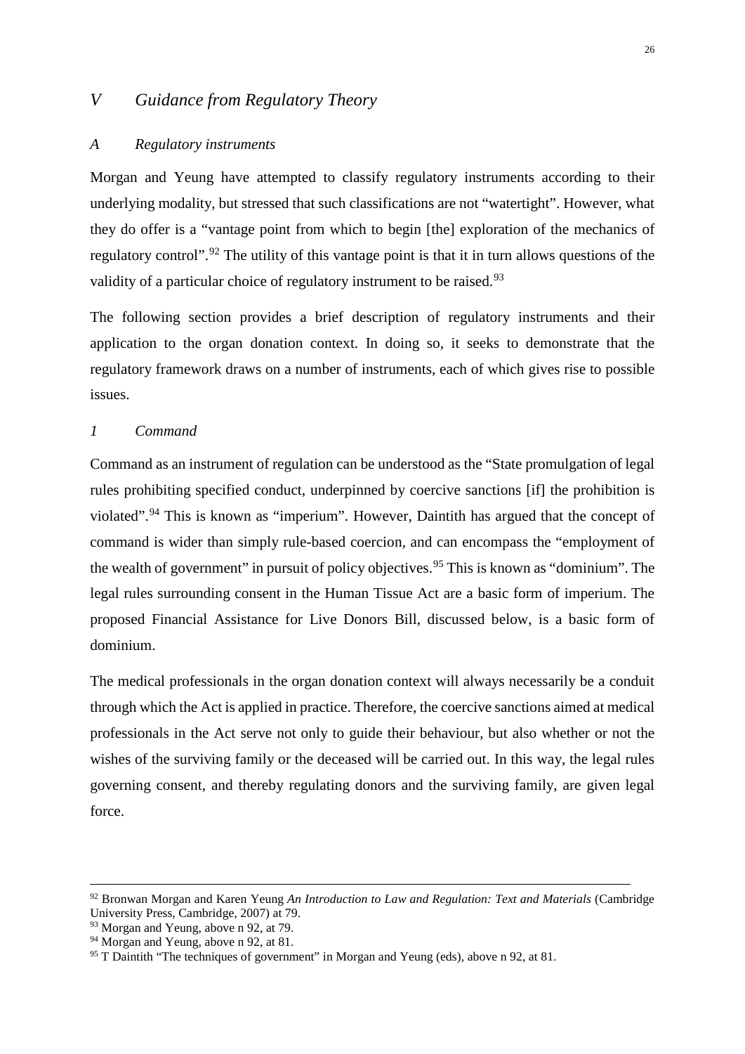## *V Guidance from Regulatory Theory*

### *A Regulatory instruments*

Morgan and Yeung have attempted to classify regulatory instruments according to their underlying modality, but stressed that such classifications are not "watertight". However, what they do offer is a "vantage point from which to begin [the] exploration of the mechanics of regulatory control".[92] The utility of this vantage point is that it in turn allows questions of the validity of a particular choice of regulatory instrument to be raised.[93]

The following section provides a brief description of regulatory instruments and their application to the organ donation context. In doing so, it seeks to demonstrate that the regulatory framework draws on a number of instruments, each of which gives rise to possible issues.

#### *1 Command*

Command as an instrument of regulation can be understood as the "State promulgation of legal rules prohibiting specified conduct, underpinned by coercive sanctions [if] the prohibition is violated".[94] This is known as "imperium". However, Daintith has argued that the concept of command is wider than simply rule-based coercion, and can encompass the "employment of the wealth of government" in pursuit of policy objectives.[95] This is known as "dominium". The legal rules surrounding consent in the Human Tissue Act are a basic form of imperium. The proposed Financial Assistance for Live Donors Bill, discussed below, is a basic form of dominium.

The medical professionals in the organ donation context will always necessarily be a conduit through which the Act is applied in practice. Therefore, the coercive sanctions aimed at medical professionals in the Act serve not only to guide their behaviour, but also whether or not the wishes of the surviving family or the deceased will be carried out. In this way, the legal rules governing consent, and thereby regulating donors and the surviving family, are given legal force.

---

[92] Bronwan Morgan and Karen Yeung *An Introduction to Law and Regulation: Text and Materials* (Cambridge University Press, Cambridge, 2007) at 79.

[93] Morgan and Yeung, above n 92, at 79.

[94] Morgan and Yeung, above n 92, at 81.

[95] T Daintith "The techniques of government" in Morgan and Yeung (eds), above n 92, at 81.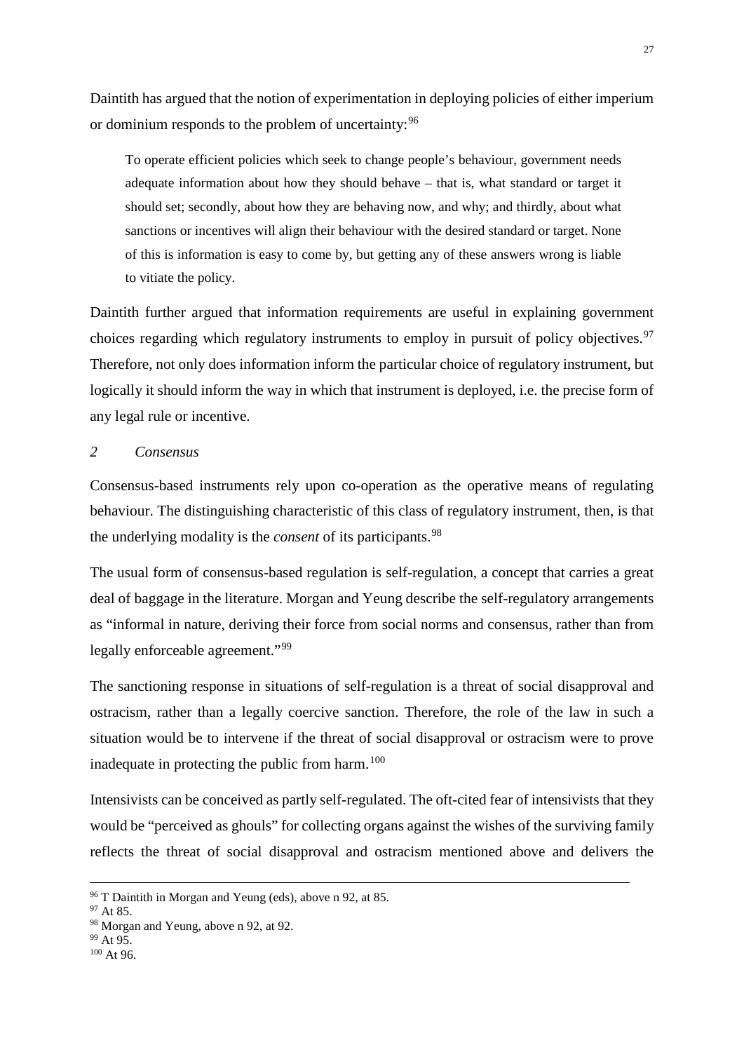Daintith has argued that the notion of experimentation in deploying policies of either imperium or dominium responds to the problem of uncertainty:[96]

> To operate efficient policies which seek to change people's behaviour, government needs adequate information about how they should behave – that is, what standard or target it should set; secondly, about how they are behaving now, and why; and thirdly, about what sanctions or incentives will align their behaviour with the desired standard or target. None of this is information is easy to come by, but getting any of these answers wrong is liable to vitiate the policy.

Daintith further argued that information requirements are useful in explaining government choices regarding which regulatory instruments to employ in pursuit of policy objectives.[97] Therefore, not only does information inform the particular choice of regulatory instrument, but logically it should inform the way in which that instrument is deployed, i.e. the precise form of any legal rule or incentive.

### *2 Consensus*

Consensus-based instruments rely upon co-operation as the operative means of regulating behaviour. The distinguishing characteristic of this class of regulatory instrument, then, is that the underlying modality is the *consent* of its participants.[98]

The usual form of consensus-based regulation is self-regulation, a concept that carries a great deal of baggage in the literature. Morgan and Yeung describe the self-regulatory arrangements as "informal in nature, deriving their force from social norms and consensus, rather than from legally enforceable agreement."[99]

The sanctioning response in situations of self-regulation is a threat of social disapproval and ostracism, rather than a legally coercive sanction. Therefore, the role of the law in such a situation would be to intervene if the threat of social disapproval or ostracism were to prove inadequate in protecting the public from harm.[100]

Intensivists can be conceived as partly self-regulated. The oft-cited fear of intensivists that they would be "perceived as ghouls" for collecting organs against the wishes of the surviving family reflects the threat of social disapproval and ostracism mentioned above and delivers the

---

[96] T Daintith in Morgan and Yeung (eds), above n 92, at 85.
[97] At 85.
[98] Morgan and Yeung, above n 92, at 92.
[99] At 95.
[100] At 96.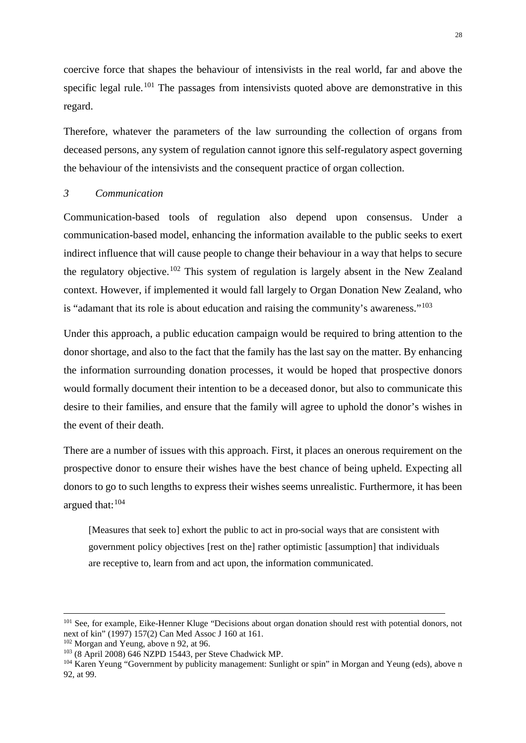coercive force that shapes the behaviour of intensivists in the real world, far and above the specific legal rule.[101] The passages from intensivists quoted above are demonstrative in this regard.

Therefore, whatever the parameters of the law surrounding the collection of organs from deceased persons, any system of regulation cannot ignore this self-regulatory aspect governing the behaviour of the intensivists and the consequent practice of organ collection.

### *3 Communication*

Communication-based tools of regulation also depend upon consensus. Under a communication-based model, enhancing the information available to the public seeks to exert indirect influence that will cause people to change their behaviour in a way that helps to secure the regulatory objective.[102] This system of regulation is largely absent in the New Zealand context. However, if implemented it would fall largely to Organ Donation New Zealand, who is "adamant that its role is about education and raising the community's awareness."[103]

Under this approach, a public education campaign would be required to bring attention to the donor shortage, and also to the fact that the family has the last say on the matter. By enhancing the information surrounding donation processes, it would be hoped that prospective donors would formally document their intention to be a deceased donor, but also to communicate this desire to their families, and ensure that the family will agree to uphold the donor's wishes in the event of their death.

There are a number of issues with this approach. First, it places an onerous requirement on the prospective donor to ensure their wishes have the best chance of being upheld. Expecting all donors to go to such lengths to express their wishes seems unrealistic. Furthermore, it has been argued that:[104]

> [Measures that seek to] exhort the public to act in pro-social ways that are consistent with government policy objectives [rest on the] rather optimistic [assumption] that individuals are receptive to, learn from and act upon, the information communicated.

---

[101] See, for example, Eike-Henner Kluge "Decisions about organ donation should rest with potential donors, not next of kin" (1997) 157(2) Can Med Assoc J 160 at 161.

[102] Morgan and Yeung, above n 92, at 96.

[103] (8 April 2008) 646 NZPD 15443, per Steve Chadwick MP.

[104] Karen Yeung "Government by publicity management: Sunlight or spin" in Morgan and Yeung (eds), above n 92, at 99.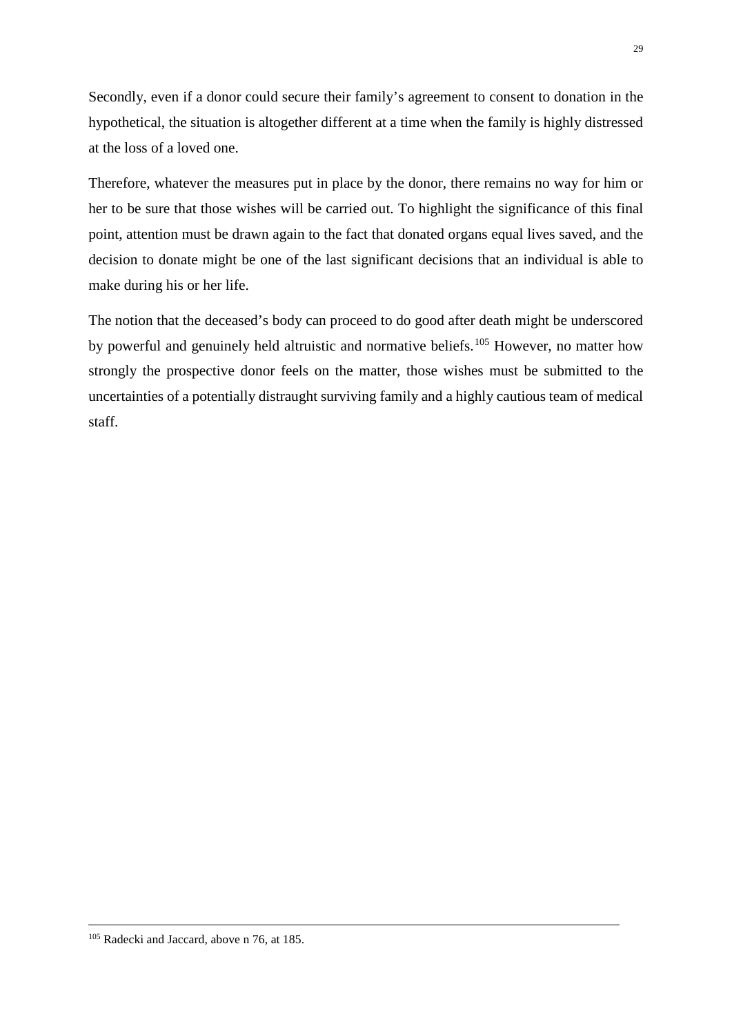Secondly, even if a donor could secure their family's agreement to consent to donation in the hypothetical, the situation is altogether different at a time when the family is highly distressed at the loss of a loved one.

Therefore, whatever the measures put in place by the donor, there remains no way for him or her to be sure that those wishes will be carried out. To highlight the significance of this final point, attention must be drawn again to the fact that donated organs equal lives saved, and the decision to donate might be one of the last significant decisions that an individual is able to make during his or her life.

The notion that the deceased's body can proceed to do good after death might be underscored by powerful and genuinely held altruistic and normative beliefs.[105] However, no matter how strongly the prospective donor feels on the matter, those wishes must be submitted to the uncertainties of a potentially distraught surviving family and a highly cautious team of medical staff.

---

[105] Radecki and Jaccard, above n 76, at 185.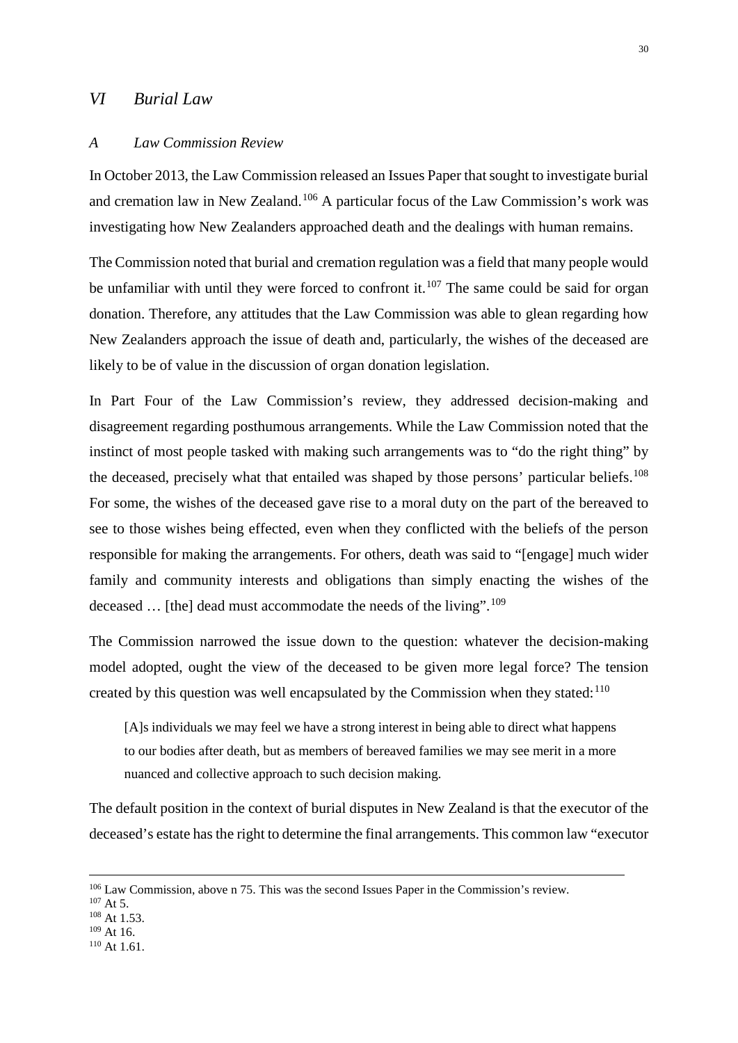## *VI Burial Law*

### *A Law Commission Review*

In October 2013, the Law Commission released an Issues Paper that sought to investigate burial and cremation law in New Zealand.[106] A particular focus of the Law Commission's work was investigating how New Zealanders approached death and the dealings with human remains.

The Commission noted that burial and cremation regulation was a field that many people would be unfamiliar with until they were forced to confront it.[107] The same could be said for organ donation. Therefore, any attitudes that the Law Commission was able to glean regarding how New Zealanders approach the issue of death and, particularly, the wishes of the deceased are likely to be of value in the discussion of organ donation legislation.

In Part Four of the Law Commission's review, they addressed decision-making and disagreement regarding posthumous arrangements. While the Law Commission noted that the instinct of most people tasked with making such arrangements was to "do the right thing" by the deceased, precisely what that entailed was shaped by those persons' particular beliefs.[108] For some, the wishes of the deceased gave rise to a moral duty on the part of the bereaved to see to those wishes being effected, even when they conflicted with the beliefs of the person responsible for making the arrangements. For others, death was said to "[engage] much wider family and community interests and obligations than simply enacting the wishes of the deceased … [the] dead must accommodate the needs of the living".[109]

The Commission narrowed the issue down to the question: whatever the decision-making model adopted, ought the view of the deceased to be given more legal force? The tension created by this question was well encapsulated by the Commission when they stated:[110]

> [A]s individuals we may feel we have a strong interest in being able to direct what happens to our bodies after death, but as members of bereaved families we may see merit in a more nuanced and collective approach to such decision making.

The default position in the context of burial disputes in New Zealand is that the executor of the deceased's estate has the right to determine the final arrangements. This common law "executor

---

[106] Law Commission, above n 75. This was the second Issues Paper in the Commission's review.
[107] At 5.
[108] At 1.53.
[109] At 16.
[110] At 1.61.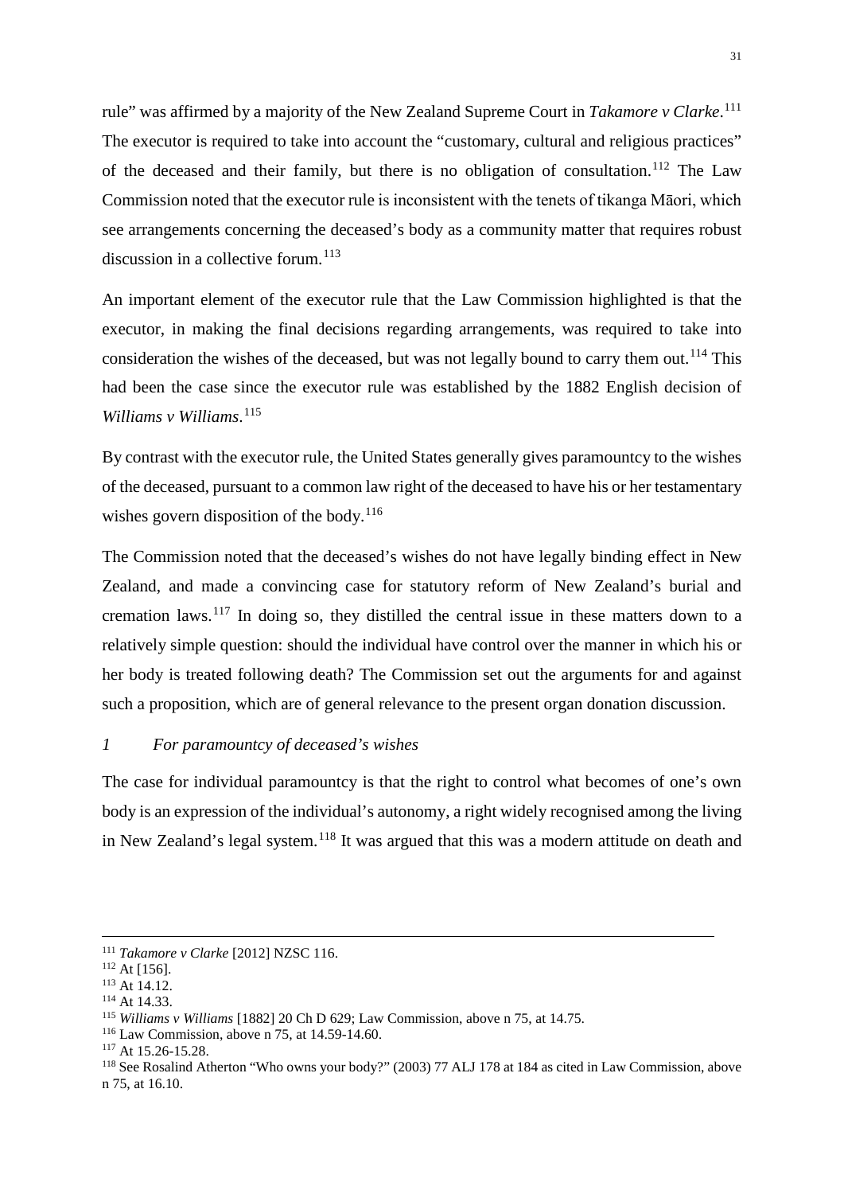rule" was affirmed by a majority of the New Zealand Supreme Court in *Takamore v Clarke*.[111] The executor is required to take into account the "customary, cultural and religious practices" of the deceased and their family, but there is no obligation of consultation.[112] The Law Commission noted that the executor rule is inconsistent with the tenets of tikanga Māori, which see arrangements concerning the deceased's body as a community matter that requires robust discussion in a collective forum.[113]

An important element of the executor rule that the Law Commission highlighted is that the executor, in making the final decisions regarding arrangements, was required to take into consideration the wishes of the deceased, but was not legally bound to carry them out.[114] This had been the case since the executor rule was established by the 1882 English decision of *Williams v Williams*.[115]

By contrast with the executor rule, the United States generally gives paramountcy to the wishes of the deceased, pursuant to a common law right of the deceased to have his or her testamentary wishes govern disposition of the body.[116]

The Commission noted that the deceased's wishes do not have legally binding effect in New Zealand, and made a convincing case for statutory reform of New Zealand's burial and cremation laws.[117] In doing so, they distilled the central issue in these matters down to a relatively simple question: should the individual have control over the manner in which his or her body is treated following death? The Commission set out the arguments for and against such a proposition, which are of general relevance to the present organ donation discussion.

### *1 For paramountcy of deceased's wishes*

The case for individual paramountcy is that the right to control what becomes of one's own body is an expression of the individual's autonomy, a right widely recognised among the living in New Zealand's legal system.[118] It was argued that this was a modern attitude on death and

---

[111] *Takamore v Clarke* [2012] NZSC 116.
[112] At [156].
[113] At 14.12.
[114] At 14.33.
[115] *Williams v Williams* [1882] 20 Ch D 629; Law Commission, above n 75, at 14.75.
[116] Law Commission, above n 75, at 14.59-14.60.
[117] At 15.26-15.28.
[118] See Rosalind Atherton "Who owns your body?" (2003) 77 ALJ 178 at 184 as cited in Law Commission, above n 75, at 16.10.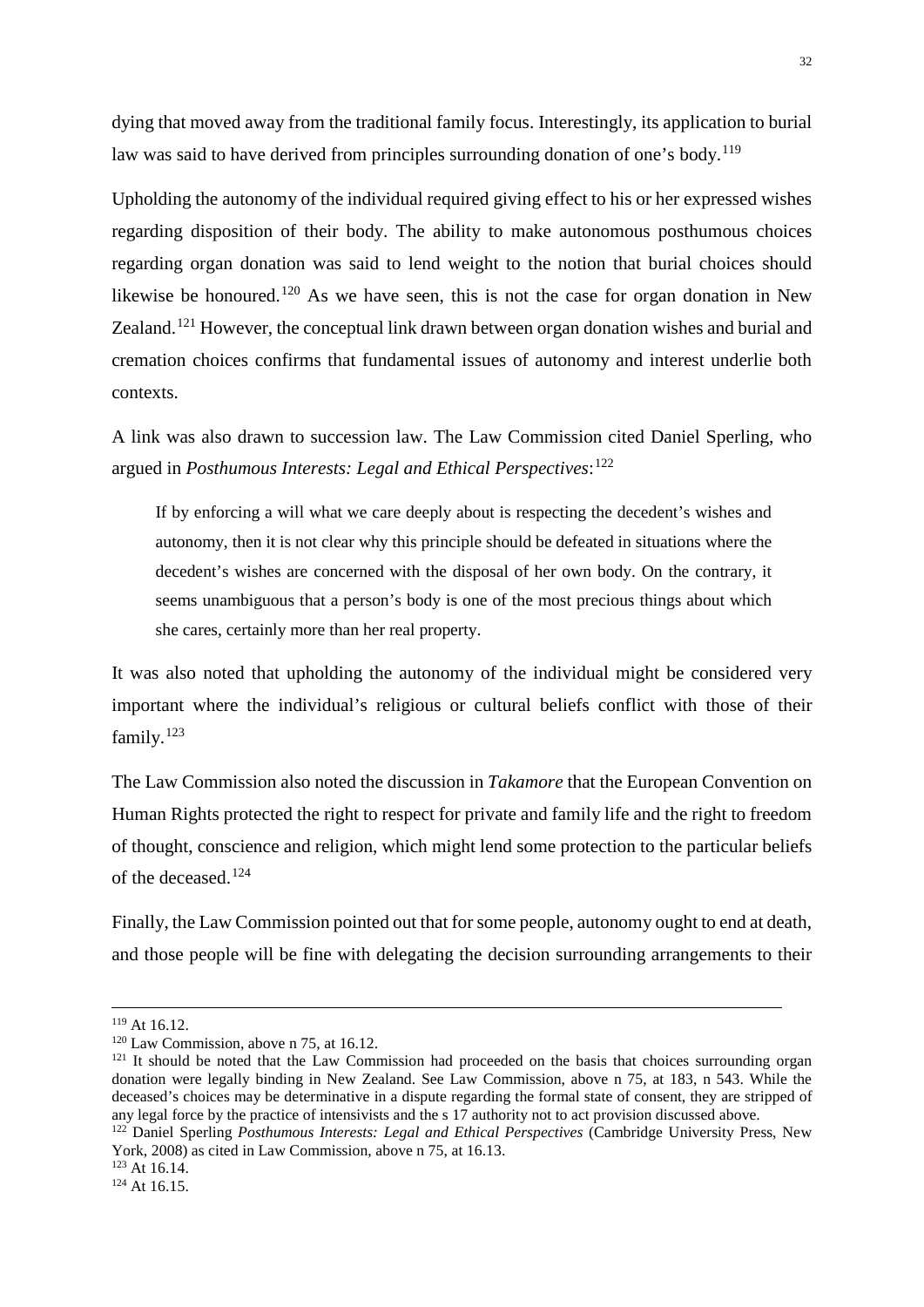dying that moved away from the traditional family focus. Interestingly, its application to burial law was said to have derived from principles surrounding donation of one's body.[119]

Upholding the autonomy of the individual required giving effect to his or her expressed wishes regarding disposition of their body. The ability to make autonomous posthumous choices regarding organ donation was said to lend weight to the notion that burial choices should likewise be honoured.[120] As we have seen, this is not the case for organ donation in New Zealand.[121] However, the conceptual link drawn between organ donation wishes and burial and cremation choices confirms that fundamental issues of autonomy and interest underlie both contexts.

A link was also drawn to succession law. The Law Commission cited Daniel Sperling, who argued in *Posthumous Interests: Legal and Ethical Perspectives*:[122]

> If by enforcing a will what we care deeply about is respecting the decedent's wishes and autonomy, then it is not clear why this principle should be defeated in situations where the decedent's wishes are concerned with the disposal of her own body. On the contrary, it seems unambiguous that a person's body is one of the most precious things about which she cares, certainly more than her real property.

It was also noted that upholding the autonomy of the individual might be considered very important where the individual's religious or cultural beliefs conflict with those of their family.[123]

The Law Commission also noted the discussion in *Takamore* that the European Convention on Human Rights protected the right to respect for private and family life and the right to freedom of thought, conscience and religion, which might lend some protection to the particular beliefs of the deceased.[124]

Finally, the Law Commission pointed out that for some people, autonomy ought to end at death, and those people will be fine with delegating the decision surrounding arrangements to their

---

[119] At 16.12.

[120] Law Commission, above n 75, at 16.12.

[121] It should be noted that the Law Commission had proceeded on the basis that choices surrounding organ donation were legally binding in New Zealand. See Law Commission, above n 75, at 183, n 543. While the deceased's choices may be determinative in a dispute regarding the formal state of consent, they are stripped of any legal force by the practice of intensivists and the s 17 authority not to act provision discussed above.

[122] Daniel Sperling *Posthumous Interests: Legal and Ethical Perspectives* (Cambridge University Press, New York, 2008) as cited in Law Commission, above n 75, at 16.13.

[123] At 16.14.

[124] At 16.15.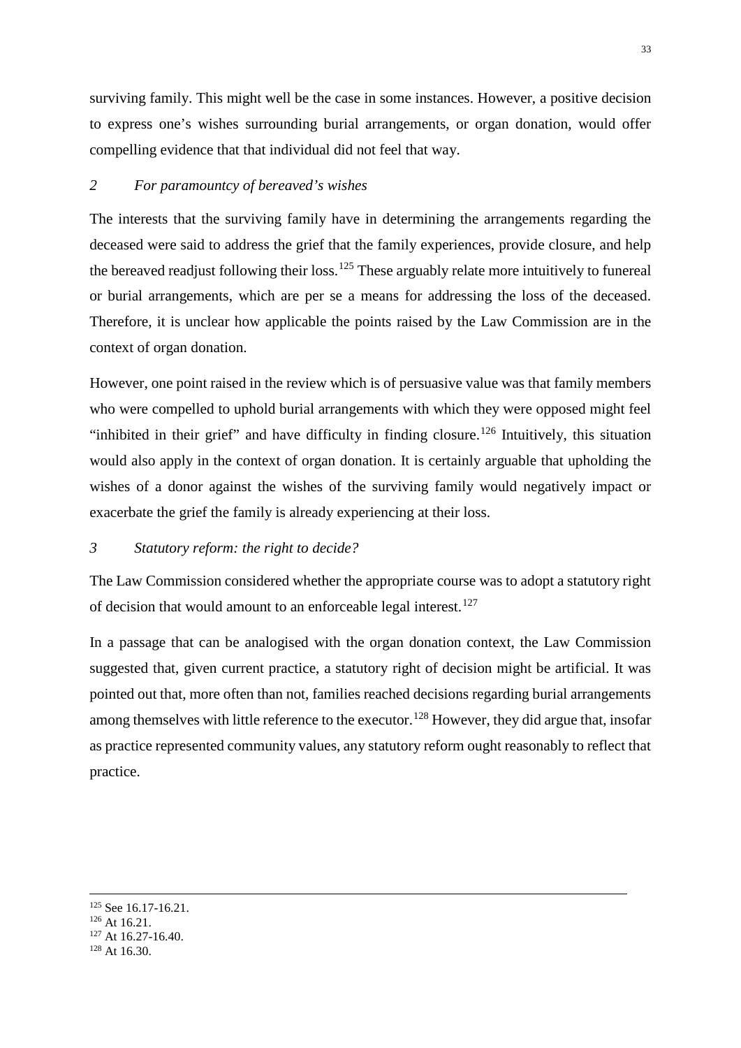surviving family. This might well be the case in some instances. However, a positive decision to express one's wishes surrounding burial arrangements, or organ donation, would offer compelling evidence that that individual did not feel that way.

### *2 For paramountcy of bereaved's wishes*

The interests that the surviving family have in determining the arrangements regarding the deceased were said to address the grief that the family experiences, provide closure, and help the bereaved readjust following their loss.[125] These arguably relate more intuitively to funereal or burial arrangements, which are per se a means for addressing the loss of the deceased. Therefore, it is unclear how applicable the points raised by the Law Commission are in the context of organ donation.

However, one point raised in the review which is of persuasive value was that family members who were compelled to uphold burial arrangements with which they were opposed might feel "inhibited in their grief" and have difficulty in finding closure.[126] Intuitively, this situation would also apply in the context of organ donation. It is certainly arguable that upholding the wishes of a donor against the wishes of the surviving family would negatively impact or exacerbate the grief the family is already experiencing at their loss.

### *3 Statutory reform: the right to decide?*

The Law Commission considered whether the appropriate course was to adopt a statutory right of decision that would amount to an enforceable legal interest.[127]

In a passage that can be analogised with the organ donation context, the Law Commission suggested that, given current practice, a statutory right of decision might be artificial. It was pointed out that, more often than not, families reached decisions regarding burial arrangements among themselves with little reference to the executor.[128] However, they did argue that, insofar as practice represented community values, any statutory reform ought reasonably to reflect that practice.

---

[125] See 16.17-16.21.

[126] At 16.21.

[127] At 16.27-16.40.

[128] At 16.30.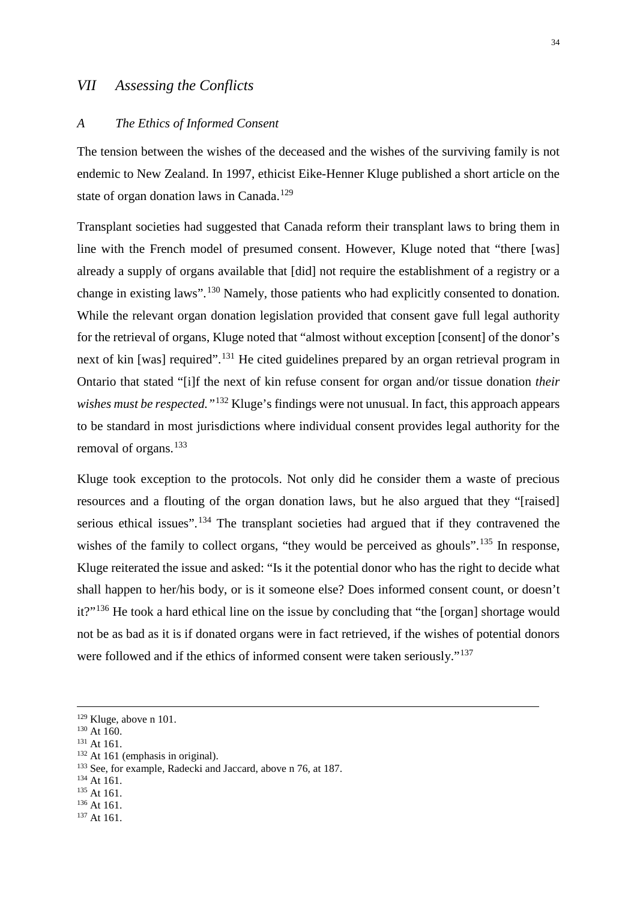## *VII Assessing the Conflicts*

### *A The Ethics of Informed Consent*

The tension between the wishes of the deceased and the wishes of the surviving family is not endemic to New Zealand. In 1997, ethicist Eike-Henner Kluge published a short article on the state of organ donation laws in Canada.[129]

Transplant societies had suggested that Canada reform their transplant laws to bring them in line with the French model of presumed consent. However, Kluge noted that "there [was] already a supply of organs available that [did] not require the establishment of a registry or a change in existing laws".[130] Namely, those patients who had explicitly consented to donation. While the relevant organ donation legislation provided that consent gave full legal authority for the retrieval of organs, Kluge noted that "almost without exception [consent] of the donor's next of kin [was] required".[131] He cited guidelines prepared by an organ retrieval program in Ontario that stated "[i]f the next of kin refuse consent for organ and/or tissue donation *their wishes must be respected."*[132] Kluge's findings were not unusual. In fact, this approach appears to be standard in most jurisdictions where individual consent provides legal authority for the removal of organs.[133]

Kluge took exception to the protocols. Not only did he consider them a waste of precious resources and a flouting of the organ donation laws, but he also argued that they "[raised] serious ethical issues".[134] The transplant societies had argued that if they contravened the wishes of the family to collect organs, "they would be perceived as ghouls".[135] In response, Kluge reiterated the issue and asked: "Is it the potential donor who has the right to decide what shall happen to her/his body, or is it someone else? Does informed consent count, or doesn't it?"[136] He took a hard ethical line on the issue by concluding that "the [organ] shortage would not be as bad as it is if donated organs were in fact retrieved, if the wishes of potential donors were followed and if the ethics of informed consent were taken seriously."[137]

---

[129] Kluge, above n 101.
[130] At 160.
[131] At 161.
[132] At 161 (emphasis in original).
[133] See, for example, Radecki and Jaccard, above n 76, at 187.
[134] At 161.
[135] At 161.
[136] At 161.
[137] At 161.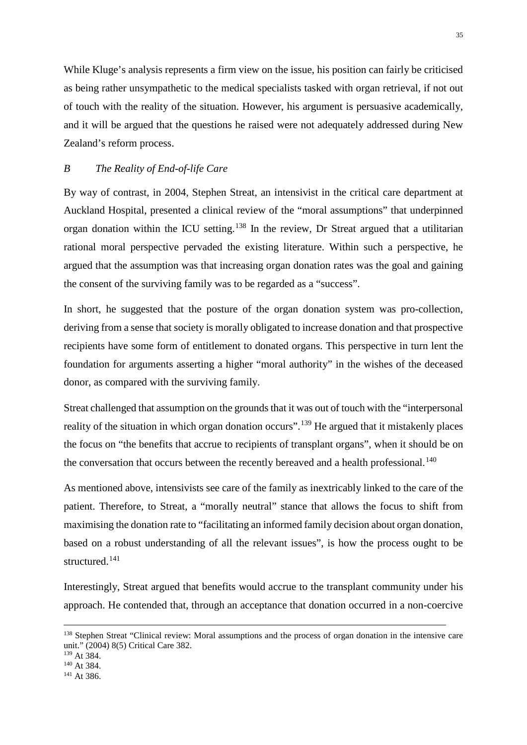While Kluge's analysis represents a firm view on the issue, his position can fairly be criticised as being rather unsympathetic to the medical specialists tasked with organ retrieval, if not out of touch with the reality of the situation. However, his argument is persuasive academically, and it will be argued that the questions he raised were not adequately addressed during New Zealand's reform process.

### *B The Reality of End-of-life Care*

By way of contrast, in 2004, Stephen Streat, an intensivist in the critical care department at Auckland Hospital, presented a clinical review of the "moral assumptions" that underpinned organ donation within the ICU setting.[138] In the review, Dr Streat argued that a utilitarian rational moral perspective pervaded the existing literature. Within such a perspective, he argued that the assumption was that increasing organ donation rates was the goal and gaining the consent of the surviving family was to be regarded as a "success".

In short, he suggested that the posture of the organ donation system was pro-collection, deriving from a sense that society is morally obligated to increase donation and that prospective recipients have some form of entitlement to donated organs. This perspective in turn lent the foundation for arguments asserting a higher "moral authority" in the wishes of the deceased donor, as compared with the surviving family.

Streat challenged that assumption on the grounds that it was out of touch with the "interpersonal reality of the situation in which organ donation occurs".[139] He argued that it mistakenly places the focus on "the benefits that accrue to recipients of transplant organs", when it should be on the conversation that occurs between the recently bereaved and a health professional.[140]

As mentioned above, intensivists see care of the family as inextricably linked to the care of the patient. Therefore, to Streat, a "morally neutral" stance that allows the focus to shift from maximising the donation rate to "facilitating an informed family decision about organ donation, based on a robust understanding of all the relevant issues", is how the process ought to be structured.[141]

Interestingly, Streat argued that benefits would accrue to the transplant community under his approach. He contended that, through an acceptance that donation occurred in a non-coercive

---

[138] Stephen Streat "Clinical review: Moral assumptions and the process of organ donation in the intensive care unit." (2004) 8(5) Critical Care 382.

[139] At 384.

[140] At 384.

[141] At 386.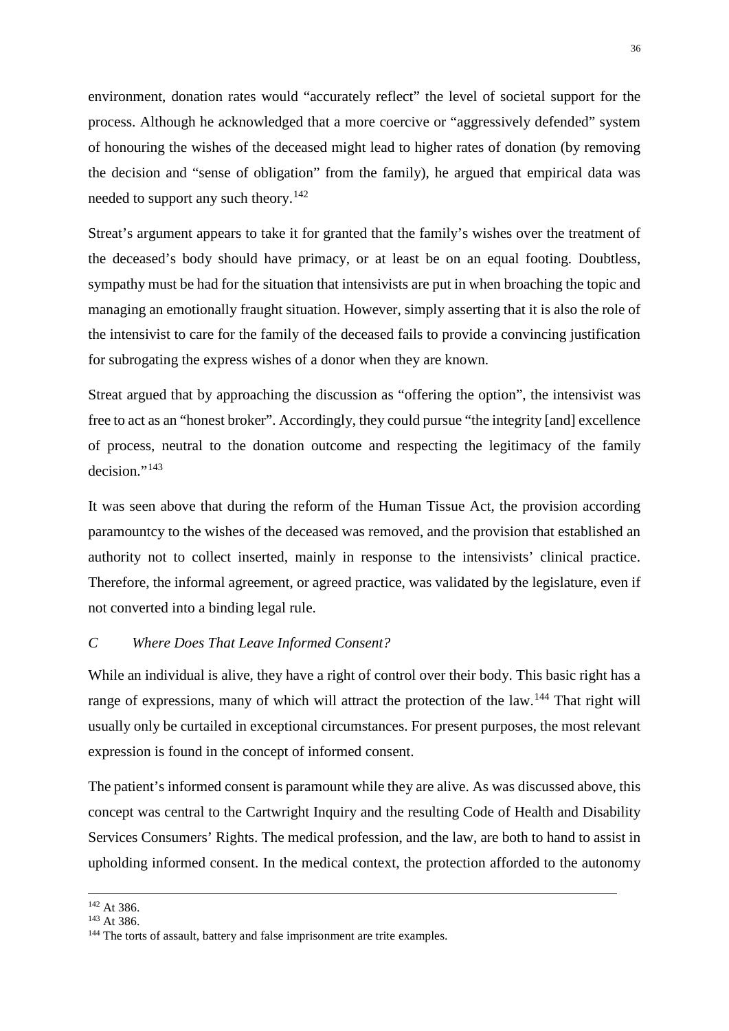environment, donation rates would "accurately reflect" the level of societal support for the process. Although he acknowledged that a more coercive or "aggressively defended" system of honouring the wishes of the deceased might lead to higher rates of donation (by removing the decision and "sense of obligation" from the family), he argued that empirical data was needed to support any such theory.[142]

Streat's argument appears to take it for granted that the family's wishes over the treatment of the deceased's body should have primacy, or at least be on an equal footing. Doubtless, sympathy must be had for the situation that intensivists are put in when broaching the topic and managing an emotionally fraught situation. However, simply asserting that it is also the role of the intensivist to care for the family of the deceased fails to provide a convincing justification for subrogating the express wishes of a donor when they are known.

Streat argued that by approaching the discussion as "offering the option", the intensivist was free to act as an "honest broker". Accordingly, they could pursue "the integrity [and] excellence of process, neutral to the donation outcome and respecting the legitimacy of the family decision."[143]

It was seen above that during the reform of the Human Tissue Act, the provision according paramountcy to the wishes of the deceased was removed, and the provision that established an authority not to collect inserted, mainly in response to the intensivists' clinical practice. Therefore, the informal agreement, or agreed practice, was validated by the legislature, even if not converted into a binding legal rule.

### *C Where Does That Leave Informed Consent?*

While an individual is alive, they have a right of control over their body. This basic right has a range of expressions, many of which will attract the protection of the law.[144] That right will usually only be curtailed in exceptional circumstances. For present purposes, the most relevant expression is found in the concept of informed consent.

The patient's informed consent is paramount while they are alive. As was discussed above, this concept was central to the Cartwright Inquiry and the resulting Code of Health and Disability Services Consumers' Rights. The medical profession, and the law, are both to hand to assist in upholding informed consent. In the medical context, the protection afforded to the autonomy

---

[142] At 386.

[143] At 386.

[144] The torts of assault, battery and false imprisonment are trite examples.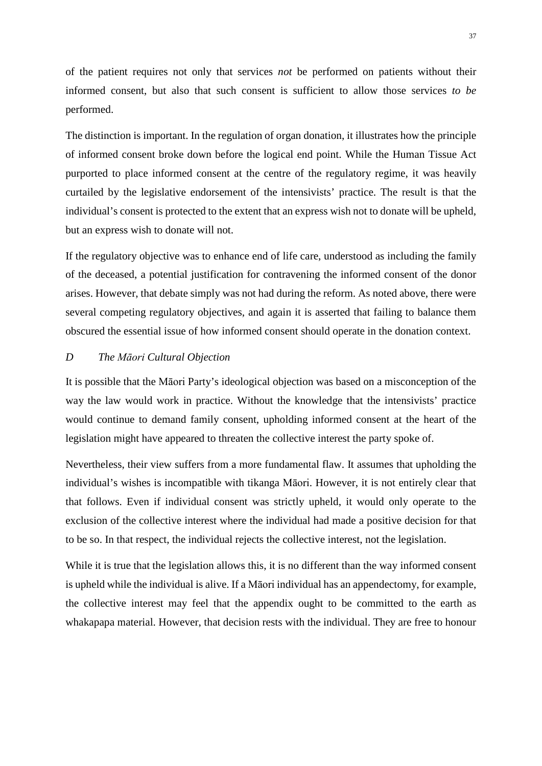of the patient requires not only that services *not* be performed on patients without their informed consent, but also that such consent is sufficient to allow those services *to be* performed.

The distinction is important. In the regulation of organ donation, it illustrates how the principle of informed consent broke down before the logical end point. While the Human Tissue Act purported to place informed consent at the centre of the regulatory regime, it was heavily curtailed by the legislative endorsement of the intensivists' practice. The result is that the individual's consent is protected to the extent that an express wish not to donate will be upheld, but an express wish to donate will not.

If the regulatory objective was to enhance end of life care, understood as including the family of the deceased, a potential justification for contravening the informed consent of the donor arises. However, that debate simply was not had during the reform. As noted above, there were several competing regulatory objectives, and again it is asserted that failing to balance them obscured the essential issue of how informed consent should operate in the donation context.

### *D The Māori Cultural Objection*

It is possible that the Māori Party's ideological objection was based on a misconception of the way the law would work in practice. Without the knowledge that the intensivists' practice would continue to demand family consent, upholding informed consent at the heart of the legislation might have appeared to threaten the collective interest the party spoke of.

Nevertheless, their view suffers from a more fundamental flaw. It assumes that upholding the individual's wishes is incompatible with tikanga Māori. However, it is not entirely clear that that follows. Even if individual consent was strictly upheld, it would only operate to the exclusion of the collective interest where the individual had made a positive decision for that to be so. In that respect, the individual rejects the collective interest, not the legislation.

While it is true that the legislation allows this, it is no different than the way informed consent is upheld while the individual is alive. If a Māori individual has an appendectomy, for example, the collective interest may feel that the appendix ought to be committed to the earth as whakapapa material. However, that decision rests with the individual. They are free to honour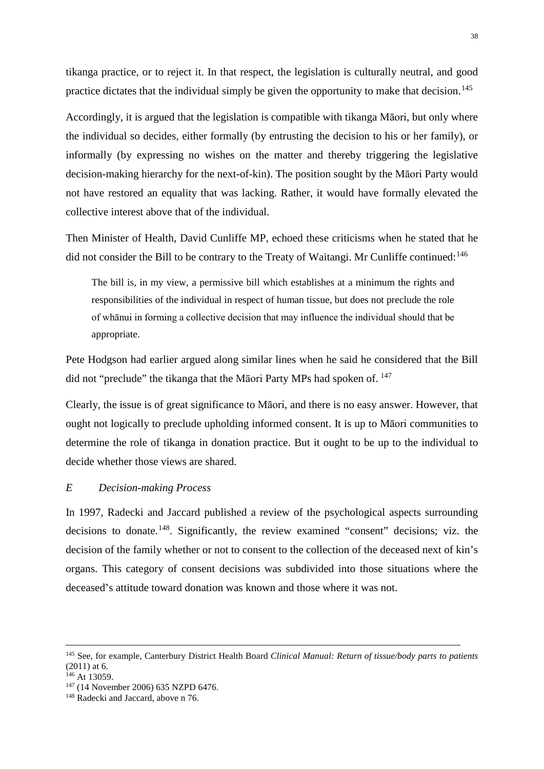tikanga practice, or to reject it. In that respect, the legislation is culturally neutral, and good practice dictates that the individual simply be given the opportunity to make that decision.[145]

Accordingly, it is argued that the legislation is compatible with tikanga Māori, but only where the individual so decides, either formally (by entrusting the decision to his or her family), or informally (by expressing no wishes on the matter and thereby triggering the legislative decision-making hierarchy for the next-of-kin). The position sought by the Māori Party would not have restored an equality that was lacking. Rather, it would have formally elevated the collective interest above that of the individual.

Then Minister of Health, David Cunliffe MP, echoed these criticisms when he stated that he did not consider the Bill to be contrary to the Treaty of Waitangi. Mr Cunliffe continued:[146]

> The bill is, in my view, a permissive bill which establishes at a minimum the rights and responsibilities of the individual in respect of human tissue, but does not preclude the role of whānui in forming a collective decision that may influence the individual should that be appropriate.

Pete Hodgson had earlier argued along similar lines when he said he considered that the Bill did not "preclude" the tikanga that the Māori Party MPs had spoken of. [147]

Clearly, the issue is of great significance to Māori, and there is no easy answer. However, that ought not logically to preclude upholding informed consent. It is up to Māori communities to determine the role of tikanga in donation practice. But it ought to be up to the individual to decide whether those views are shared.

### *E Decision-making Process*

In 1997, Radecki and Jaccard published a review of the psychological aspects surrounding decisions to donate.[148]. Significantly, the review examined "consent" decisions; viz. the decision of the family whether or not to consent to the collection of the deceased next of kin's organs. This category of consent decisions was subdivided into those situations where the deceased's attitude toward donation was known and those where it was not.

---

[145] See, for example, Canterbury District Health Board *Clinical Manual: Return of tissue/body parts to patients* (2011) at 6.

[146] At 13059.

[147] (14 November 2006) 635 NZPD 6476.

[148] Radecki and Jaccard, above n 76.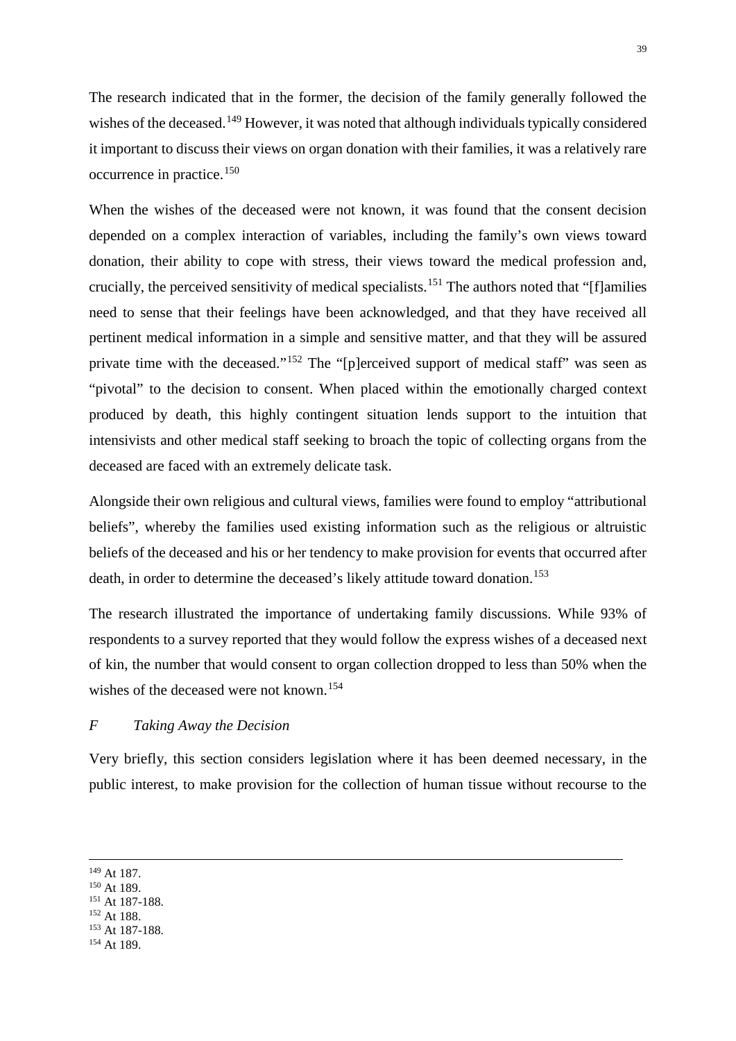The research indicated that in the former, the decision of the family generally followed the wishes of the deceased.[149] However, it was noted that although individuals typically considered it important to discuss their views on organ donation with their families, it was a relatively rare occurrence in practice.[150]

When the wishes of the deceased were not known, it was found that the consent decision depended on a complex interaction of variables, including the family's own views toward donation, their ability to cope with stress, their views toward the medical profession and, crucially, the perceived sensitivity of medical specialists.[151] The authors noted that "[f]amilies need to sense that their feelings have been acknowledged, and that they have received all pertinent medical information in a simple and sensitive matter, and that they will be assured private time with the deceased."[152] The "[p]erceived support of medical staff" was seen as "pivotal" to the decision to consent. When placed within the emotionally charged context produced by death, this highly contingent situation lends support to the intuition that intensivists and other medical staff seeking to broach the topic of collecting organs from the deceased are faced with an extremely delicate task.

Alongside their own religious and cultural views, families were found to employ "attributional beliefs", whereby the families used existing information such as the religious or altruistic beliefs of the deceased and his or her tendency to make provision for events that occurred after death, in order to determine the deceased's likely attitude toward donation.[153]

The research illustrated the importance of undertaking family discussions. While 93% of respondents to a survey reported that they would follow the express wishes of a deceased next of kin, the number that would consent to organ collection dropped to less than 50% when the wishes of the deceased were not known.[154]

### *F Taking Away the Decision*

Very briefly, this section considers legislation where it has been deemed necessary, in the public interest, to make provision for the collection of human tissue without recourse to the

---

[149] At 187.
[150] At 189.
[151] At 187-188.
[152] At 188.
[153] At 187-188.
[154] At 189.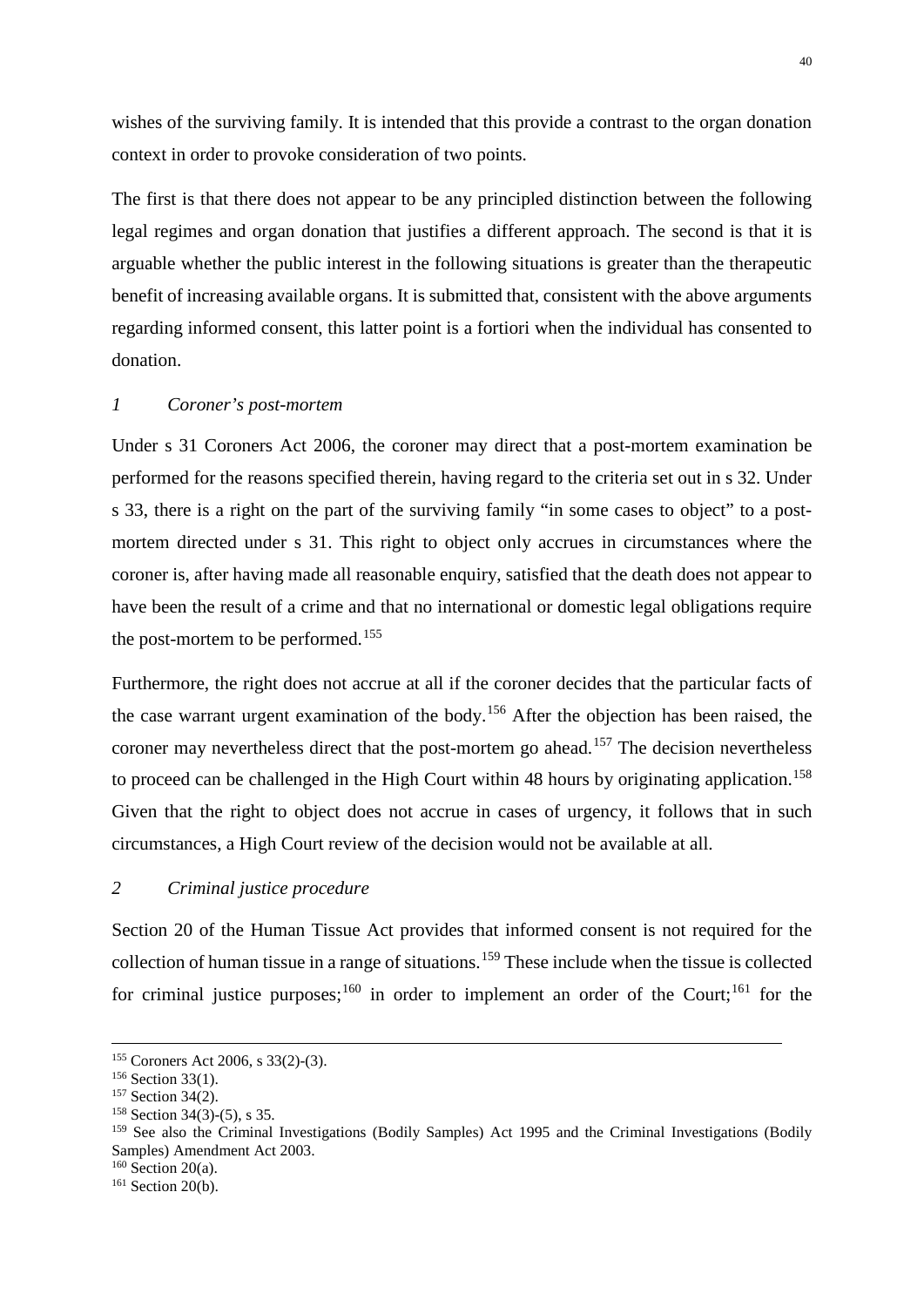wishes of the surviving family. It is intended that this provide a contrast to the organ donation context in order to provoke consideration of two points.

The first is that there does not appear to be any principled distinction between the following legal regimes and organ donation that justifies a different approach. The second is that it is arguable whether the public interest in the following situations is greater than the therapeutic benefit of increasing available organs. It is submitted that, consistent with the above arguments regarding informed consent, this latter point is a fortiori when the individual has consented to donation.

### *1 Coroner's post-mortem*

Under s 31 Coroners Act 2006, the coroner may direct that a post-mortem examination be performed for the reasons specified therein, having regard to the criteria set out in s 32. Under s 33, there is a right on the part of the surviving family "in some cases to object" to a post-mortem directed under s 31. This right to object only accrues in circumstances where the coroner is, after having made all reasonable enquiry, satisfied that the death does not appear to have been the result of a crime and that no international or domestic legal obligations require the post-mortem to be performed.[155]

Furthermore, the right does not accrue at all if the coroner decides that the particular facts of the case warrant urgent examination of the body.[156] After the objection has been raised, the coroner may nevertheless direct that the post-mortem go ahead.[157] The decision nevertheless to proceed can be challenged in the High Court within 48 hours by originating application.[158] Given that the right to object does not accrue in cases of urgency, it follows that in such circumstances, a High Court review of the decision would not be available at all.

### *2 Criminal justice procedure*

Section 20 of the Human Tissue Act provides that informed consent is not required for the collection of human tissue in a range of situations.[159] These include when the tissue is collected for criminal justice purposes;[160] in order to implement an order of the Court;[161] for the

---

[155] Coroners Act 2006, s 33(2)-(3).
[156] Section 33(1).
[157] Section 34(2).
[158] Section 34(3)-(5), s 35.
[159] See also the Criminal Investigations (Bodily Samples) Act 1995 and the Criminal Investigations (Bodily Samples) Amendment Act 2003.
[160] Section 20(a).
[161] Section 20(b).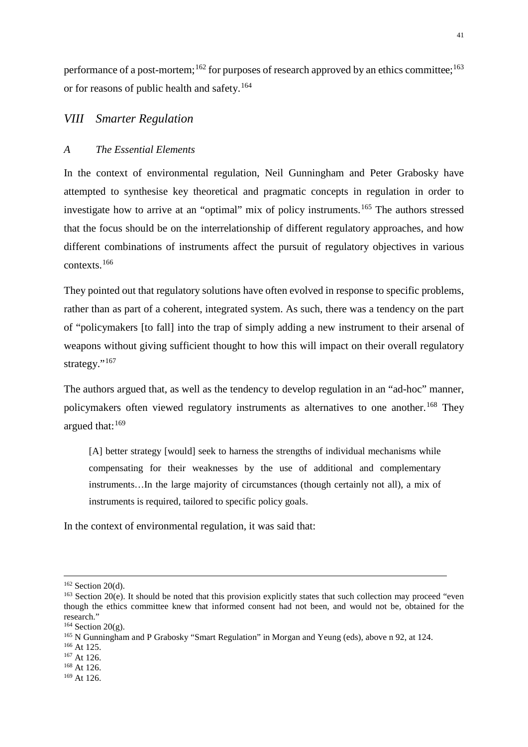performance of a post-mortem;[162] for purposes of research approved by an ethics committee;[163] or for reasons of public health and safety.[164]

## *VIII Smarter Regulation*

### *A The Essential Elements*

In the context of environmental regulation, Neil Gunningham and Peter Grabosky have attempted to synthesise key theoretical and pragmatic concepts in regulation in order to investigate how to arrive at an "optimal" mix of policy instruments.[165] The authors stressed that the focus should be on the interrelationship of different regulatory approaches, and how different combinations of instruments affect the pursuit of regulatory objectives in various contexts.[166]

They pointed out that regulatory solutions have often evolved in response to specific problems, rather than as part of a coherent, integrated system. As such, there was a tendency on the part of "policymakers [to fall] into the trap of simply adding a new instrument to their arsenal of weapons without giving sufficient thought to how this will impact on their overall regulatory strategy."[167]

The authors argued that, as well as the tendency to develop regulation in an "ad-hoc" manner, policymakers often viewed regulatory instruments as alternatives to one another.[168] They argued that:[169]

> [A] better strategy [would] seek to harness the strengths of individual mechanisms while compensating for their weaknesses by the use of additional and complementary instruments…In the large majority of circumstances (though certainly not all), a mix of instruments is required, tailored to specific policy goals.

In the context of environmental regulation, it was said that:

---

[162] Section 20(d).

[163] Section 20(e). It should be noted that this provision explicitly states that such collection may proceed "even though the ethics committee knew that informed consent had not been, and would not be, obtained for the research."

[164] Section 20(g).

[165] N Gunningham and P Grabosky "Smart Regulation" in Morgan and Yeung (eds), above n 92, at 124.

[166] At 125.

[167] At 126.

[168] At 126.

[169] At 126.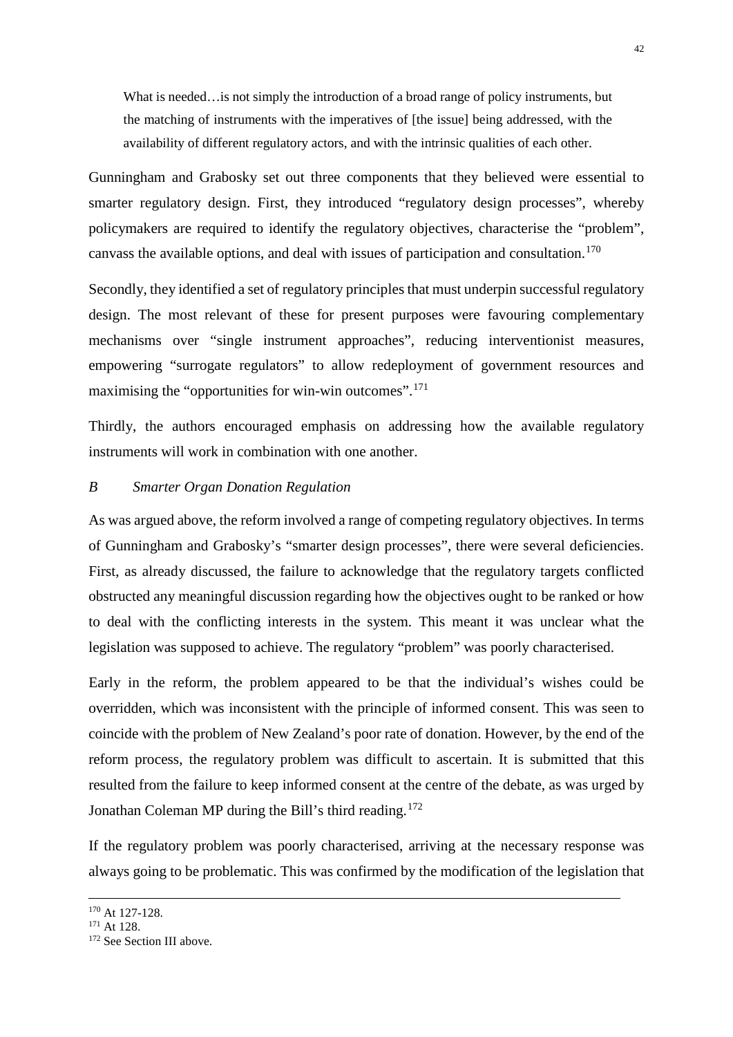> What is needed…is not simply the introduction of a broad range of policy instruments, but the matching of instruments with the imperatives of [the issue] being addressed, with the availability of different regulatory actors, and with the intrinsic qualities of each other.

Gunningham and Grabosky set out three components that they believed were essential to smarter regulatory design. First, they introduced "regulatory design processes", whereby policymakers are required to identify the regulatory objectives, characterise the "problem", canvass the available options, and deal with issues of participation and consultation.[170]

Secondly, they identified a set of regulatory principles that must underpin successful regulatory design. The most relevant of these for present purposes were favouring complementary mechanisms over "single instrument approaches", reducing interventionist measures, empowering "surrogate regulators" to allow redeployment of government resources and maximising the "opportunities for win-win outcomes".[171]

Thirdly, the authors encouraged emphasis on addressing how the available regulatory instruments will work in combination with one another.

### *B Smarter Organ Donation Regulation*

As was argued above, the reform involved a range of competing regulatory objectives. In terms of Gunningham and Grabosky's "smarter design processes", there were several deficiencies. First, as already discussed, the failure to acknowledge that the regulatory targets conflicted obstructed any meaningful discussion regarding how the objectives ought to be ranked or how to deal with the conflicting interests in the system. This meant it was unclear what the legislation was supposed to achieve. The regulatory "problem" was poorly characterised.

Early in the reform, the problem appeared to be that the individual's wishes could be overridden, which was inconsistent with the principle of informed consent. This was seen to coincide with the problem of New Zealand's poor rate of donation. However, by the end of the reform process, the regulatory problem was difficult to ascertain. It is submitted that this resulted from the failure to keep informed consent at the centre of the debate, as was urged by Jonathan Coleman MP during the Bill's third reading.[172]

If the regulatory problem was poorly characterised, arriving at the necessary response was always going to be problematic. This was confirmed by the modification of the legislation that

---

[170] At 127-128.
[171] At 128.
[172] See Section III above.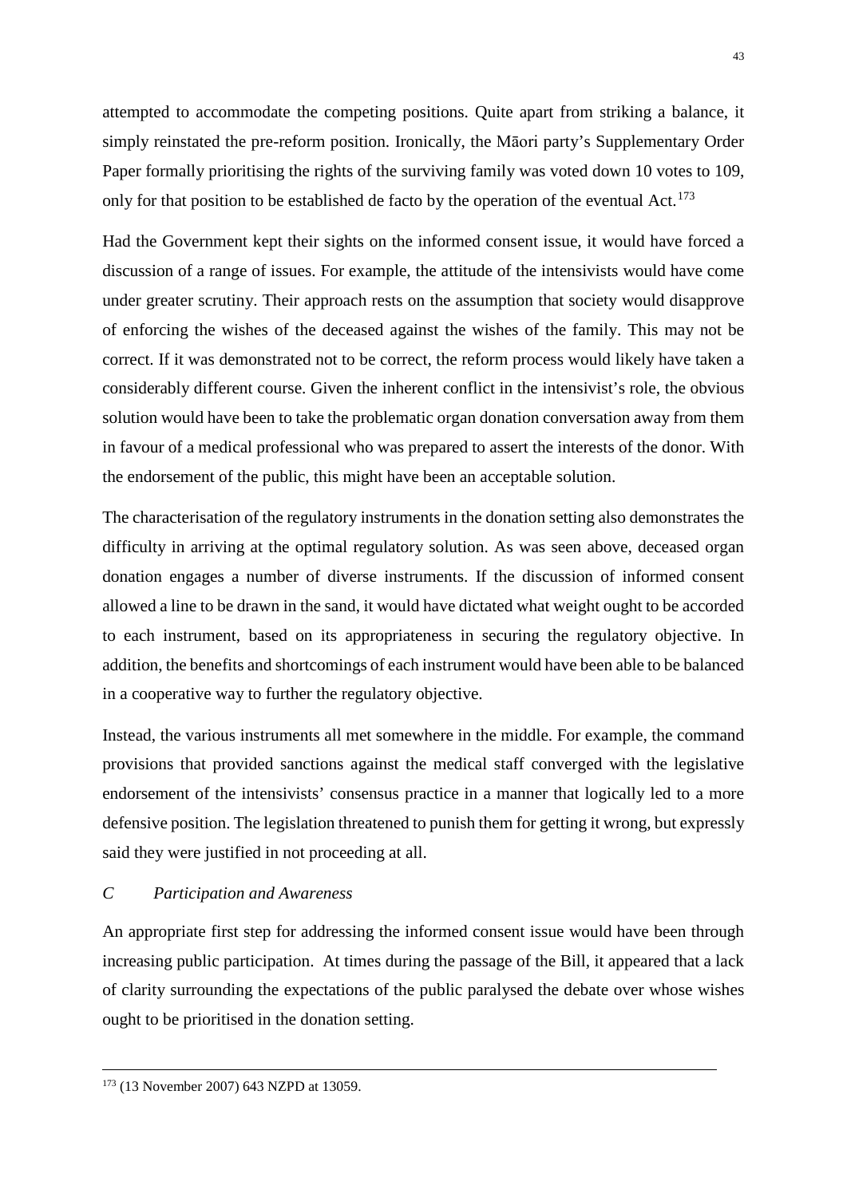attempted to accommodate the competing positions. Quite apart from striking a balance, it simply reinstated the pre-reform position. Ironically, the Māori party's Supplementary Order Paper formally prioritising the rights of the surviving family was voted down 10 votes to 109, only for that position to be established de facto by the operation of the eventual Act.[173]

Had the Government kept their sights on the informed consent issue, it would have forced a discussion of a range of issues. For example, the attitude of the intensivists would have come under greater scrutiny. Their approach rests on the assumption that society would disapprove of enforcing the wishes of the deceased against the wishes of the family. This may not be correct. If it was demonstrated not to be correct, the reform process would likely have taken a considerably different course. Given the inherent conflict in the intensivist's role, the obvious solution would have been to take the problematic organ donation conversation away from them in favour of a medical professional who was prepared to assert the interests of the donor. With the endorsement of the public, this might have been an acceptable solution.

The characterisation of the regulatory instruments in the donation setting also demonstrates the difficulty in arriving at the optimal regulatory solution. As was seen above, deceased organ donation engages a number of diverse instruments. If the discussion of informed consent allowed a line to be drawn in the sand, it would have dictated what weight ought to be accorded to each instrument, based on its appropriateness in securing the regulatory objective. In addition, the benefits and shortcomings of each instrument would have been able to be balanced in a cooperative way to further the regulatory objective.

Instead, the various instruments all met somewhere in the middle. For example, the command provisions that provided sanctions against the medical staff converged with the legislative endorsement of the intensivists' consensus practice in a manner that logically led to a more defensive position. The legislation threatened to punish them for getting it wrong, but expressly said they were justified in not proceeding at all.

### *C Participation and Awareness*

An appropriate first step for addressing the informed consent issue would have been through increasing public participation. At times during the passage of the Bill, it appeared that a lack of clarity surrounding the expectations of the public paralysed the debate over whose wishes ought to be prioritised in the donation setting.

---

[173] (13 November 2007) 643 NZPD at 13059.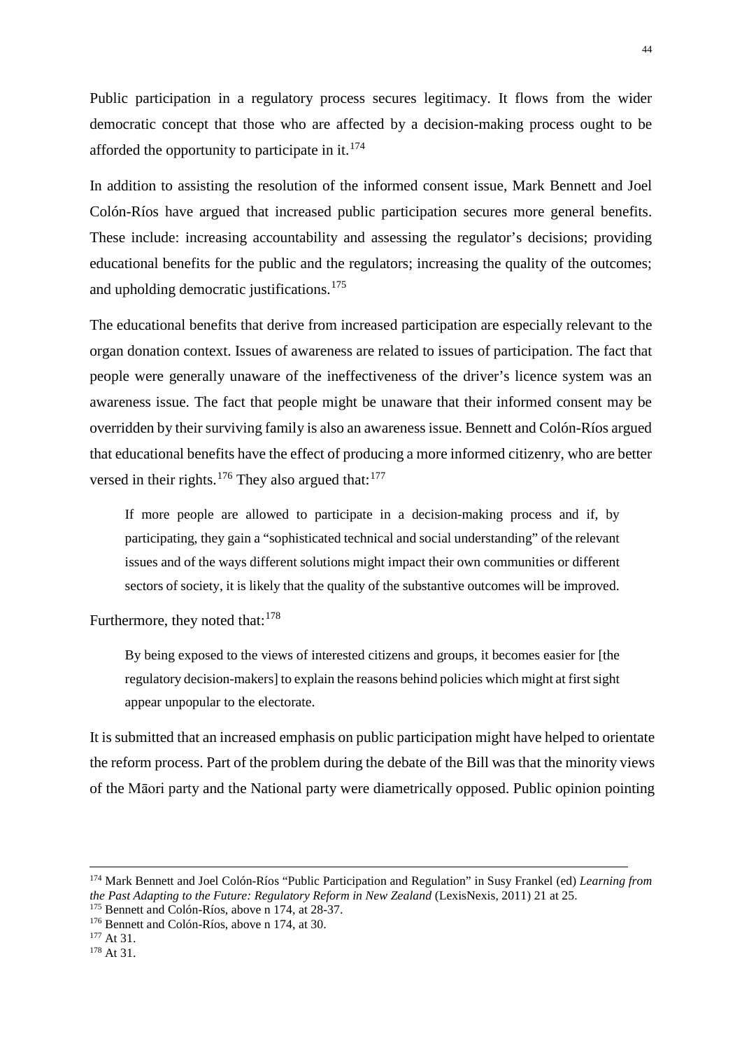Public participation in a regulatory process secures legitimacy. It flows from the wider democratic concept that those who are affected by a decision-making process ought to be afforded the opportunity to participate in it.[174]

In addition to assisting the resolution of the informed consent issue, Mark Bennett and Joel Colón-Ríos have argued that increased public participation secures more general benefits. These include: increasing accountability and assessing the regulator's decisions; providing educational benefits for the public and the regulators; increasing the quality of the outcomes; and upholding democratic justifications.[175]

The educational benefits that derive from increased participation are especially relevant to the organ donation context. Issues of awareness are related to issues of participation. The fact that people were generally unaware of the ineffectiveness of the driver's licence system was an awareness issue. The fact that people might be unaware that their informed consent may be overridden by their surviving family is also an awareness issue. Bennett and Colón-Ríos argued that educational benefits have the effect of producing a more informed citizenry, who are better versed in their rights.[176] They also argued that:[177]

> If more people are allowed to participate in a decision-making process and if, by participating, they gain a "sophisticated technical and social understanding" of the relevant issues and of the ways different solutions might impact their own communities or different sectors of society, it is likely that the quality of the substantive outcomes will be improved.

Furthermore, they noted that:[178]

> By being exposed to the views of interested citizens and groups, it becomes easier for [the regulatory decision-makers] to explain the reasons behind policies which might at first sight appear unpopular to the electorate.

It is submitted that an increased emphasis on public participation might have helped to orientate the reform process. Part of the problem during the debate of the Bill was that the minority views of the Māori party and the National party were diametrically opposed. Public opinion pointing

---

[174] Mark Bennett and Joel Colón-Ríos "Public Participation and Regulation" in Susy Frankel (ed) *Learning from the Past Adapting to the Future: Regulatory Reform in New Zealand* (LexisNexis, 2011) 21 at 25.

[175] Bennett and Colón-Ríos, above n 174, at 28-37.

[176] Bennett and Colón-Ríos, above n 174, at 30.

[177] At 31.

[178] At 31.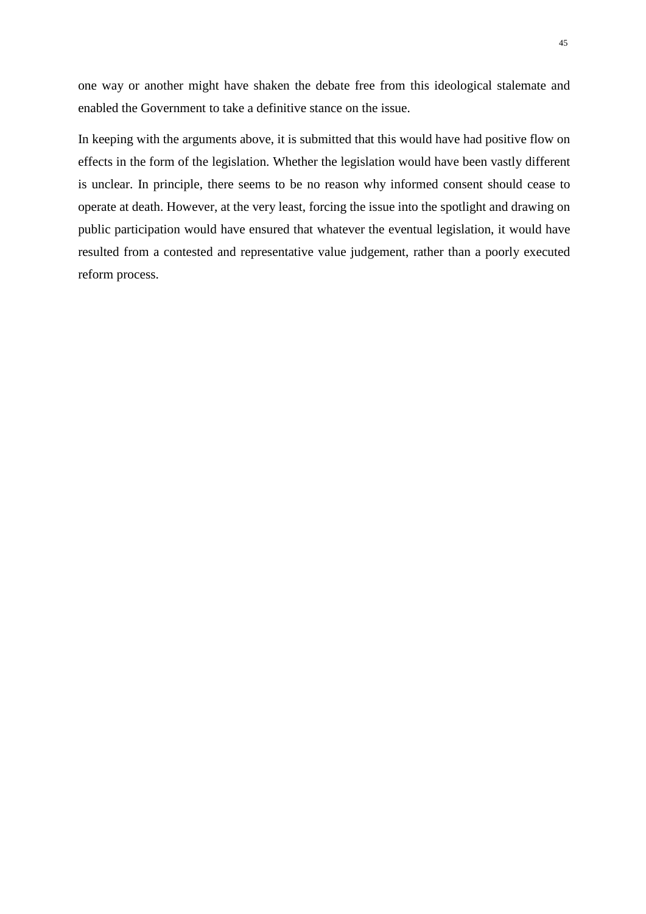one way or another might have shaken the debate free from this ideological stalemate and enabled the Government to take a definitive stance on the issue.

In keeping with the arguments above, it is submitted that this would have had positive flow on effects in the form of the legislation. Whether the legislation would have been vastly different is unclear. In principle, there seems to be no reason why informed consent should cease to operate at death. However, at the very least, forcing the issue into the spotlight and drawing on public participation would have ensured that whatever the eventual legislation, it would have resulted from a contested and representative value judgement, rather than a poorly executed reform process.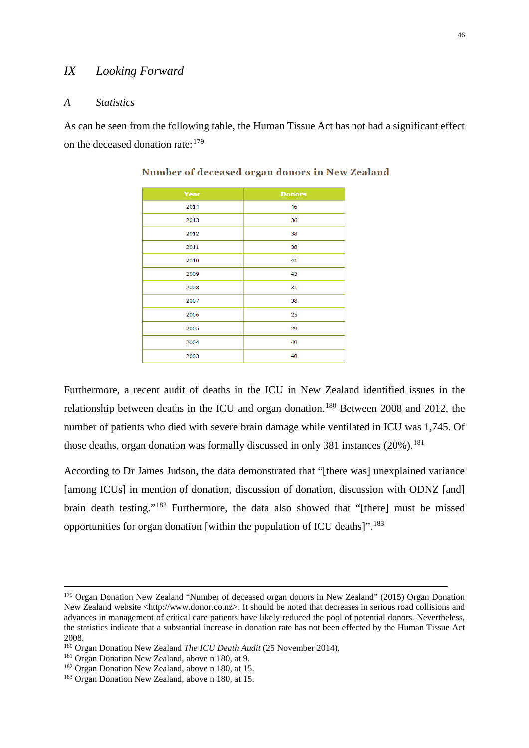## IX Looking Forward

### A Statistics

As can be seen from the following table, the Human Tissue Act has not had a significant effect on the deceased donation rate:[179]

**Number of deceased organ donors in New Zealand**

| Year | Donors |
|---|---|
| 2014 | 46 |
| 2013 | 36 |
| 2012 | 38 |
| 2011 | 38 |
| 2010 | 41 |
| 2009 | 43 |
| 2008 | 31 |
| 2007 | 38 |
| 2006 | 25 |
| 2005 | 29 |
| 2004 | 40 |
| 2003 | 40 |

Furthermore, a recent audit of deaths in the ICU in New Zealand identified issues in the relationship between deaths in the ICU and organ donation.[180] Between 2008 and 2012, the number of patients who died with severe brain damage while ventilated in ICU was 1,745. Of those deaths, organ donation was formally discussed in only 381 instances (20%).[181]

According to Dr James Judson, the data demonstrated that "[there was] unexplained variance [among ICUs] in mention of donation, discussion of donation, discussion with ODNZ [and] brain death testing."[182] Furthermore, the data also showed that "[there] must be missed opportunities for organ donation [within the population of ICU deaths]".[183]

---

[179] Organ Donation New Zealand "Number of deceased organ donors in New Zealand" (2015) Organ Donation New Zealand website <http://www.donor.co.nz>. It should be noted that decreases in serious road collisions and advances in management of critical care patients have likely reduced the pool of potential donors. Nevertheless, the statistics indicate that a substantial increase in donation rate has not been effected by the Human Tissue Act 2008.

[180] Organ Donation New Zealand *The ICU Death Audit* (25 November 2014).

[181] Organ Donation New Zealand, above n 180, at 9.

[182] Organ Donation New Zealand, above n 180, at 15.

[183] Organ Donation New Zealand, above n 180, at 15.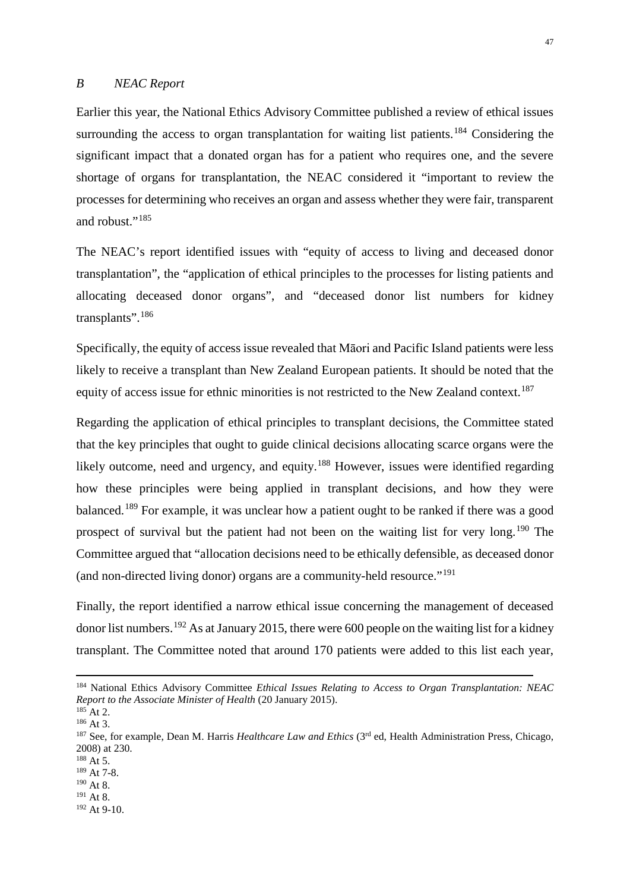### *B NEAC Report*

Earlier this year, the National Ethics Advisory Committee published a review of ethical issues surrounding the access to organ transplantation for waiting list patients.[184] Considering the significant impact that a donated organ has for a patient who requires one, and the severe shortage of organs for transplantation, the NEAC considered it "important to review the processes for determining who receives an organ and assess whether they were fair, transparent and robust."[185]

The NEAC's report identified issues with "equity of access to living and deceased donor transplantation", the "application of ethical principles to the processes for listing patients and allocating deceased donor organs", and "deceased donor list numbers for kidney transplants".[186]

Specifically, the equity of access issue revealed that Māori and Pacific Island patients were less likely to receive a transplant than New Zealand European patients. It should be noted that the equity of access issue for ethnic minorities is not restricted to the New Zealand context.[187]

Regarding the application of ethical principles to transplant decisions, the Committee stated that the key principles that ought to guide clinical decisions allocating scarce organs were the likely outcome, need and urgency, and equity.[188] However, issues were identified regarding how these principles were being applied in transplant decisions, and how they were balanced.[189] For example, it was unclear how a patient ought to be ranked if there was a good prospect of survival but the patient had not been on the waiting list for very long.[190] The Committee argued that "allocation decisions need to be ethically defensible, as deceased donor (and non-directed living donor) organs are a community-held resource."[191]

Finally, the report identified a narrow ethical issue concerning the management of deceased donor list numbers.[192] As at January 2015, there were 600 people on the waiting list for a kidney transplant. The Committee noted that around 170 patients were added to this list each year,

---

[184] National Ethics Advisory Committee *Ethical Issues Relating to Access to Organ Transplantation: NEAC Report to the Associate Minister of Health* (20 January 2015).

[185] At 2.

[186] At 3.

[187] See, for example, Dean M. Harris *Healthcare Law and Ethics* (3rd ed, Health Administration Press, Chicago, 2008) at 230.

[188] At 5.

[189] At 7-8.

[190] At 8.

[191] At 8.

[192] At 9-10.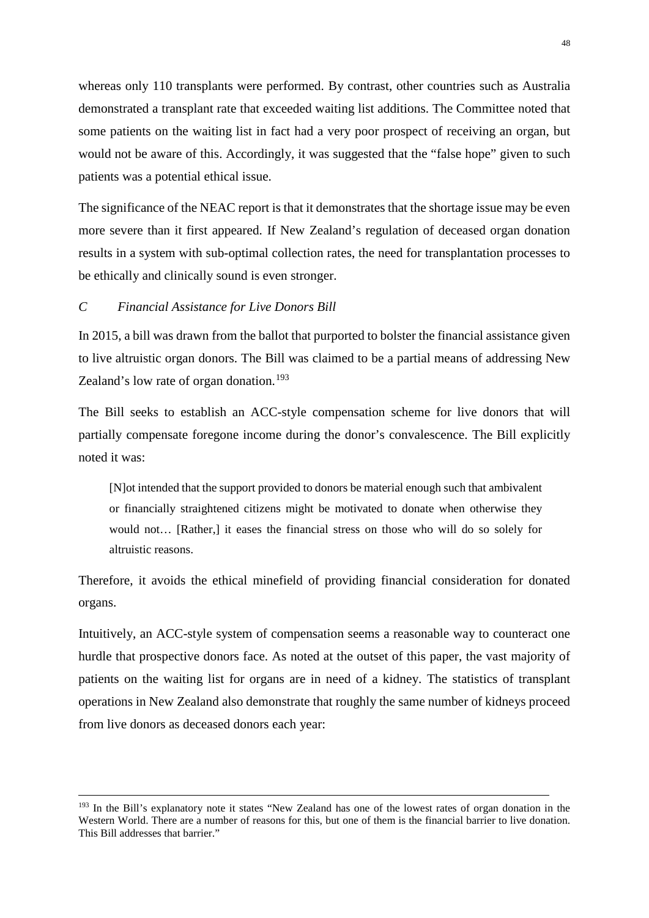whereas only 110 transplants were performed. By contrast, other countries such as Australia demonstrated a transplant rate that exceeded waiting list additions. The Committee noted that some patients on the waiting list in fact had a very poor prospect of receiving an organ, but would not be aware of this. Accordingly, it was suggested that the "false hope" given to such patients was a potential ethical issue.

The significance of the NEAC report is that it demonstrates that the shortage issue may be even more severe than it first appeared. If New Zealand's regulation of deceased organ donation results in a system with sub-optimal collection rates, the need for transplantation processes to be ethically and clinically sound is even stronger.

### *C Financial Assistance for Live Donors Bill*

In 2015, a bill was drawn from the ballot that purported to bolster the financial assistance given to live altruistic organ donors. The Bill was claimed to be a partial means of addressing New Zealand's low rate of organ donation.[193]

The Bill seeks to establish an ACC-style compensation scheme for live donors that will partially compensate foregone income during the donor's convalescence. The Bill explicitly noted it was:

> [N]ot intended that the support provided to donors be material enough such that ambivalent or financially straightened citizens might be motivated to donate when otherwise they would not… [Rather,] it eases the financial stress on those who will do so solely for altruistic reasons.

Therefore, it avoids the ethical minefield of providing financial consideration for donated organs.

Intuitively, an ACC-style system of compensation seems a reasonable way to counteract one hurdle that prospective donors face. As noted at the outset of this paper, the vast majority of patients on the waiting list for organs are in need of a kidney. The statistics of transplant operations in New Zealand also demonstrate that roughly the same number of kidneys proceed from live donors as deceased donors each year:

---

[193] In the Bill's explanatory note it states "New Zealand has one of the lowest rates of organ donation in the Western World. There are a number of reasons for this, but one of them is the financial barrier to live donation. This Bill addresses that barrier."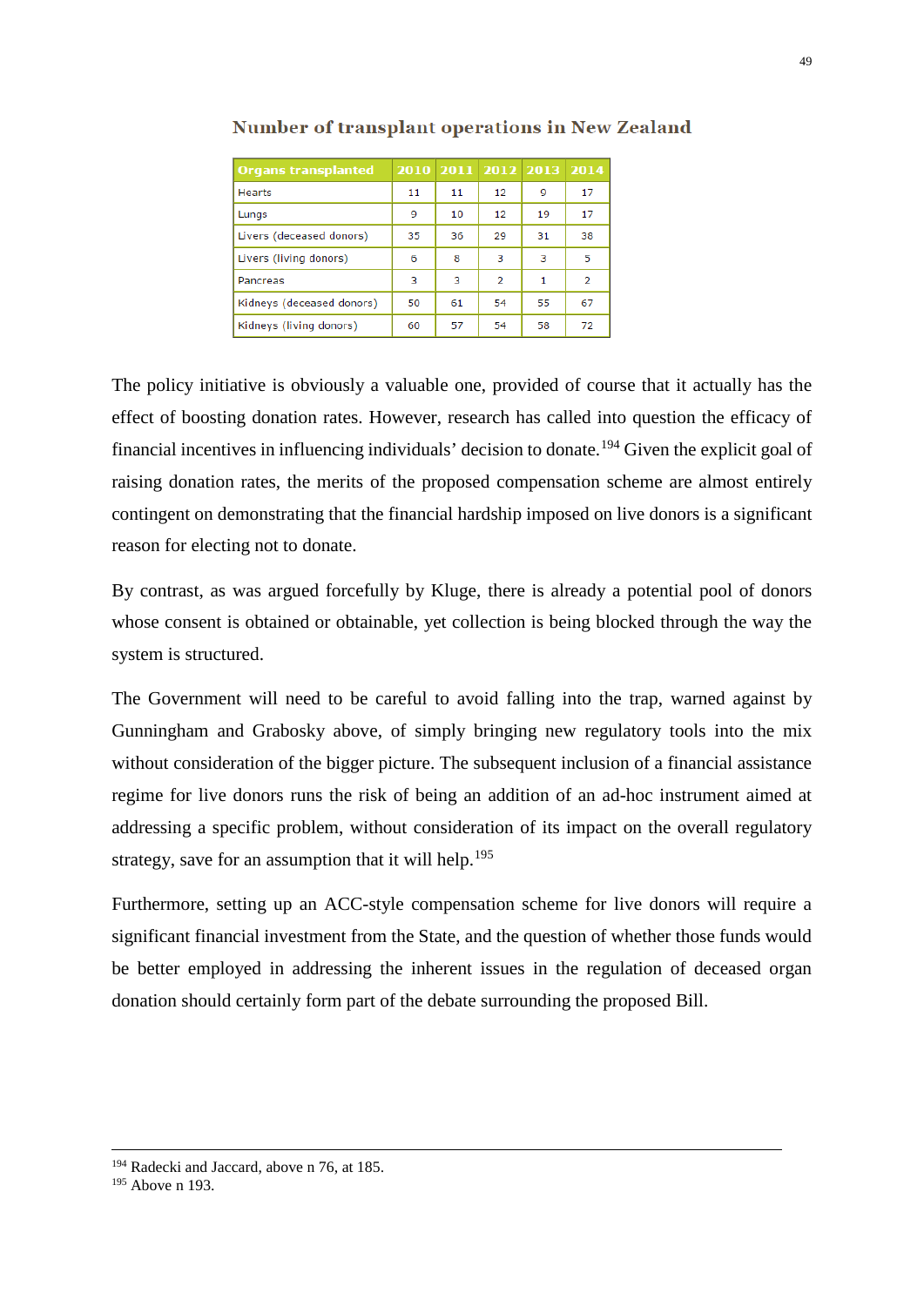**Number of transplant operations in New Zealand**

| Organs transplanted | 2010 | 2011 | 2012 | 2013 | 2014 |
|---|---|---|---|---|---|
| Hearts | 11 | 11 | 12 | 9 | 17 |
| Lungs | 9 | 10 | 12 | 19 | 17 |
| Livers (deceased donors) | 35 | 36 | 29 | 31 | 38 |
| Livers (living donors) | 6 | 8 | 3 | 3 | 5 |
| Pancreas | 3 | 3 | 2 | 1 | 2 |
| Kidneys (deceased donors) | 50 | 61 | 54 | 55 | 67 |
| Kidneys (living donors) | 60 | 57 | 54 | 58 | 72 |

The policy initiative is obviously a valuable one, provided of course that it actually has the effect of boosting donation rates. However, research has called into question the efficacy of financial incentives in influencing individuals' decision to donate.[194] Given the explicit goal of raising donation rates, the merits of the proposed compensation scheme are almost entirely contingent on demonstrating that the financial hardship imposed on live donors is a significant reason for electing not to donate.

By contrast, as was argued forcefully by Kluge, there is already a potential pool of donors whose consent is obtained or obtainable, yet collection is being blocked through the way the system is structured.

The Government will need to be careful to avoid falling into the trap, warned against by Gunningham and Grabosky above, of simply bringing new regulatory tools into the mix without consideration of the bigger picture. The subsequent inclusion of a financial assistance regime for live donors runs the risk of being an addition of an ad-hoc instrument aimed at addressing a specific problem, without consideration of its impact on the overall regulatory strategy, save for an assumption that it will help.[195]

Furthermore, setting up an ACC-style compensation scheme for live donors will require a significant financial investment from the State, and the question of whether those funds would be better employed in addressing the inherent issues in the regulation of deceased organ donation should certainly form part of the debate surrounding the proposed Bill.

---

[194] Radecki and Jaccard, above n 76, at 185.
[195] Above n 193.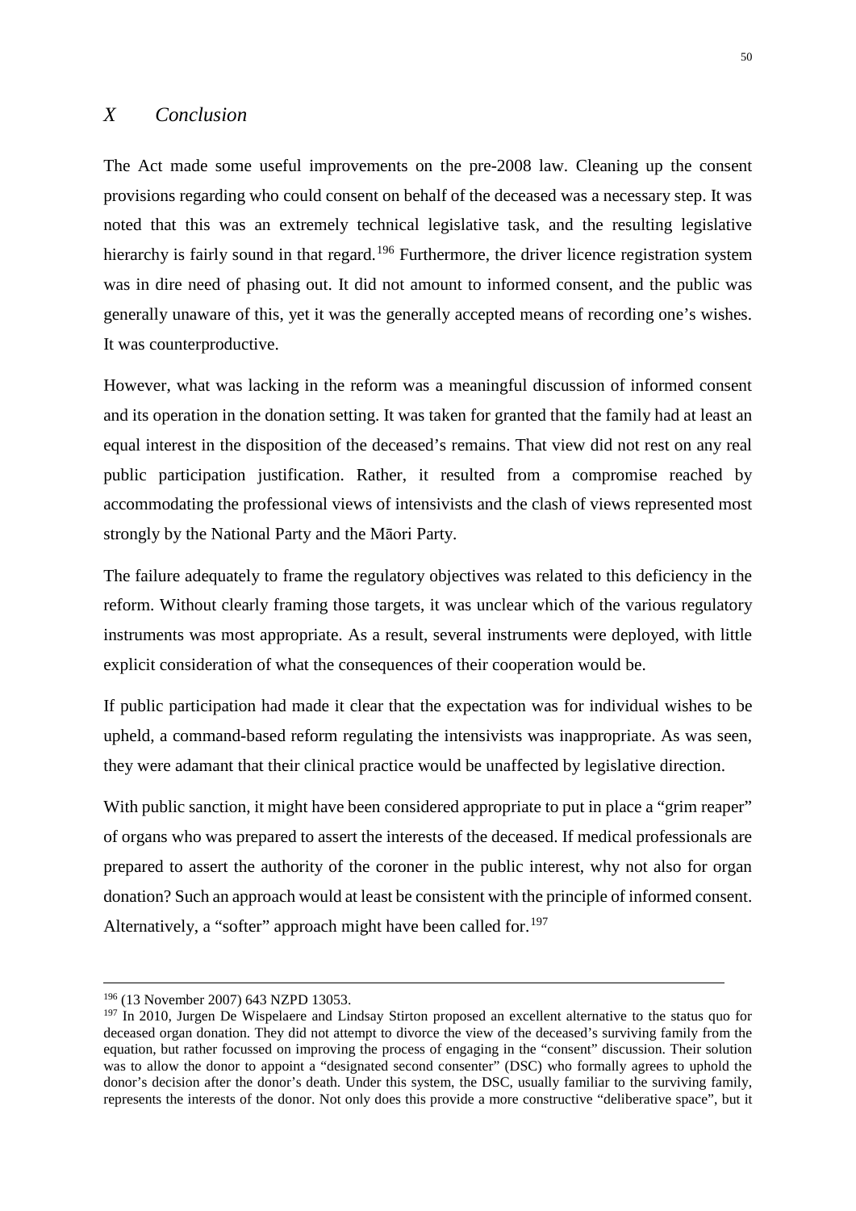## X Conclusion

The Act made some useful improvements on the pre-2008 law. Cleaning up the consent provisions regarding who could consent on behalf of the deceased was a necessary step. It was noted that this was an extremely technical legislative task, and the resulting legislative hierarchy is fairly sound in that regard.[196] Furthermore, the driver licence registration system was in dire need of phasing out. It did not amount to informed consent, and the public was generally unaware of this, yet it was the generally accepted means of recording one's wishes. It was counterproductive.

However, what was lacking in the reform was a meaningful discussion of informed consent and its operation in the donation setting. It was taken for granted that the family had at least an equal interest in the disposition of the deceased's remains. That view did not rest on any real public participation justification. Rather, it resulted from a compromise reached by accommodating the professional views of intensivists and the clash of views represented most strongly by the National Party and the Māori Party.

The failure adequately to frame the regulatory objectives was related to this deficiency in the reform. Without clearly framing those targets, it was unclear which of the various regulatory instruments was most appropriate. As a result, several instruments were deployed, with little explicit consideration of what the consequences of their cooperation would be.

If public participation had made it clear that the expectation was for individual wishes to be upheld, a command-based reform regulating the intensivists was inappropriate. As was seen, they were adamant that their clinical practice would be unaffected by legislative direction.

With public sanction, it might have been considered appropriate to put in place a "grim reaper" of organs who was prepared to assert the interests of the deceased. If medical professionals are prepared to assert the authority of the coroner in the public interest, why not also for organ donation? Such an approach would at least be consistent with the principle of informed consent. Alternatively, a "softer" approach might have been called for.[197]

---

[196] (13 November 2007) 643 NZPD 13053.

[197] In 2010, Jurgen De Wispelaere and Lindsay Stirton proposed an excellent alternative to the status quo for deceased organ donation. They did not attempt to divorce the view of the deceased's surviving family from the equation, but rather focussed on improving the process of engaging in the "consent" discussion. Their solution was to allow the donor to appoint a "designated second consenter" (DSC) who formally agrees to uphold the donor's decision after the donor's death. Under this system, the DSC, usually familiar to the surviving family, represents the interests of the donor. Not only does this provide a more constructive "deliberative space", but it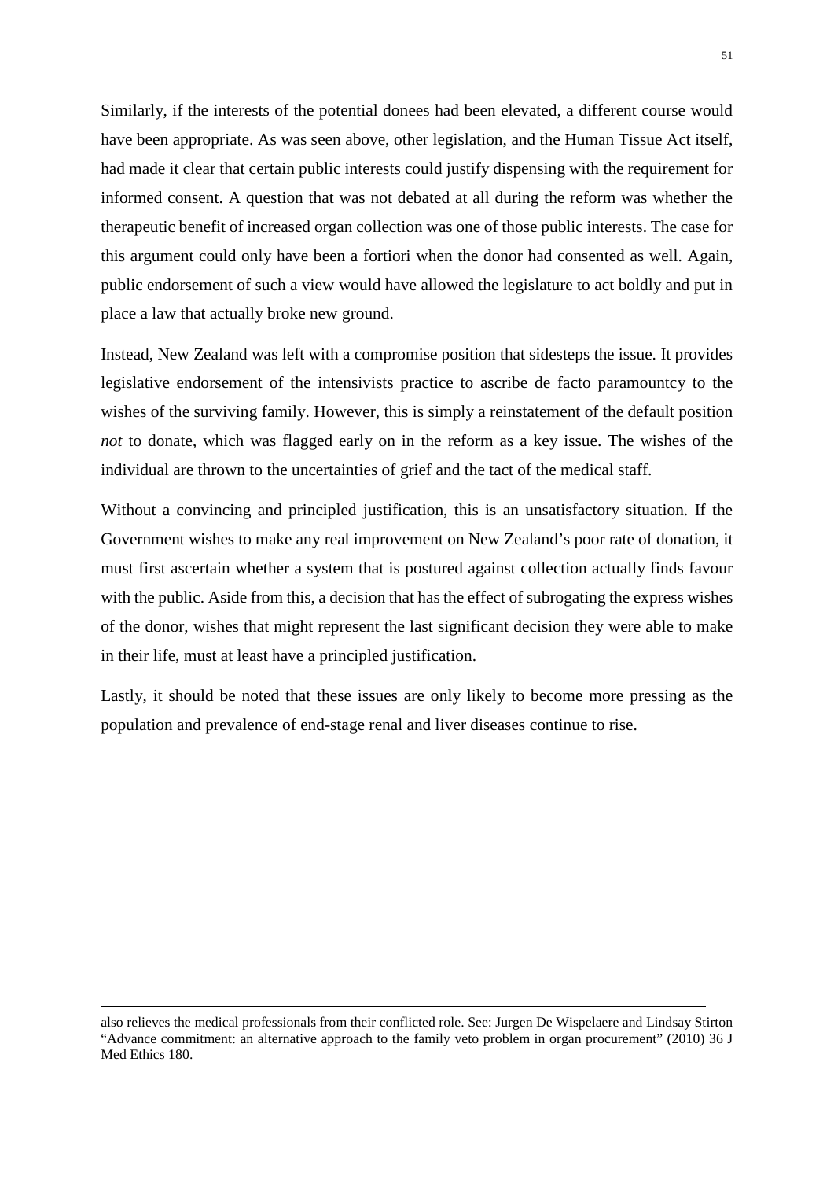Similarly, if the interests of the potential donees had been elevated, a different course would have been appropriate. As was seen above, other legislation, and the Human Tissue Act itself, had made it clear that certain public interests could justify dispensing with the requirement for informed consent. A question that was not debated at all during the reform was whether the therapeutic benefit of increased organ collection was one of those public interests. The case for this argument could only have been a fortiori when the donor had consented as well. Again, public endorsement of such a view would have allowed the legislature to act boldly and put in place a law that actually broke new ground.

Instead, New Zealand was left with a compromise position that sidesteps the issue. It provides legislative endorsement of the intensivists practice to ascribe de facto paramountcy to the wishes of the surviving family. However, this is simply a reinstatement of the default position *not* to donate, which was flagged early on in the reform as a key issue. The wishes of the individual are thrown to the uncertainties of grief and the tact of the medical staff.

Without a convincing and principled justification, this is an unsatisfactory situation. If the Government wishes to make any real improvement on New Zealand's poor rate of donation, it must first ascertain whether a system that is postured against collection actually finds favour with the public. Aside from this, a decision that has the effect of subrogating the express wishes of the donor, wishes that might represent the last significant decision they were able to make in their life, must at least have a principled justification.

Lastly, it should be noted that these issues are only likely to become more pressing as the population and prevalence of end-stage renal and liver diseases continue to rise.

---

also relieves the medical professionals from their conflicted role. See: Jurgen De Wispelaere and Lindsay Stirton "Advance commitment: an alternative approach to the family veto problem in organ procurement" (2010) 36 J Med Ethics 180.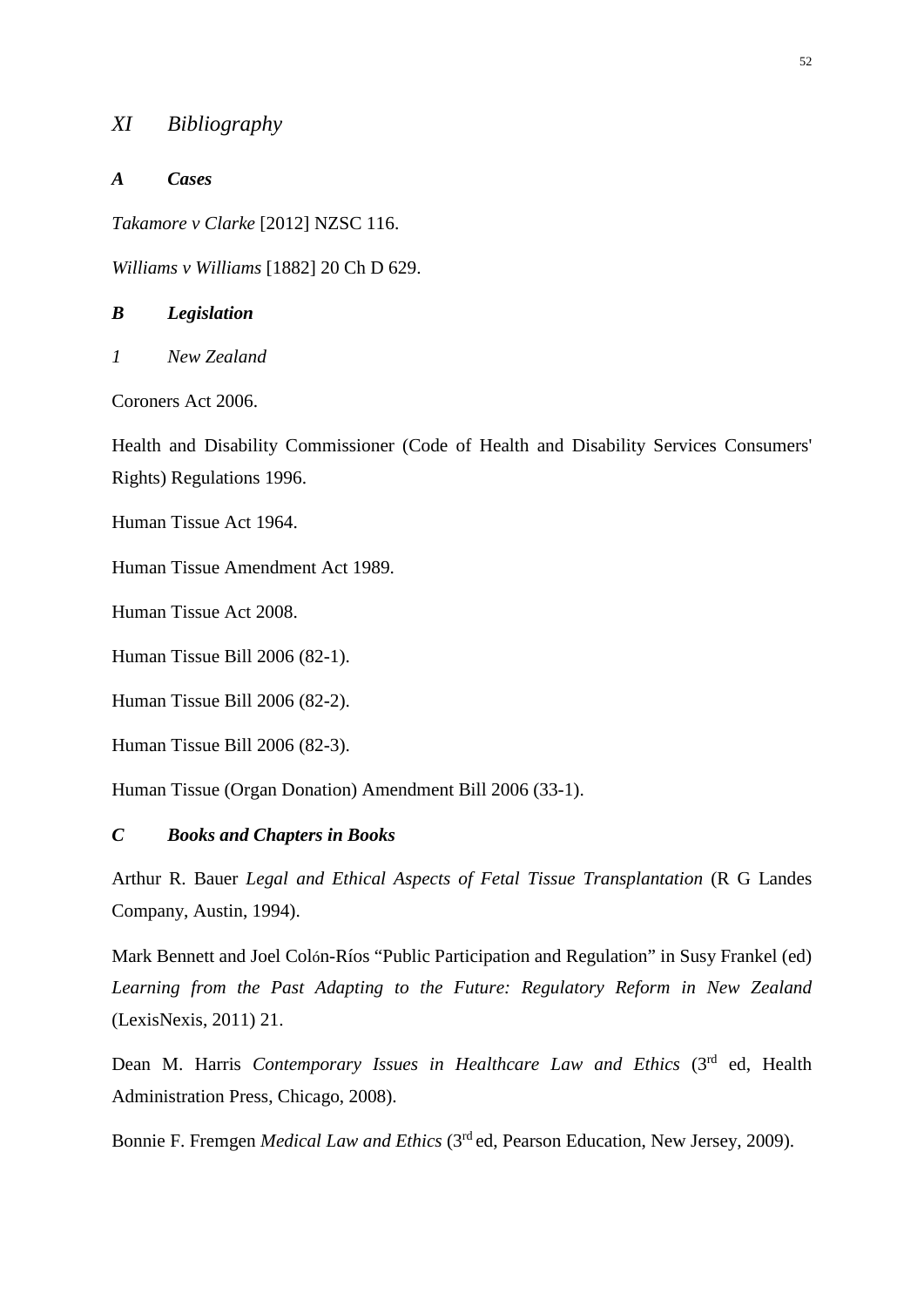## XI Bibliography

### A Cases

*Takamore v Clarke* [2012] NZSC 116.

*Williams v Williams* [1882] 20 Ch D 629.

### B Legislation

#### 1 New Zealand

Coroners Act 2006.

Health and Disability Commissioner (Code of Health and Disability Services Consumers' Rights) Regulations 1996.

Human Tissue Act 1964.

Human Tissue Amendment Act 1989.

Human Tissue Act 2008.

Human Tissue Bill 2006 (82-1).

Human Tissue Bill 2006 (82-2).

Human Tissue Bill 2006 (82-3).

Human Tissue (Organ Donation) Amendment Bill 2006 (33-1).

### C Books and Chapters in Books

Arthur R. Bauer *Legal and Ethical Aspects of Fetal Tissue Transplantation* (R G Landes Company, Austin, 1994).

Mark Bennett and Joel Colón-Ríos "Public Participation and Regulation" in Susy Frankel (ed) *Learning from the Past Adapting to the Future: Regulatory Reform in New Zealand* (LexisNexis, 2011) 21.

Dean M. Harris *Contemporary Issues in Healthcare Law and Ethics* (3rd ed, Health Administration Press, Chicago, 2008).

Bonnie F. Fremgen *Medical Law and Ethics* (3rd ed, Pearson Education, New Jersey, 2009).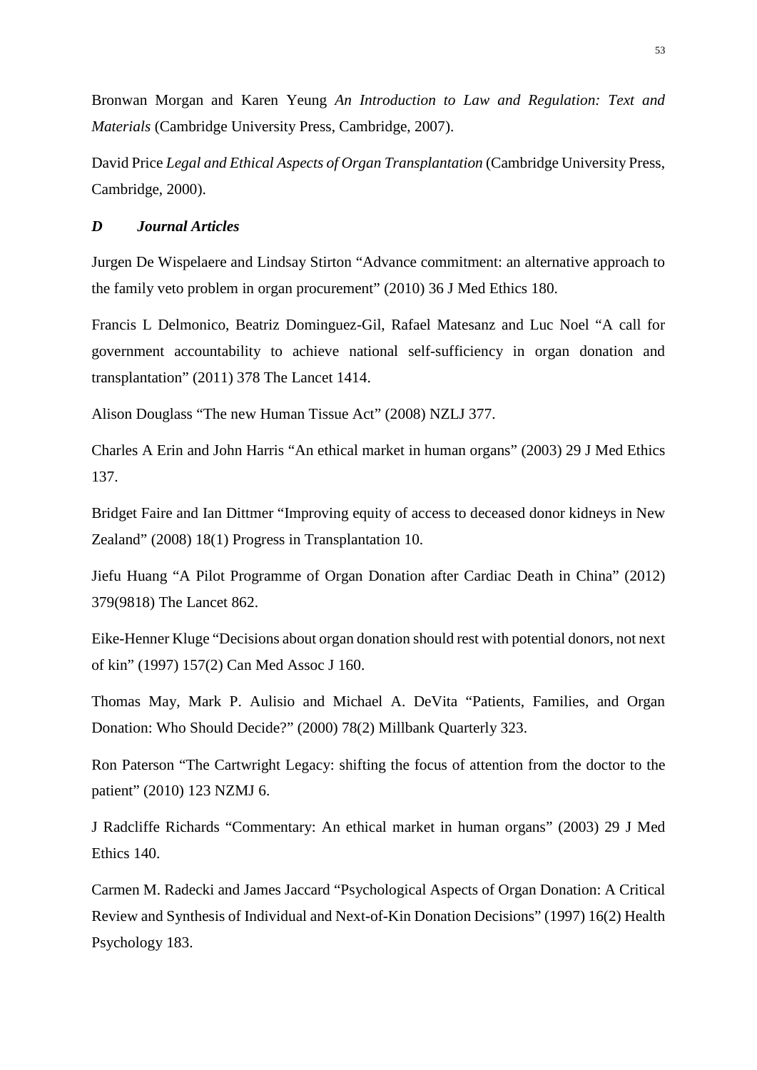Bronwan Morgan and Karen Yeung *An Introduction to Law and Regulation: Text and Materials* (Cambridge University Press, Cambridge, 2007).

David Price *Legal and Ethical Aspects of Organ Transplantation* (Cambridge University Press, Cambridge, 2000).

### *D Journal Articles*

Jurgen De Wispelaere and Lindsay Stirton "Advance commitment: an alternative approach to the family veto problem in organ procurement" (2010) 36 J Med Ethics 180.

Francis L Delmonico, Beatriz Dominguez-Gil, Rafael Matesanz and Luc Noel "A call for government accountability to achieve national self-sufficiency in organ donation and transplantation" (2011) 378 The Lancet 1414.

Alison Douglass "The new Human Tissue Act" (2008) NZLJ 377.

Charles A Erin and John Harris "An ethical market in human organs" (2003) 29 J Med Ethics 137.

Bridget Faire and Ian Dittmer "Improving equity of access to deceased donor kidneys in New Zealand" (2008) 18(1) Progress in Transplantation 10.

Jiefu Huang "A Pilot Programme of Organ Donation after Cardiac Death in China" (2012) 379(9818) The Lancet 862.

Eike-Henner Kluge "Decisions about organ donation should rest with potential donors, not next of kin" (1997) 157(2) Can Med Assoc J 160.

Thomas May, Mark P. Aulisio and Michael A. DeVita "Patients, Families, and Organ Donation: Who Should Decide?" (2000) 78(2) Millbank Quarterly 323.

Ron Paterson "The Cartwright Legacy: shifting the focus of attention from the doctor to the patient" (2010) 123 NZMJ 6.

J Radcliffe Richards "Commentary: An ethical market in human organs" (2003) 29 J Med Ethics 140.

Carmen M. Radecki and James Jaccard "Psychological Aspects of Organ Donation: A Critical Review and Synthesis of Individual and Next-of-Kin Donation Decisions" (1997) 16(2) Health Psychology 183.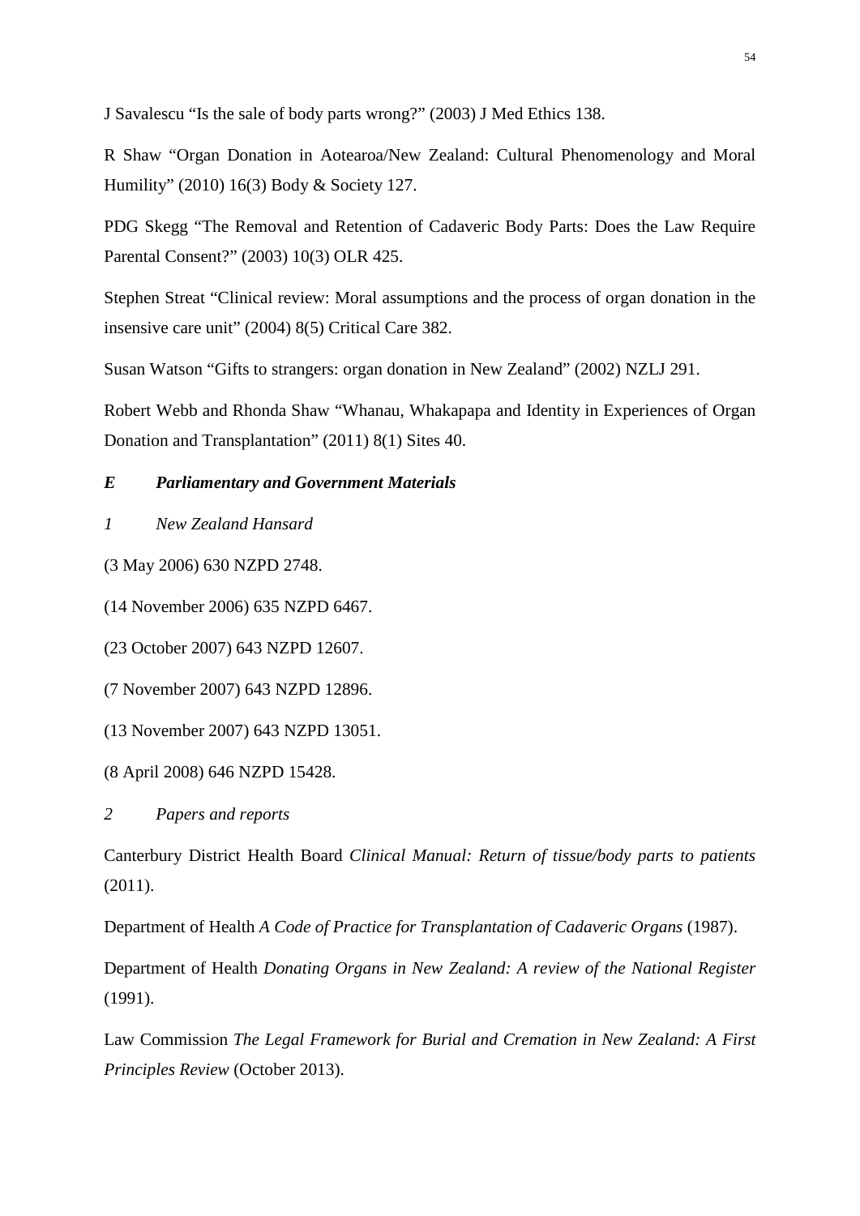J Savalescu "Is the sale of body parts wrong?" (2003) J Med Ethics 138.

R Shaw "Organ Donation in Aotearoa/New Zealand: Cultural Phenomenology and Moral Humility" (2010) 16(3) Body & Society 127.

PDG Skegg "The Removal and Retention of Cadaveric Body Parts: Does the Law Require Parental Consent?" (2003) 10(3) OLR 425.

Stephen Streat "Clinical review: Moral assumptions and the process of organ donation in the insensive care unit" (2004) 8(5) Critical Care 382.

Susan Watson "Gifts to strangers: organ donation in New Zealand" (2002) NZLJ 291.

Robert Webb and Rhonda Shaw "Whanau, Whakapapa and Identity in Experiences of Organ Donation and Transplantation" (2011) 8(1) Sites 40.

### *E Parliamentary and Government Materials*

#### *1 New Zealand Hansard*

(3 May 2006) 630 NZPD 2748.

(14 November 2006) 635 NZPD 6467.

(23 October 2007) 643 NZPD 12607.

(7 November 2007) 643 NZPD 12896.

(13 November 2007) 643 NZPD 13051.

(8 April 2008) 646 NZPD 15428.

#### *2 Papers and reports*

Canterbury District Health Board *Clinical Manual: Return of tissue/body parts to patients* (2011).

Department of Health *A Code of Practice for Transplantation of Cadaveric Organs* (1987).

Department of Health *Donating Organs in New Zealand: A review of the National Register* (1991).

Law Commission *The Legal Framework for Burial and Cremation in New Zealand: A First Principles Review* (October 2013).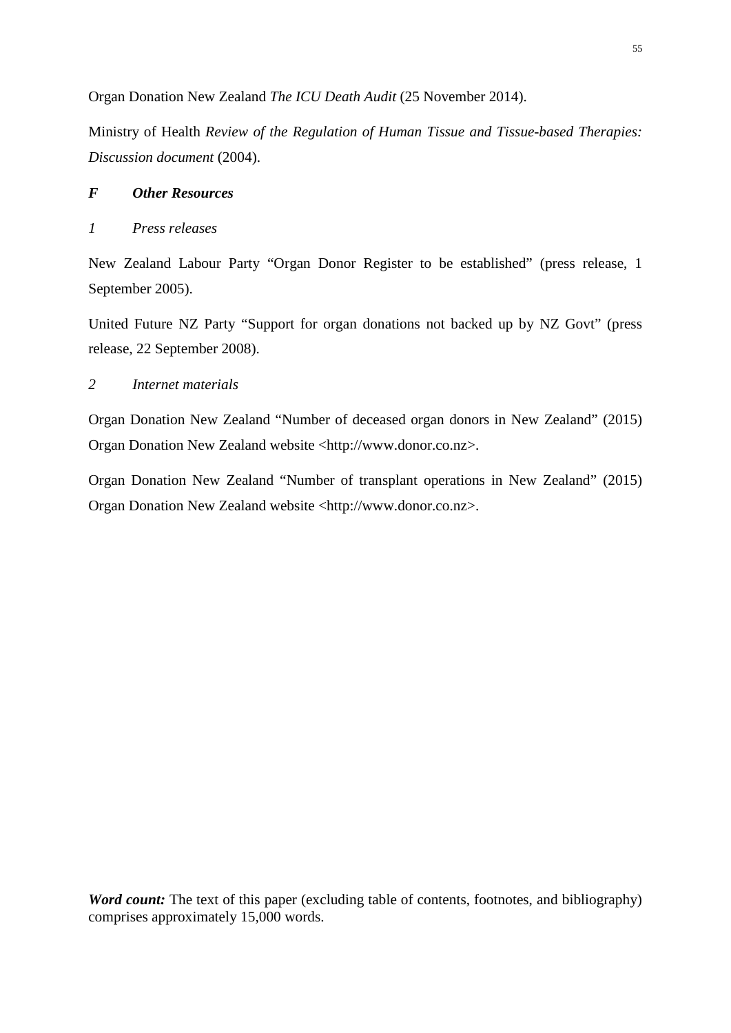Organ Donation New Zealand *The ICU Death Audit* (25 November 2014).

Ministry of Health *Review of the Regulation of Human Tissue and Tissue-based Therapies: Discussion document* (2004).

### *F Other Resources*

#### *1 Press releases*

New Zealand Labour Party "Organ Donor Register to be established" (press release, 1 September 2005).

United Future NZ Party "Support for organ donations not backed up by NZ Govt" (press release, 22 September 2008).

#### *2 Internet materials*

Organ Donation New Zealand "Number of deceased organ donors in New Zealand" (2015) Organ Donation New Zealand website <http://www.donor.co.nz>.

Organ Donation New Zealand "Number of transplant operations in New Zealand" (2015) Organ Donation New Zealand website <http://www.donor.co.nz>.

***Word count:*** The text of this paper (excluding table of contents, footnotes, and bibliography) comprises approximately 15,000 words.